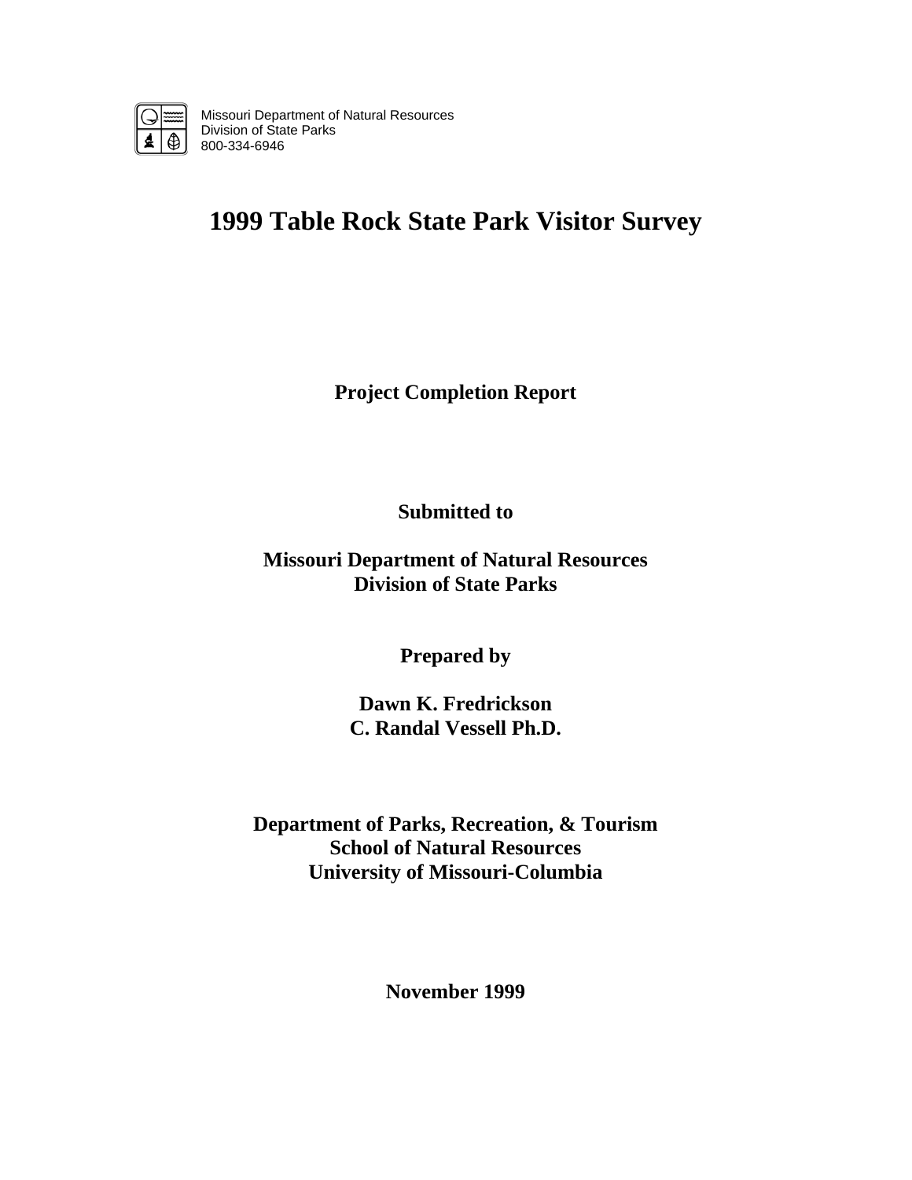Missouri Department of Natural Resources
Division of State Parks
800-334-6946

# 1999 Table Rock State Park Visitor Survey

**Project Completion Report**

**Submitted to**

**Missouri Department of Natural Resources**
**Division of State Parks**

**Prepared by**

**Dawn K. Fredrickson**
**C. Randal Vessell Ph.D.**

**Department of Parks, Recreation, & Tourism**
**School of Natural Resources**
**University of Missouri-Columbia**

**November 1999**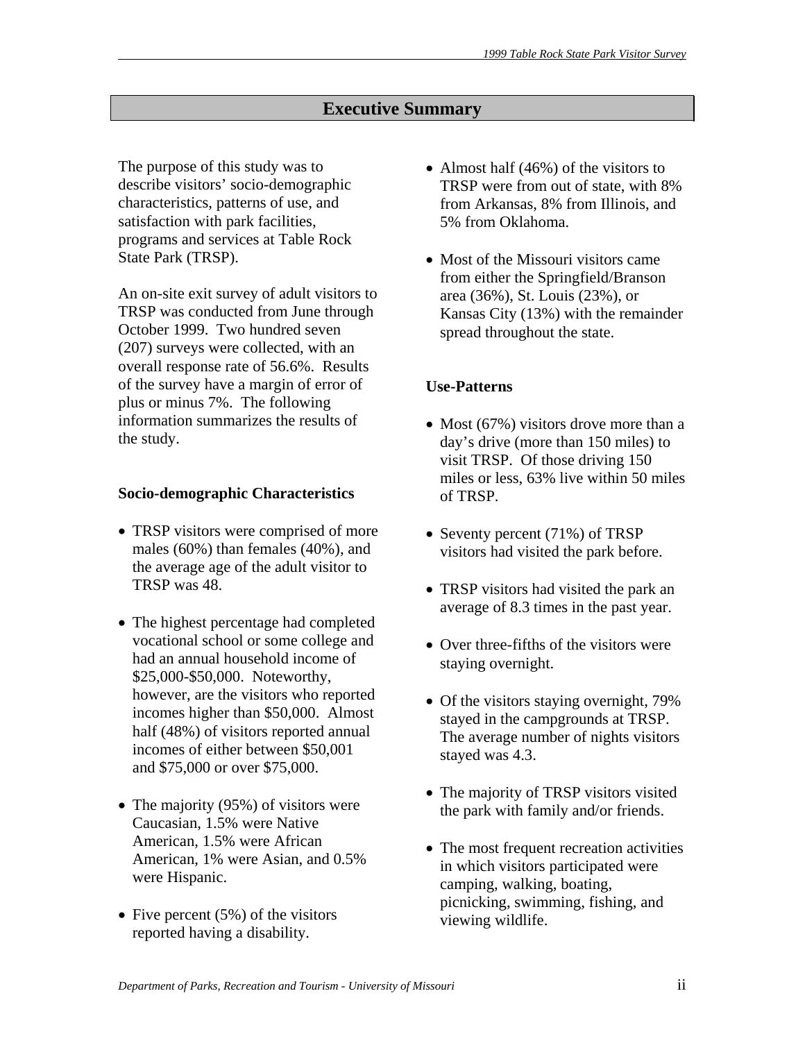# Executive Summary

The purpose of this study was to describe visitors' socio-demographic characteristics, patterns of use, and satisfaction with park facilities, programs and services at Table Rock State Park (TRSP).

An on-site exit survey of adult visitors to TRSP was conducted from June through October 1999. Two hundred seven (207) surveys were collected, with an overall response rate of 56.6%. Results of the survey have a margin of error of plus or minus 7%. The following information summarizes the results of the study.

### Socio-demographic Characteristics

- TRSP visitors were comprised of more males (60%) than females (40%), and the average age of the adult visitor to TRSP was 48.
- The highest percentage had completed vocational school or some college and had an annual household income of $25,000-$50,000. Noteworthy, however, are the visitors who reported incomes higher than $50,000. Almost half (48%) of visitors reported annual incomes of either between $50,001 and $75,000 or over $75,000.
- The majority (95%) of visitors were Caucasian, 1.5% were Native American, 1.5% were African American, 1% were Asian, and 0.5% were Hispanic.
- Five percent (5%) of the visitors reported having a disability.
- Almost half (46%) of the visitors to TRSP were from out of state, with 8% from Arkansas, 8% from Illinois, and 5% from Oklahoma.
- Most of the Missouri visitors came from either the Springfield/Branson area (36%), St. Louis (23%), or Kansas City (13%) with the remainder spread throughout the state.

### Use-Patterns

- Most (67%) visitors drove more than a day's drive (more than 150 miles) to visit TRSP. Of those driving 150 miles or less, 63% live within 50 miles of TRSP.
- Seventy percent (71%) of TRSP visitors had visited the park before.
- TRSP visitors had visited the park an average of 8.3 times in the past year.
- Over three-fifths of the visitors were staying overnight.
- Of the visitors staying overnight, 79% stayed in the campgrounds at TRSP. The average number of nights visitors stayed was 4.3.
- The majority of TRSP visitors visited the park with family and/or friends.
- The most frequent recreation activities in which visitors participated were camping, walking, boating, picnicking, swimming, fishing, and viewing wildlife.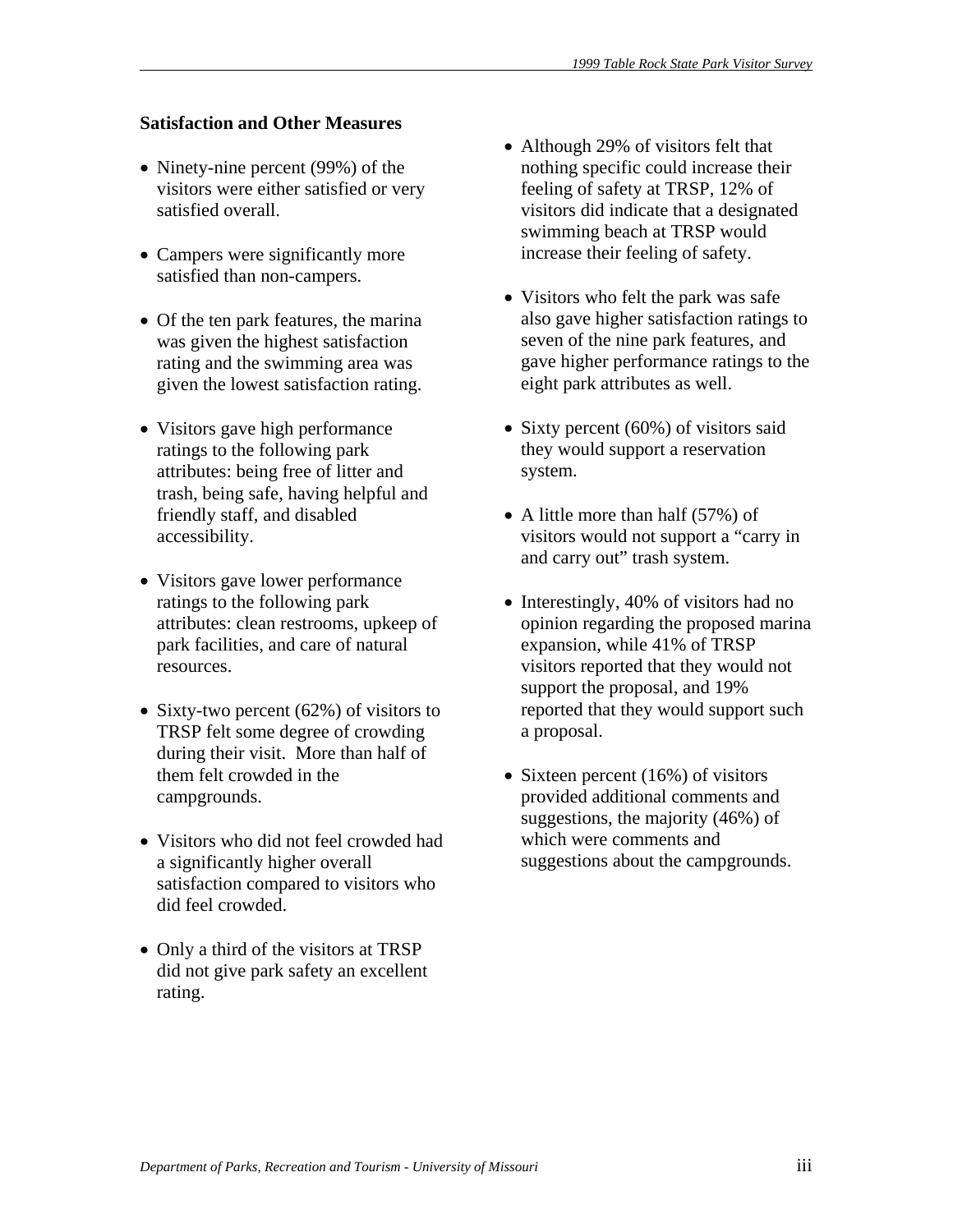**Satisfaction and Other Measures**

- Ninety-nine percent (99%) of the visitors were either satisfied or very satisfied overall.
- Campers were significantly more satisfied than non-campers.
- Of the ten park features, the marina was given the highest satisfaction rating and the swimming area was given the lowest satisfaction rating.
- Visitors gave high performance ratings to the following park attributes: being free of litter and trash, being safe, having helpful and friendly staff, and disabled accessibility.
- Visitors gave lower performance ratings to the following park attributes: clean restrooms, upkeep of park facilities, and care of natural resources.
- Sixty-two percent (62%) of visitors to TRSP felt some degree of crowding during their visit. More than half of them felt crowded in the campgrounds.
- Visitors who did not feel crowded had a significantly higher overall satisfaction compared to visitors who did feel crowded.
- Only a third of the visitors at TRSP did not give park safety an excellent rating.
- Although 29% of visitors felt that nothing specific could increase their feeling of safety at TRSP, 12% of visitors did indicate that a designated swimming beach at TRSP would increase their feeling of safety.
- Visitors who felt the park was safe also gave higher satisfaction ratings to seven of the nine park features, and gave higher performance ratings to the eight park attributes as well.
- Sixty percent (60%) of visitors said they would support a reservation system.
- A little more than half (57%) of visitors would not support a "carry in and carry out" trash system.
- Interestingly, 40% of visitors had no opinion regarding the proposed marina expansion, while 41% of TRSP visitors reported that they would not support the proposal, and 19% reported that they would support such a proposal.
- Sixteen percent (16%) of visitors provided additional comments and suggestions, the majority (46%) of which were comments and suggestions about the campgrounds.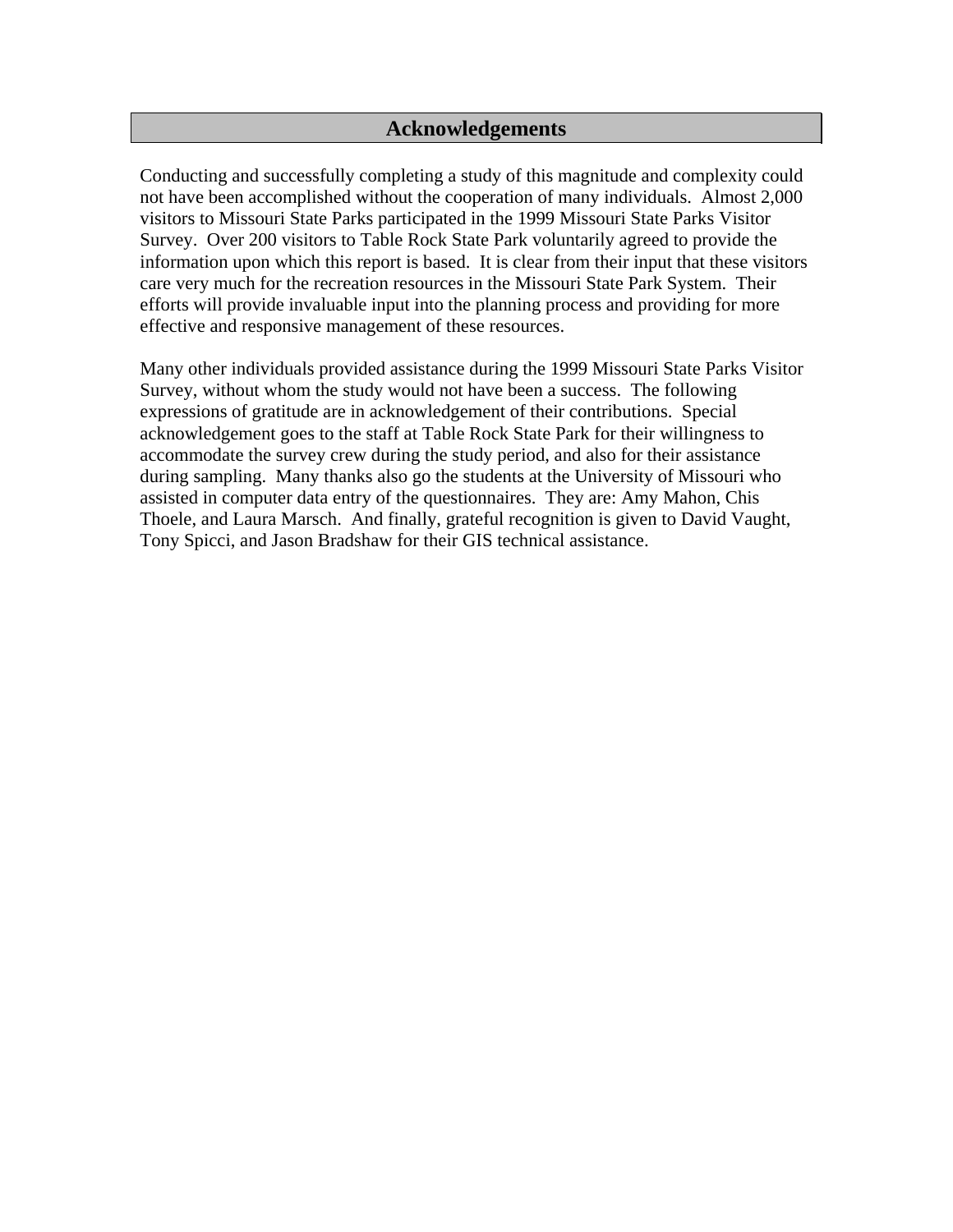## Acknowledgements

Conducting and successfully completing a study of this magnitude and complexity could not have been accomplished without the cooperation of many individuals. Almost 2,000 visitors to Missouri State Parks participated in the 1999 Missouri State Parks Visitor Survey. Over 200 visitors to Table Rock State Park voluntarily agreed to provide the information upon which this report is based. It is clear from their input that these visitors care very much for the recreation resources in the Missouri State Park System. Their efforts will provide invaluable input into the planning process and providing for more effective and responsive management of these resources.

Many other individuals provided assistance during the 1999 Missouri State Parks Visitor Survey, without whom the study would not have been a success. The following expressions of gratitude are in acknowledgement of their contributions. Special acknowledgement goes to the staff at Table Rock State Park for their willingness to accommodate the survey crew during the study period, and also for their assistance during sampling. Many thanks also go the students at the University of Missouri who assisted in computer data entry of the questionnaires. They are: Amy Mahon, Chis Thoele, and Laura Marsch. And finally, grateful recognition is given to David Vaught, Tony Spicci, and Jason Bradshaw for their GIS technical assistance.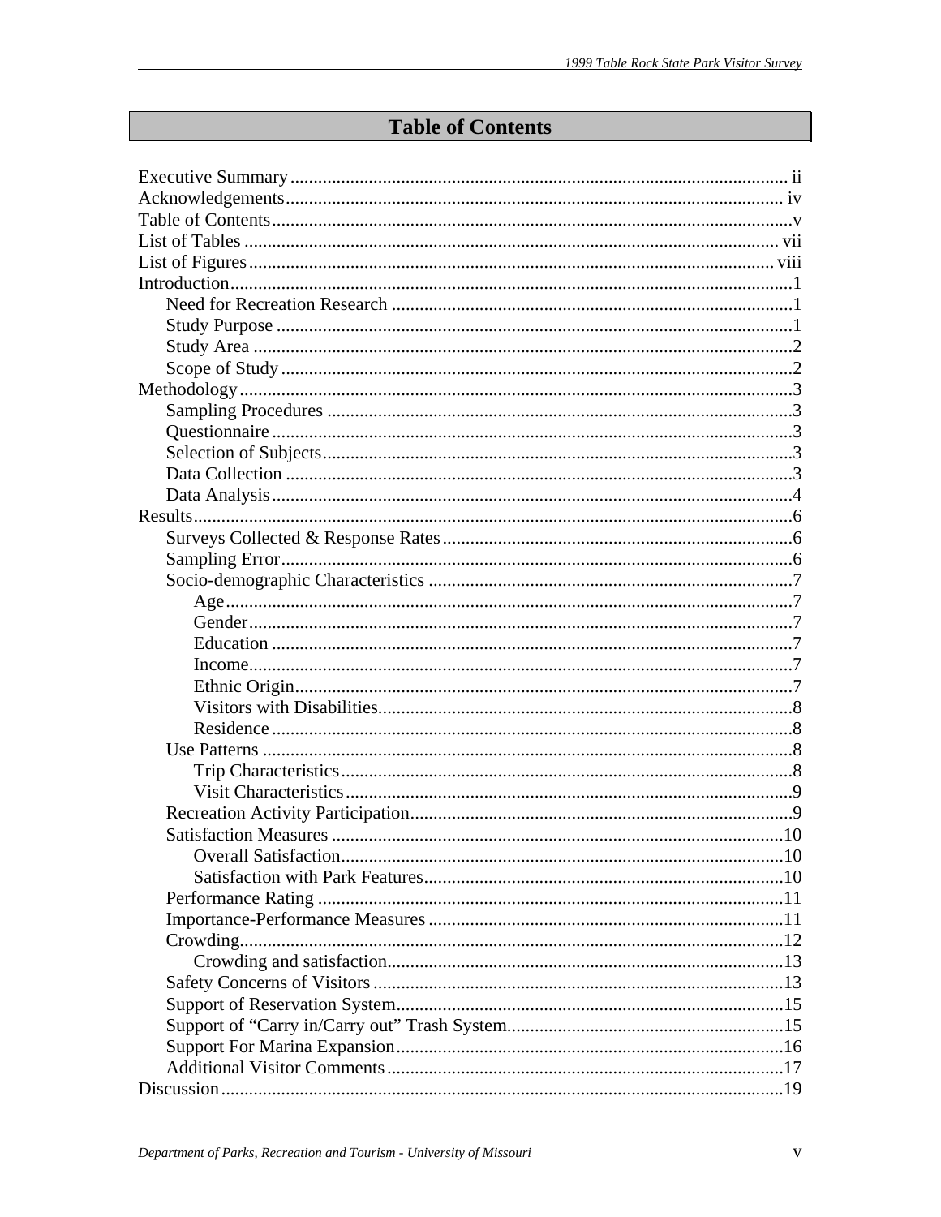# Table of Contents

Executive Summary ii
Acknowledgements iv
Table of Contents v
List of Tables vii
List of Figures viii
Introduction 1
- Need for Recreation Research 1
- Study Purpose 1
- Study Area 2
- Scope of Study 2

Methodology 3
- Sampling Procedures 3
- Questionnaire 3
- Selection of Subjects 3
- Data Collection 3
- Data Analysis 4

Results 6
- Surveys Collected & Response Rates 6
- Sampling Error 6
- Socio-demographic Characteristics 7
  - Age 7
  - Gender 7
  - Education 7
  - Income 7
  - Ethnic Origin 7
  - Visitors with Disabilities 8
  - Residence 8
- Use Patterns 8
  - Trip Characteristics 8
  - Visit Characteristics 9
- Recreation Activity Participation 9
- Satisfaction Measures 10
  - Overall Satisfaction 10
  - Satisfaction with Park Features 10
- Performance Rating 11
- Importance-Performance Measures 11
- Crowding 12
  - Crowding and satisfaction 13
- Safety Concerns of Visitors 13
- Support of Reservation System 15
- Support of "Carry in/Carry out" Trash System 15
- Support For Marina Expansion 16
- Additional Visitor Comments 17

Discussion 19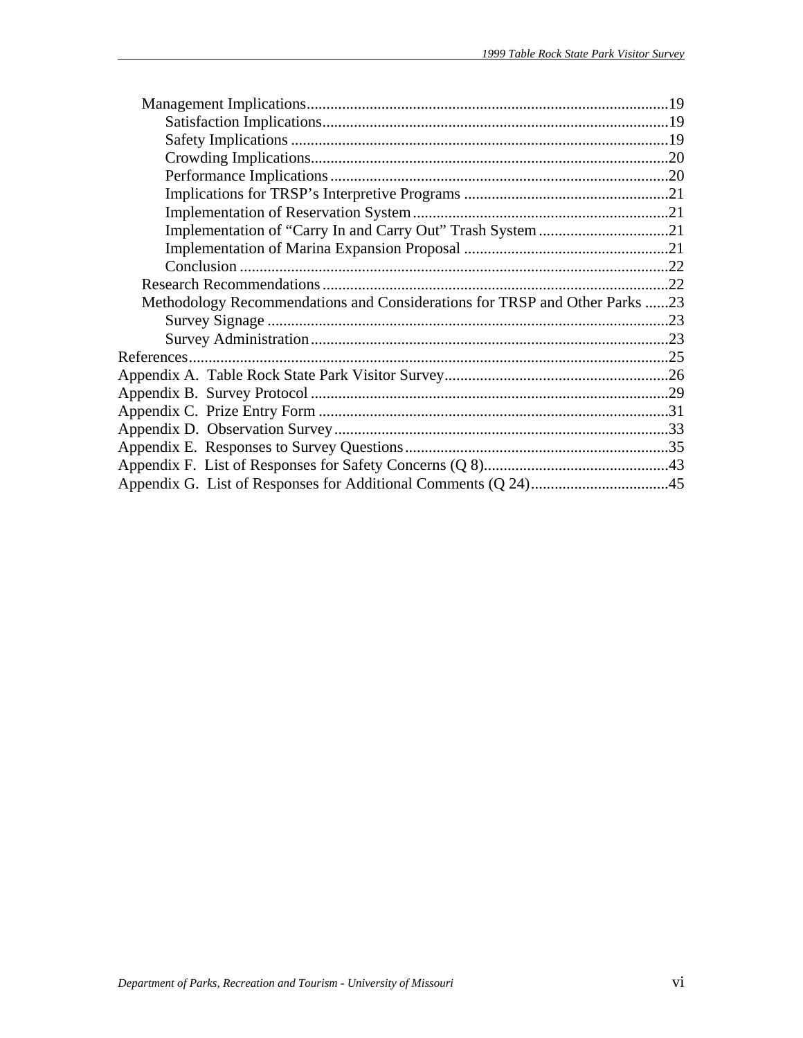- Management Implications ... 19
  - Satisfaction Implications ... 19
  - Safety Implications ... 19
  - Crowding Implications ... 20
  - Performance Implications ... 20
  - Implications for TRSP's Interpretive Programs ... 21
  - Implementation of Reservation System ... 21
  - Implementation of "Carry In and Carry Out" Trash System ... 21
  - Implementation of Marina Expansion Proposal ... 21
  - Conclusion ... 22
- Research Recommendations ... 22
- Methodology Recommendations and Considerations for TRSP and Other Parks ... 23
  - Survey Signage ... 23
  - Survey Administration ... 23

References ... 25

Appendix A. Table Rock State Park Visitor Survey ... 26

Appendix B. Survey Protocol ... 29

Appendix C. Prize Entry Form ... 31

Appendix D. Observation Survey ... 33

Appendix E. Responses to Survey Questions ... 35

Appendix F. List of Responses for Safety Concerns (Q 8) ... 43

Appendix G. List of Responses for Additional Comments (Q 24) ... 45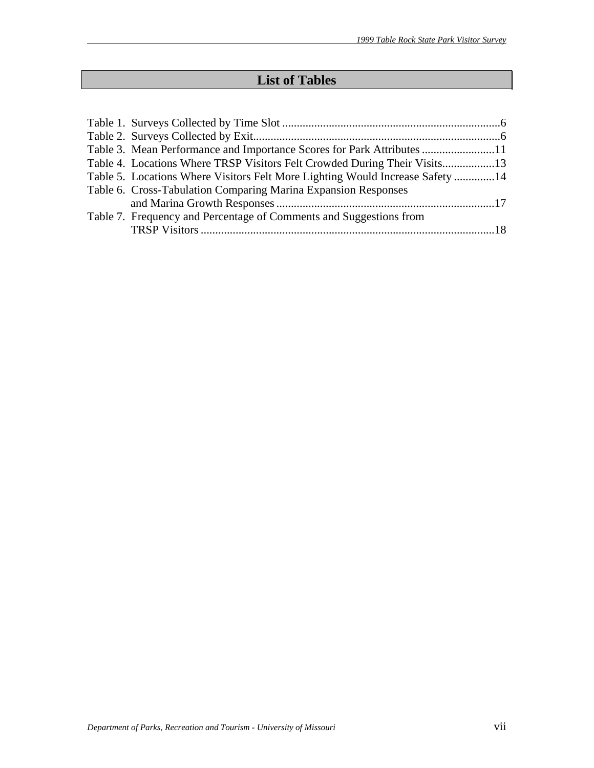# List of Tables

Table 1. Surveys Collected by Time Slot ..........................................................................6
Table 2. Surveys Collected by Exit....................................................................................6
Table 3. Mean Performance and Importance Scores for Park Attributes .........................11
Table 4. Locations Where TRSP Visitors Felt Crowded During Their Visits..................13
Table 5. Locations Where Visitors Felt More Lighting Would Increase Safety ..............14
Table 6. Cross-Tabulation Comparing Marina Expansion Responses and Marina Growth Responses ..........................................................................17
Table 7. Frequency and Percentage of Comments and Suggestions from TRSP Visitors ....................................................................................................18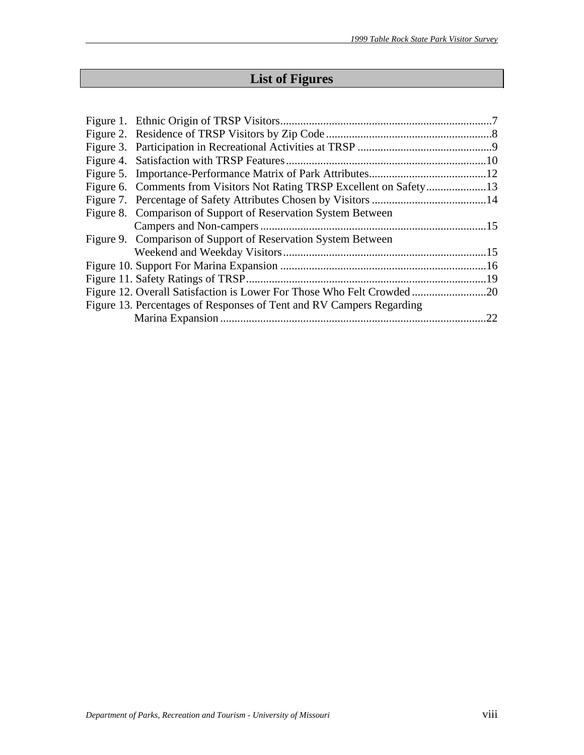## List of Figures

Figure 1. Ethnic Origin of TRSP Visitors.........................................................................7
Figure 2. Residence of TRSP Visitors by Zip Code..........................................................8
Figure 3. Participation in Recreational Activities at TRSP ...............................................9
Figure 4. Satisfaction with TRSP Features......................................................................10
Figure 5. Importance-Performance Matrix of Park Attributes.........................................12
Figure 6. Comments from Visitors Not Rating TRSP Excellent on Safety.....................13
Figure 7. Percentage of Safety Attributes Chosen by Visitors ........................................14
Figure 8. Comparison of Support of Reservation System Between Campers and Non-campers...............................................................................15
Figure 9. Comparison of Support of Reservation System Between Weekend and Weekday Visitors......................................................................15
Figure 10. Support For Marina Expansion ........................................................................16
Figure 11. Safety Ratings of TRSP....................................................................................19
Figure 12. Overall Satisfaction is Lower For Those Who Felt Crowded ..........................20
Figure 13. Percentages of Responses of Tent and RV Campers Regarding Marina Expansion.............................................................................................22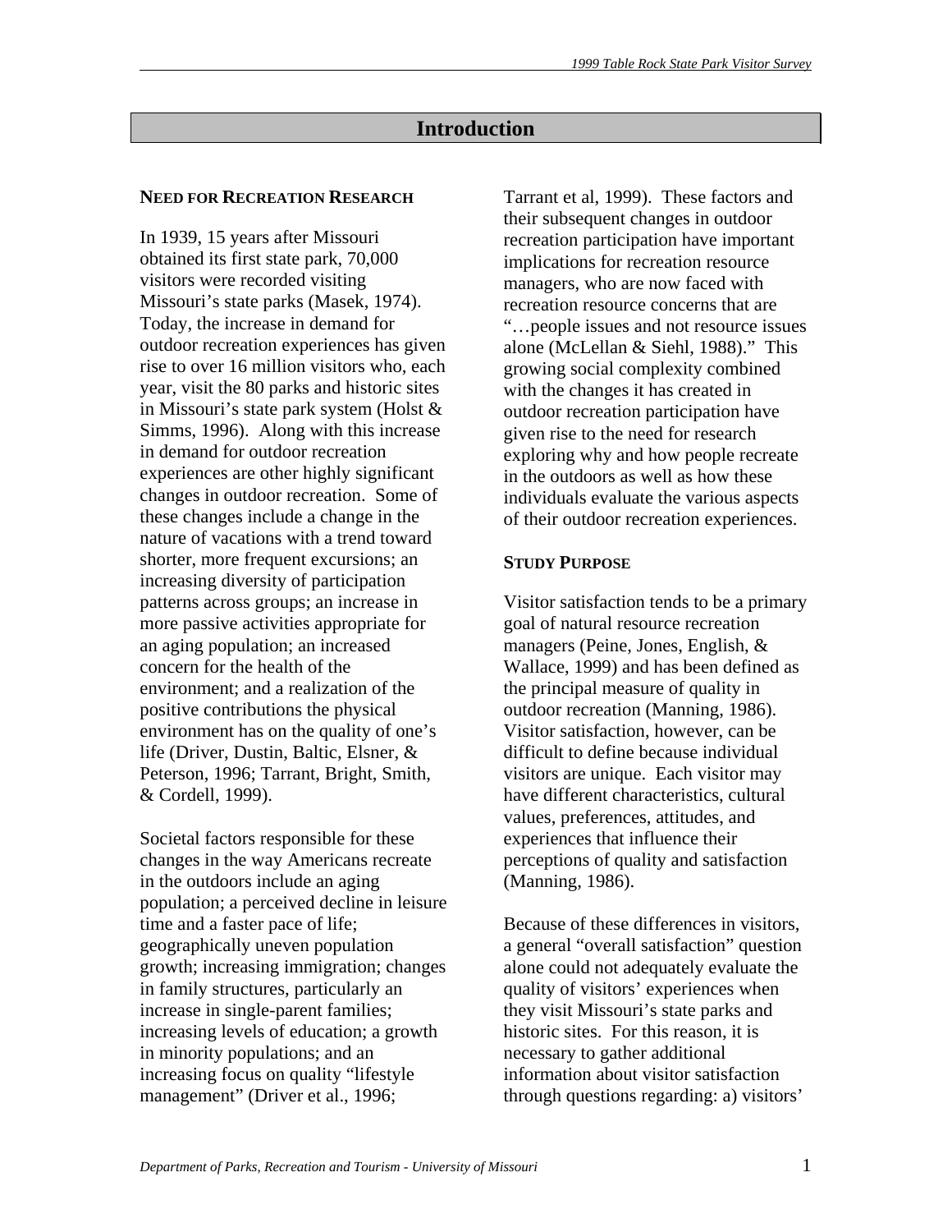# Introduction

## Need for Recreation Research

In 1939, 15 years after Missouri obtained its first state park, 70,000 visitors were recorded visiting Missouri's state parks (Masek, 1974). Today, the increase in demand for outdoor recreation experiences has given rise to over 16 million visitors who, each year, visit the 80 parks and historic sites in Missouri's state park system (Holst & Simms, 1996). Along with this increase in demand for outdoor recreation experiences are other highly significant changes in outdoor recreation. Some of these changes include a change in the nature of vacations with a trend toward shorter, more frequent excursions; an increasing diversity of participation patterns across groups; an increase in more passive activities appropriate for an aging population; an increased concern for the health of the environment; and a realization of the positive contributions the physical environment has on the quality of one's life (Driver, Dustin, Baltic, Elsner, & Peterson, 1996; Tarrant, Bright, Smith, & Cordell, 1999).

Societal factors responsible for these changes in the way Americans recreate in the outdoors include an aging population; a perceived decline in leisure time and a faster pace of life; geographically uneven population growth; increasing immigration; changes in family structures, particularly an increase in single-parent families; increasing levels of education; a growth in minority populations; and an increasing focus on quality "lifestyle management" (Driver et al., 1996; Tarrant et al, 1999). These factors and their subsequent changes in outdoor recreation participation have important implications for recreation resource managers, who are now faced with recreation resource concerns that are "…people issues and not resource issues alone (McLellan & Siehl, 1988)." This growing social complexity combined with the changes it has created in outdoor recreation participation have given rise to the need for research exploring why and how people recreate in the outdoors as well as how these individuals evaluate the various aspects of their outdoor recreation experiences.

## Study Purpose

Visitor satisfaction tends to be a primary goal of natural resource recreation managers (Peine, Jones, English, & Wallace, 1999) and has been defined as the principal measure of quality in outdoor recreation (Manning, 1986). Visitor satisfaction, however, can be difficult to define because individual visitors are unique. Each visitor may have different characteristics, cultural values, preferences, attitudes, and experiences that influence their perceptions of quality and satisfaction (Manning, 1986).

Because of these differences in visitors, a general "overall satisfaction" question alone could not adequately evaluate the quality of visitors' experiences when they visit Missouri's state parks and historic sites. For this reason, it is necessary to gather additional information about visitor satisfaction through questions regarding: a) visitors'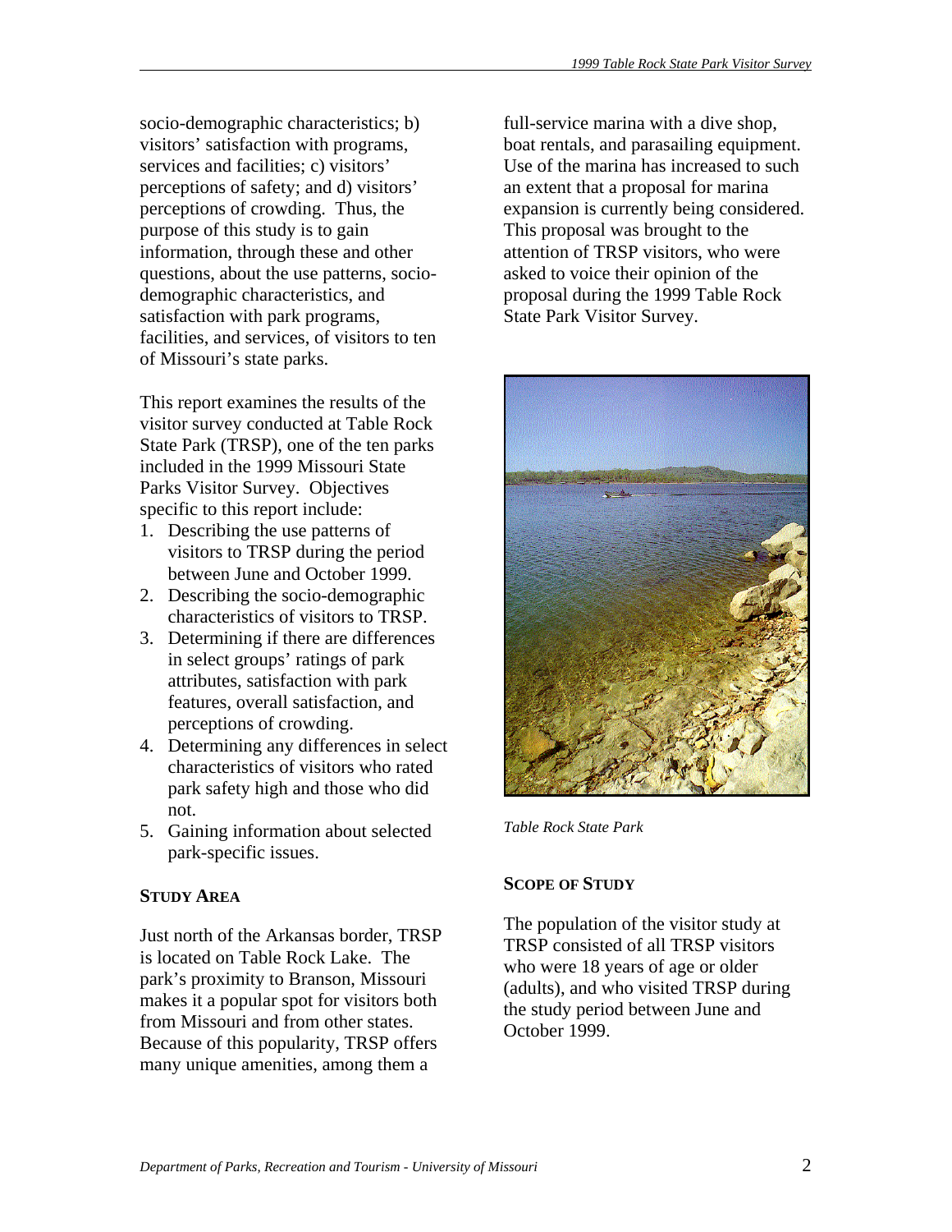socio-demographic characteristics; b) visitors' satisfaction with programs, services and facilities; c) visitors' perceptions of safety; and d) visitors' perceptions of crowding. Thus, the purpose of this study is to gain information, through these and other questions, about the use patterns, socio-demographic characteristics, and satisfaction with park programs, facilities, and services, of visitors to ten of Missouri's state parks.

This report examines the results of the visitor survey conducted at Table Rock State Park (TRSP), one of the ten parks included in the 1999 Missouri State Parks Visitor Survey. Objectives specific to this report include:

1. Describing the use patterns of visitors to TRSP during the period between June and October 1999.
2. Describing the socio-demographic characteristics of visitors to TRSP.
3. Determining if there are differences in select groups' ratings of park attributes, satisfaction with park features, overall satisfaction, and perceptions of crowding.
4. Determining any differences in select characteristics of visitors who rated park safety high and those who did not.
5. Gaining information about selected park-specific issues.

## STUDY AREA

Just north of the Arkansas border, TRSP is located on Table Rock Lake. The park's proximity to Branson, Missouri makes it a popular spot for visitors both from Missouri and from other states. Because of this popularity, TRSP offers many unique amenities, among them a full-service marina with a dive shop, boat rentals, and parasailing equipment. Use of the marina has increased to such an extent that a proposal for marina expansion is currently being considered. This proposal was brought to the attention of TRSP visitors, who were asked to voice their opinion of the proposal during the 1999 Table Rock State Park Visitor Survey.

*Table Rock State Park*

## SCOPE OF STUDY

The population of the visitor study at TRSP consisted of all TRSP visitors who were 18 years of age or older (adults), and who visited TRSP during the study period between June and October 1999.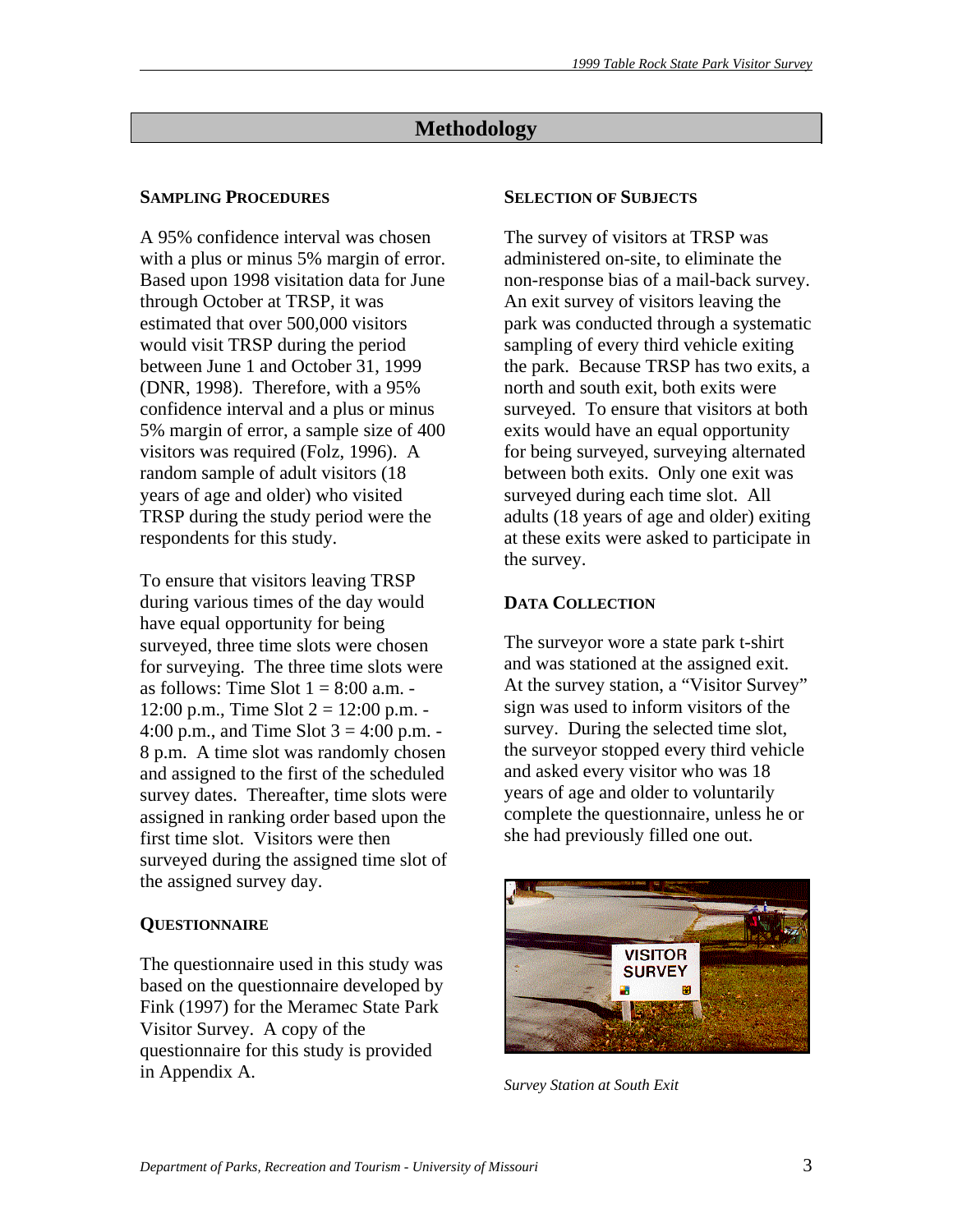# Methodology

### Sampling Procedures

A 95% confidence interval was chosen with a plus or minus 5% margin of error. Based upon 1998 visitation data for June through October at TRSP, it was estimated that over 500,000 visitors would visit TRSP during the period between June 1 and October 31, 1999 (DNR, 1998). Therefore, with a 95% confidence interval and a plus or minus 5% margin of error, a sample size of 400 visitors was required (Folz, 1996). A random sample of adult visitors (18 years of age and older) who visited TRSP during the study period were the respondents for this study.

To ensure that visitors leaving TRSP during various times of the day would have equal opportunity for being surveyed, three time slots were chosen for surveying. The three time slots were as follows: Time Slot 1 = 8:00 a.m. - 12:00 p.m., Time Slot 2 = 12:00 p.m. - 4:00 p.m., and Time Slot 3 = 4:00 p.m. - 8 p.m. A time slot was randomly chosen and assigned to the first of the scheduled survey dates. Thereafter, time slots were assigned in ranking order based upon the first time slot. Visitors were then surveyed during the assigned time slot of the assigned survey day.

### Questionnaire

The questionnaire used in this study was based on the questionnaire developed by Fink (1997) for the Meramec State Park Visitor Survey. A copy of the questionnaire for this study is provided in Appendix A.

### Selection of Subjects

The survey of visitors at TRSP was administered on-site, to eliminate the non-response bias of a mail-back survey. An exit survey of visitors leaving the park was conducted through a systematic sampling of every third vehicle exiting the park. Because TRSP has two exits, a north and south exit, both exits were surveyed. To ensure that visitors at both exits would have an equal opportunity for being surveyed, surveying alternated between both exits. Only one exit was surveyed during each time slot. All adults (18 years of age and older) exiting at these exits were asked to participate in the survey.

### Data Collection

The surveyor wore a state park t-shirt and was stationed at the assigned exit. At the survey station, a "Visitor Survey" sign was used to inform visitors of the survey. During the selected time slot, the surveyor stopped every third vehicle and asked every visitor who was 18 years of age and older to voluntarily complete the questionnaire, unless he or she had previously filled one out.

*Survey Station at South Exit*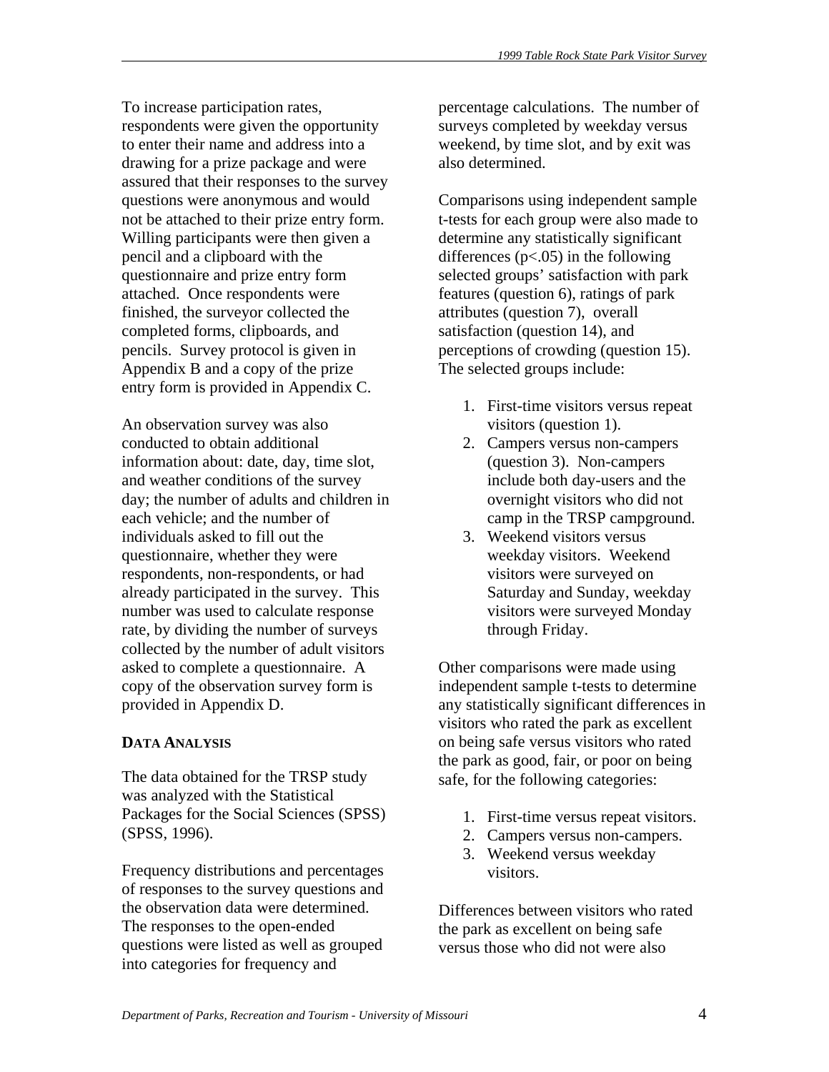To increase participation rates, respondents were given the opportunity to enter their name and address into a drawing for a prize package and were assured that their responses to the survey questions were anonymous and would not be attached to their prize entry form. Willing participants were then given a pencil and a clipboard with the questionnaire and prize entry form attached. Once respondents were finished, the surveyor collected the completed forms, clipboards, and pencils. Survey protocol is given in Appendix B and a copy of the prize entry form is provided in Appendix C.

An observation survey was also conducted to obtain additional information about: date, day, time slot, and weather conditions of the survey day; the number of adults and children in each vehicle; and the number of individuals asked to fill out the questionnaire, whether they were respondents, non-respondents, or had already participated in the survey. This number was used to calculate response rate, by dividing the number of surveys collected by the number of adult visitors asked to complete a questionnaire. A copy of the observation survey form is provided in Appendix D.

## DATA ANALYSIS

The data obtained for the TRSP study was analyzed with the Statistical Packages for the Social Sciences (SPSS) (SPSS, 1996).

Frequency distributions and percentages of responses to the survey questions and the observation data were determined. The responses to the open-ended questions were listed as well as grouped into categories for frequency and percentage calculations. The number of surveys completed by weekday versus weekend, by time slot, and by exit was also determined.

Comparisons using independent sample t-tests for each group were also made to determine any statistically significant differences ($p<.05$) in the following selected groups' satisfaction with park features (question 6), ratings of park attributes (question 7), overall satisfaction (question 14), and perceptions of crowding (question 15). The selected groups include:

1. First-time visitors versus repeat visitors (question 1).
2. Campers versus non-campers (question 3). Non-campers include both day-users and the overnight visitors who did not camp in the TRSP campground.
3. Weekend visitors versus weekday visitors. Weekend visitors were surveyed on Saturday and Sunday, weekday visitors were surveyed Monday through Friday.

Other comparisons were made using independent sample t-tests to determine any statistically significant differences in visitors who rated the park as excellent on being safe versus visitors who rated the park as good, fair, or poor on being safe, for the following categories:

1. First-time versus repeat visitors.
2. Campers versus non-campers.
3. Weekend versus weekday visitors.

Differences between visitors who rated the park as excellent on being safe versus those who did not were also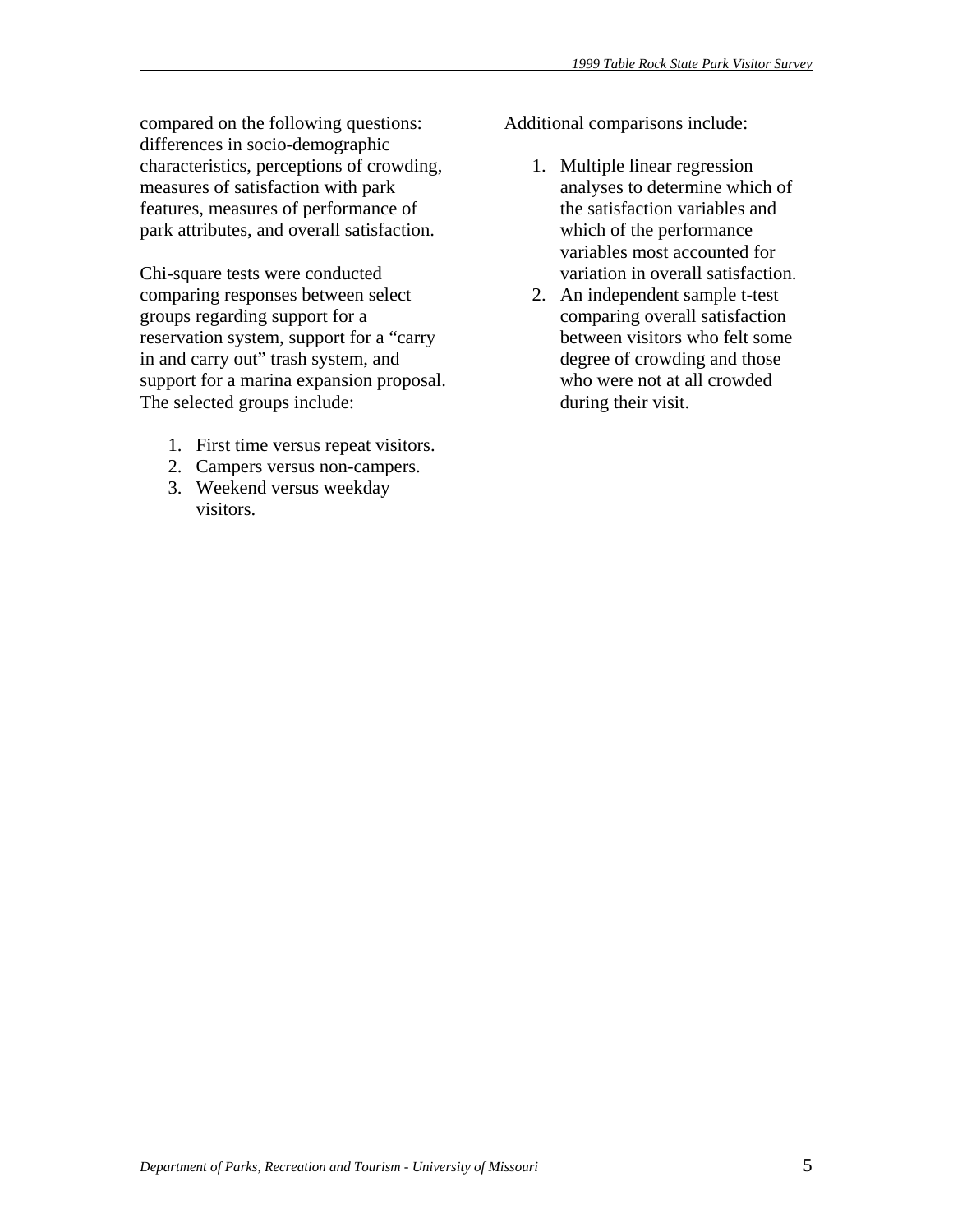compared on the following questions: differences in socio-demographic characteristics, perceptions of crowding, measures of satisfaction with park features, measures of performance of park attributes, and overall satisfaction.

Chi-square tests were conducted comparing responses between select groups regarding support for a reservation system, support for a "carry in and carry out" trash system, and support for a marina expansion proposal. The selected groups include:

1. First time versus repeat visitors.
2. Campers versus non-campers.
3. Weekend versus weekday visitors.

Additional comparisons include:

1. Multiple linear regression analyses to determine which of the satisfaction variables and which of the performance variables most accounted for variation in overall satisfaction.
2. An independent sample t-test comparing overall satisfaction between visitors who felt some degree of crowding and those who were not at all crowded during their visit.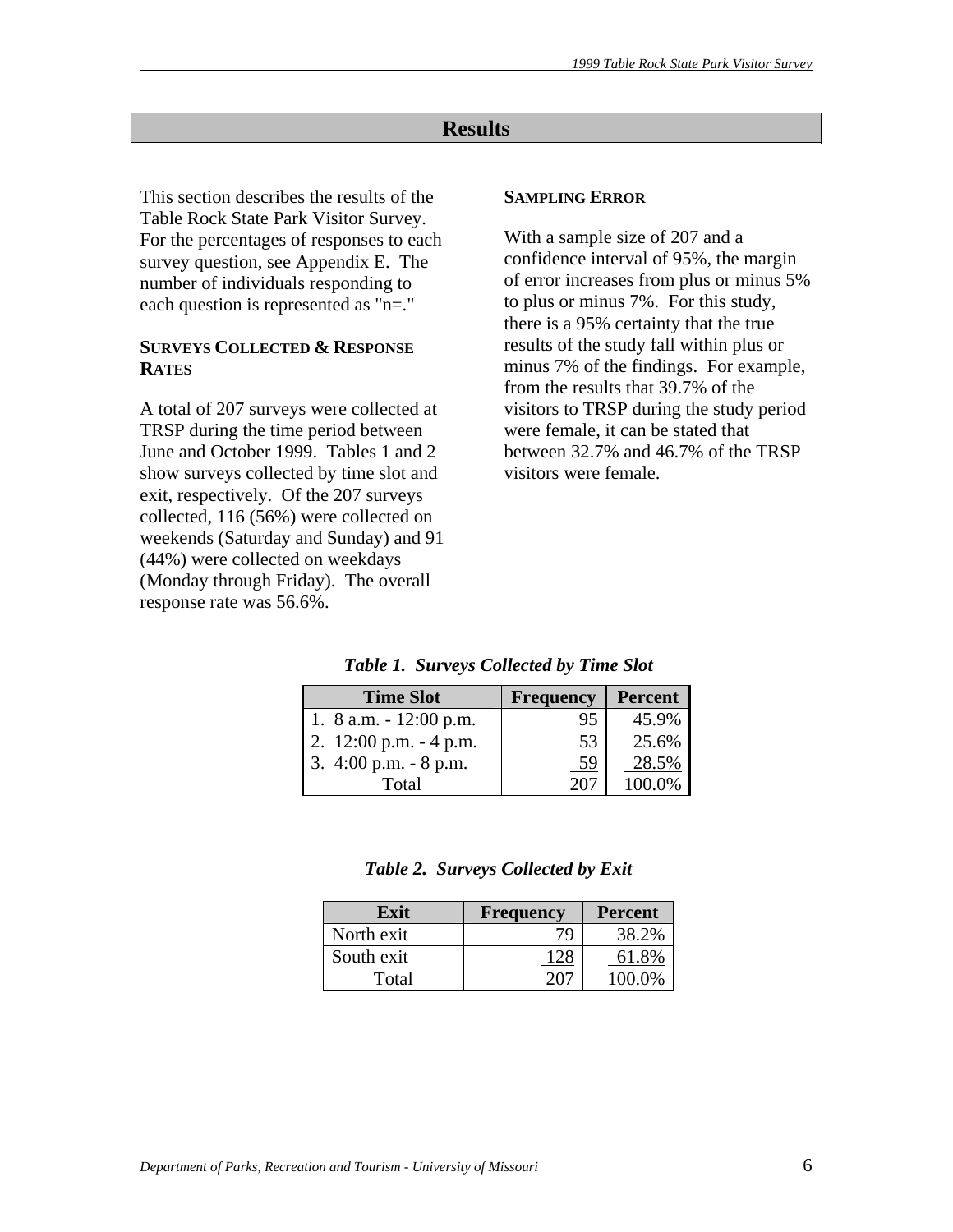# Results

This section describes the results of the Table Rock State Park Visitor Survey. For the percentages of responses to each survey question, see Appendix E. The number of individuals responding to each question is represented as "n=."

## SURVEYS COLLECTED & RESPONSE RATES

A total of 207 surveys were collected at TRSP during the time period between June and October 1999. Tables 1 and 2 show surveys collected by time slot and exit, respectively. Of the 207 surveys collected, 116 (56%) were collected on weekends (Saturday and Sunday) and 91 (44%) were collected on weekdays (Monday through Friday). The overall response rate was 56.6%.

## SAMPLING ERROR

With a sample size of 207 and a confidence interval of 95%, the margin of error increases from plus or minus 5% to plus or minus 7%. For this study, there is a 95% certainty that the true results of the study fall within plus or minus 7% of the findings. For example, from the results that 39.7% of the visitors to TRSP during the study period were female, it can be stated that between 32.7% and 46.7% of the TRSP visitors were female.

*Table 1. Surveys Collected by Time Slot*

| Time Slot | Frequency | Percent |
|---|---|---|
| 1. 8 a.m. - 12:00 p.m. | 95 | 45.9% |
| 2. 12:00 p.m. - 4 p.m. | 53 | 25.6% |
| 3. 4:00 p.m. - 8 p.m. | 59 | 28.5% |
| Total | 207 | 100.0% |

*Table 2. Surveys Collected by Exit*

| Exit | Frequency | Percent |
|---|---|---|
| North exit | 79 | 38.2% |
| South exit | 128 | 61.8% |
| Total | 207 | 100.0% |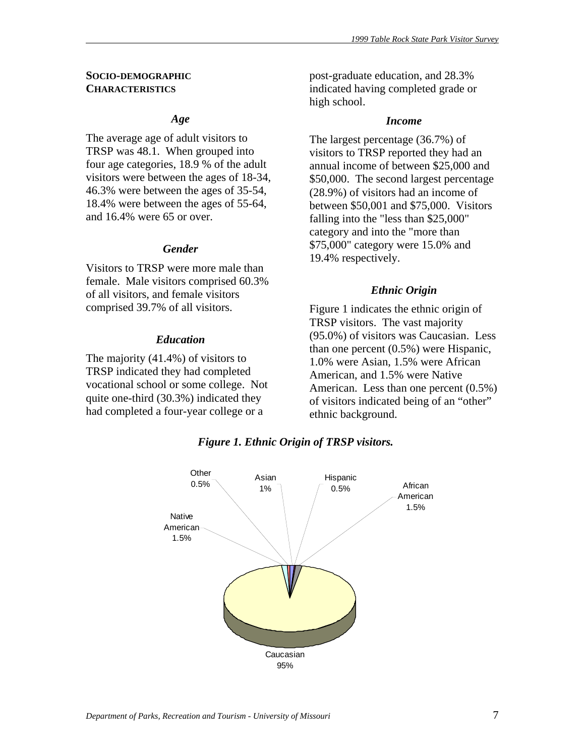**SOCIO-DEMOGRAPHIC CHARACTERISTICS**

### *Age*

The average age of adult visitors to TRSP was 48.1. When grouped into four age categories, 18.9 % of the adult visitors were between the ages of 18-34, 46.3% were between the ages of 35-54, 18.4% were between the ages of 55-64, and 16.4% were 65 or over.

### *Gender*

Visitors to TRSP were more male than female. Male visitors comprised 60.3% of all visitors, and female visitors comprised 39.7% of all visitors.

### *Education*

The majority (41.4%) of visitors to TRSP indicated they had completed vocational school or some college. Not quite one-third (30.3%) indicated they had completed a four-year college or a post-graduate education, and 28.3% indicated having completed grade or high school.

### *Income*

The largest percentage (36.7%) of visitors to TRSP reported they had an annual income of between $25,000 and $50,000. The second largest percentage (28.9%) of visitors had an income of between $50,001 and $75,000. Visitors falling into the "less than $25,000" category and into the "more than $75,000" category were 15.0% and 19.4% respectively.

### *Ethnic Origin*

Figure 1 indicates the ethnic origin of TRSP visitors. The vast majority (95.0%) of visitors was Caucasian. Less than one percent (0.5%) were Hispanic, 1.0% were Asian, 1.5% were African American, and 1.5% were Native American. Less than one percent (0.5%) of visitors indicated being of an "other" ethnic background.

***Figure 1. Ethnic Origin of TRSP visitors.***

Other 0.5%
Asian 1%
Hispanic 0.5%
African American 1.5%
Native American 1.5%
Caucasian 95%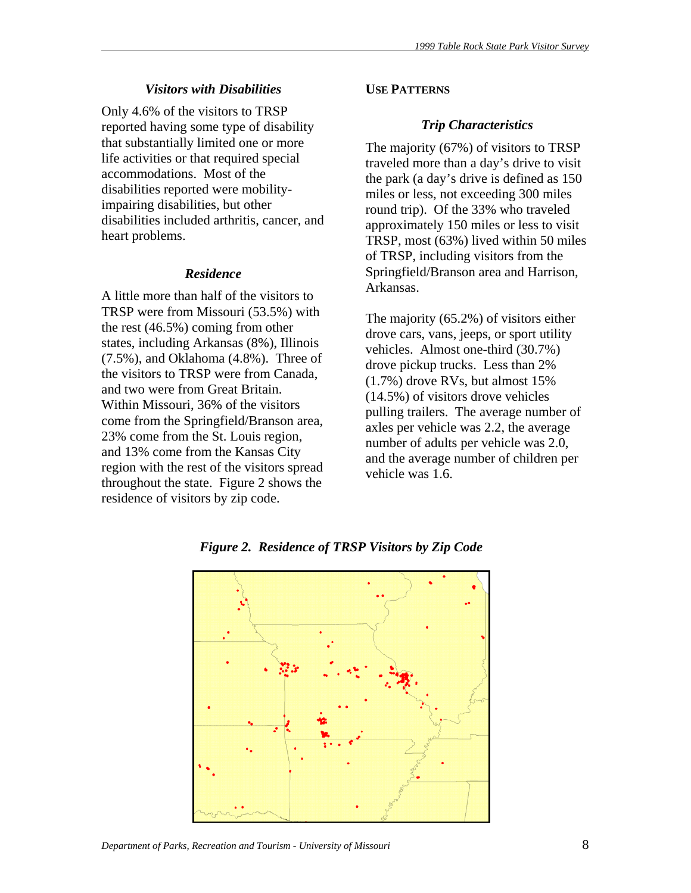### *Visitors with Disabilities*

Only 4.6% of the visitors to TRSP reported having some type of disability that substantially limited one or more life activities or that required special accommodations. Most of the disabilities reported were mobility-impairing disabilities, but other disabilities included arthritis, cancer, and heart problems.

### *Residence*

A little more than half of the visitors to TRSP were from Missouri (53.5%) with the rest (46.5%) coming from other states, including Arkansas (8%), Illinois (7.5%), and Oklahoma (4.8%). Three of the visitors to TRSP were from Canada, and two were from Great Britain. Within Missouri, 36% of the visitors come from the Springfield/Branson area, 23% come from the St. Louis region, and 13% come from the Kansas City region with the rest of the visitors spread throughout the state. Figure 2 shows the residence of visitors by zip code.

## USE PATTERNS

### *Trip Characteristics*

The majority (67%) of visitors to TRSP traveled more than a day's drive to visit the park (a day's drive is defined as 150 miles or less, not exceeding 300 miles round trip). Of the 33% who traveled approximately 150 miles or less to visit TRSP, most (63%) lived within 50 miles of TRSP, including visitors from the Springfield/Branson area and Harrison, Arkansas.

The majority (65.2%) of visitors either drove cars, vans, jeeps, or sport utility vehicles. Almost one-third (30.7%) drove pickup trucks. Less than 2% (1.7%) drove RVs, but almost 15% (14.5%) of visitors drove vehicles pulling trailers. The average number of axles per vehicle was 2.2, the average number of adults per vehicle was 2.0, and the average number of children per vehicle was 1.6.

***Figure 2. Residence of TRSP Visitors by Zip Code***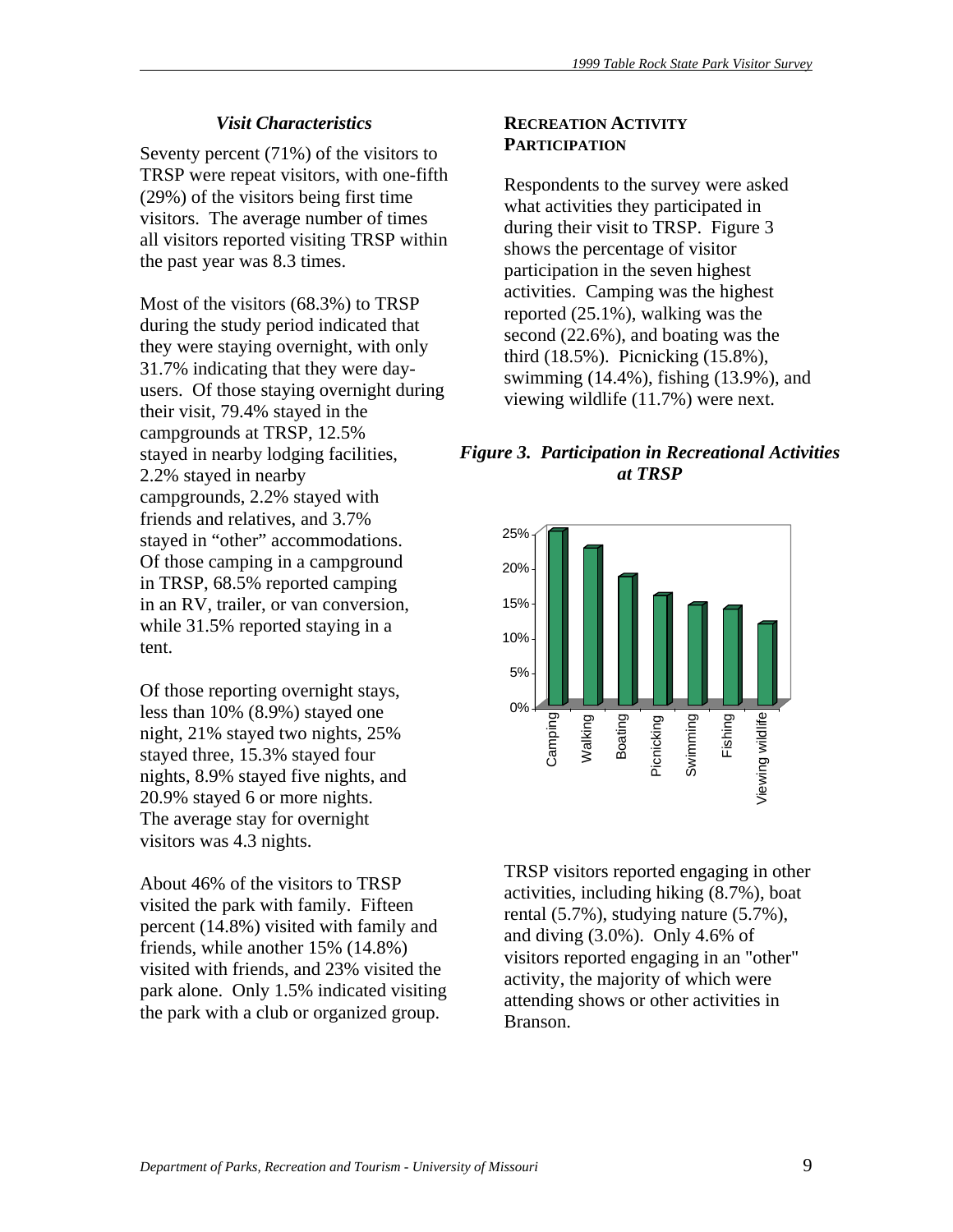### *Visit Characteristics*

Seventy percent (71%) of the visitors to TRSP were repeat visitors, with one-fifth (29%) of the visitors being first time visitors. The average number of times all visitors reported visiting TRSP within the past year was 8.3 times.

Most of the visitors (68.3%) to TRSP during the study period indicated that they were staying overnight, with only 31.7% indicating that they were day-users. Of those staying overnight during their visit, 79.4% stayed in the campgrounds at TRSP, 12.5% stayed in nearby lodging facilities, 2.2% stayed in nearby campgrounds, 2.2% stayed with friends and relatives, and 3.7% stayed in "other" accommodations. Of those camping in a campground in TRSP, 68.5% reported camping in an RV, trailer, or van conversion, while 31.5% reported staying in a tent.

Of those reporting overnight stays, less than 10% (8.9%) stayed one night, 21% stayed two nights, 25% stayed three, 15.3% stayed four nights, 8.9% stayed five nights, and 20.9% stayed 6 or more nights. The average stay for overnight visitors was 4.3 nights.

About 46% of the visitors to TRSP visited the park with family. Fifteen percent (14.8%) visited with family and friends, while another 15% (14.8%) visited with friends, and 23% visited the park alone. Only 1.5% indicated visiting the park with a club or organized group.

### RECREATION ACTIVITY PARTICIPATION

Respondents to the survey were asked what activities they participated in during their visit to TRSP. Figure 3 shows the percentage of visitor participation in the seven highest activities. Camping was the highest reported (25.1%), walking was the second (22.6%), and boating was the third (18.5%). Picnicking (15.8%), swimming (14.4%), fishing (13.9%), and viewing wildlife (11.7%) were next.

***Figure 3. Participation in Recreational Activities at TRSP***

TRSP visitors reported engaging in other activities, including hiking (8.7%), boat rental (5.7%), studying nature (5.7%), and diving (3.0%). Only 4.6% of visitors reported engaging in an "other" activity, the majority of which were attending shows or other activities in Branson.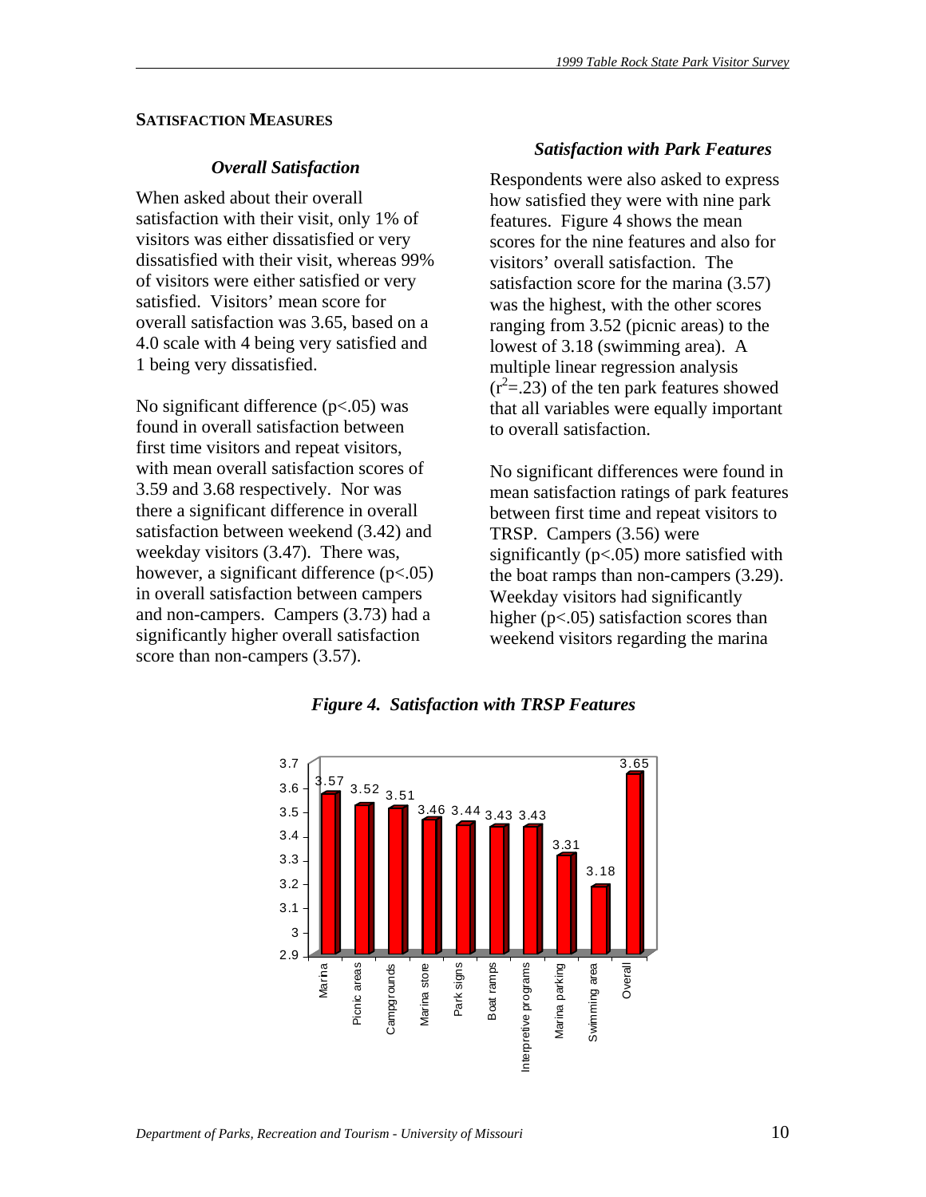## SATISFACTION MEASURES

### *Overall Satisfaction*

When asked about their overall satisfaction with their visit, only 1% of visitors was either dissatisfied or very dissatisfied with their visit, whereas 99% of visitors were either satisfied or very satisfied. Visitors' mean score for overall satisfaction was 3.65, based on a 4.0 scale with 4 being very satisfied and 1 being very dissatisfied.

No significant difference ($p<.05$) was found in overall satisfaction between first time visitors and repeat visitors, with mean overall satisfaction scores of 3.59 and 3.68 respectively. Nor was there a significant difference in overall satisfaction between weekend (3.42) and weekday visitors (3.47). There was, however, a significant difference ($p<.05$) in overall satisfaction between campers and non-campers. Campers (3.73) had a significantly higher overall satisfaction score than non-campers (3.57).

### *Satisfaction with Park Features*

Respondents were also asked to express how satisfied they were with nine park features. Figure 4 shows the mean scores for the nine features and also for visitors' overall satisfaction. The satisfaction score for the marina (3.57) was the highest, with the other scores ranging from 3.52 (picnic areas) to the lowest of 3.18 (swimming area). A multiple linear regression analysis ($r^2$=.23) of the ten park features showed that all variables were equally important to overall satisfaction.

No significant differences were found in mean satisfaction ratings of park features between first time and repeat visitors to TRSP. Campers (3.56) were significantly ($p<.05$) more satisfied with the boat ramps than non-campers (3.29). Weekday visitors had significantly higher ($p<.05$) satisfaction scores than weekend visitors regarding the marina

*Figure 4. Satisfaction with TRSP Features*

| Feature | Mean satisfaction |
|---|---|
| Marina | 3.57 |
| Picnic areas | 3.52 |
| Campgrounds | 3.51 |
| Marina store | 3.46 |
| Park signs | 3.44 |
| Boat ramps | 3.43 |
| Interpretive programs | 3.43 |
| Marina parking | 3.31 |
| Swimming area | 3.18 |
| Overall | 3.65 |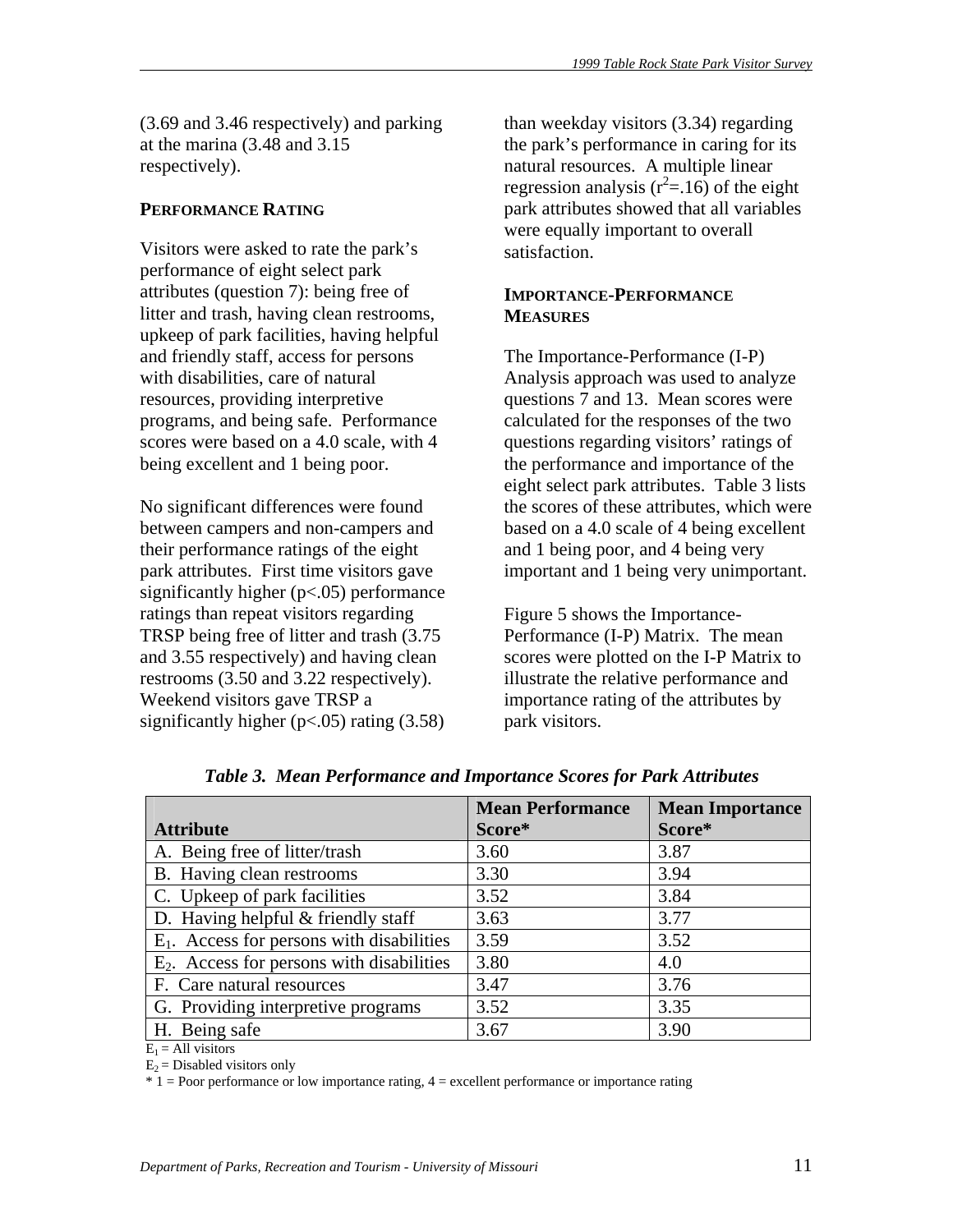(3.69 and 3.46 respectively) and parking at the marina (3.48 and 3.15 respectively).

### PERFORMANCE RATING

Visitors were asked to rate the park's performance of eight select park attributes (question 7): being free of litter and trash, having clean restrooms, upkeep of park facilities, having helpful and friendly staff, access for persons with disabilities, care of natural resources, providing interpretive programs, and being safe. Performance scores were based on a 4.0 scale, with 4 being excellent and 1 being poor.

No significant differences were found between campers and non-campers and their performance ratings of the eight park attributes. First time visitors gave significantly higher ($p<.05$) performance ratings than repeat visitors regarding TRSP being free of litter and trash (3.75 and 3.55 respectively) and having clean restrooms (3.50 and 3.22 respectively). Weekend visitors gave TRSP a significantly higher ($p<.05$) rating (3.58) than weekday visitors (3.34) regarding the park's performance in caring for its natural resources. A multiple linear regression analysis ($r^2=.16$) of the eight park attributes showed that all variables were equally important to overall satisfaction.

### IMPORTANCE-PERFORMANCE MEASURES

The Importance-Performance (I-P) Analysis approach was used to analyze questions 7 and 13. Mean scores were calculated for the responses of the two questions regarding visitors' ratings of the performance and importance of the eight select park attributes. Table 3 lists the scores of these attributes, which were based on a 4.0 scale of 4 being excellent and 1 being poor, and 4 being very important and 1 being very unimportant.

Figure 5 shows the Importance-Performance (I-P) Matrix. The mean scores were plotted on the I-P Matrix to illustrate the relative performance and importance rating of the attributes by park visitors.

***Table 3. Mean Performance and Importance Scores for Park Attributes***

| Attribute | Mean Performance Score* | Mean Importance Score* |
|---|---|---|
| A. Being free of litter/trash | 3.60 | 3.87 |
| B. Having clean restrooms | 3.30 | 3.94 |
| C. Upkeep of park facilities | 3.52 | 3.84 |
| D. Having helpful & friendly staff | 3.63 | 3.77 |
| $E_1$. Access for persons with disabilities | 3.59 | 3.52 |
| $E_2$. Access for persons with disabilities | 3.80 | 4.0 |
| F. Care natural resources | 3.47 | 3.76 |
| G. Providing interpretive programs | 3.52 | 3.35 |
| H. Being safe | 3.67 | 3.90 |

$E_1$ = All visitors

$E_2$ = Disabled visitors only

\* 1 = Poor performance or low importance rating, 4 = excellent performance or importance rating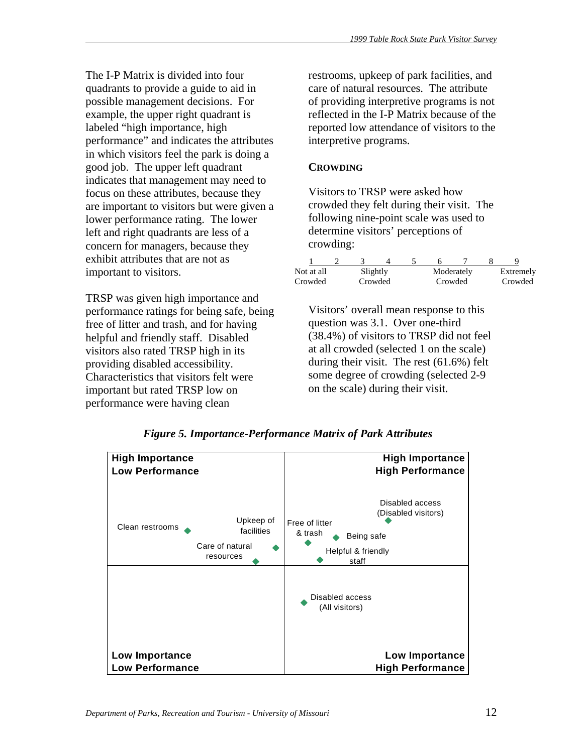The I-P Matrix is divided into four quadrants to provide a guide to aid in possible management decisions. For example, the upper right quadrant is labeled "high importance, high performance" and indicates the attributes in which visitors feel the park is doing a good job. The upper left quadrant indicates that management may need to focus on these attributes, because they are important to visitors but were given a lower performance rating. The lower left and right quadrants are less of a concern for managers, because they exhibit attributes that are not as important to visitors.

TRSP was given high importance and performance ratings for being safe, being free of litter and trash, and for having helpful and friendly staff. Disabled visitors also rated TRSP high in its providing disabled accessibility. Characteristics that visitors felt were important but rated TRSP low on performance were having clean restrooms, upkeep of park facilities, and care of natural resources. The attribute of providing interpretive programs is not reflected in the I-P Matrix because of the reported low attendance of visitors to the interpretive programs.

### CROWDING

Visitors to TRSP were asked how crowded they felt during their visit. The following nine-point scale was used to determine visitors' perceptions of crowding:

| 1 | 2 | 3 | 4 | 5 | 6 | 7 | 8 | 9 |
|---|---|---|---|---|---|---|---|---|
| Not at all Crowded | | Slightly Crowded | | | Moderately Crowded | | | Extremely Crowded |

Visitors' overall mean response to this question was 3.1. Over one-third (38.4%) of visitors to TRSP did not feel at all crowded (selected 1 on the scale) during their visit. The rest (61.6%) felt some degree of crowding (selected 2-9 on the scale) during their visit.

***Figure 5. Importance-Performance Matrix of Park Attributes***

| High Importance, Low Performance | High Importance, High Performance |
|---|---|
| Clean restrooms; Upkeep of facilities; Care of natural resources | Disabled access (Disabled visitors); Free of litter & trash; Being safe; Helpful & friendly staff |
| **Low Importance, Low Performance** | **Low Importance, High Performance** |
| | Disabled access (All visitors) |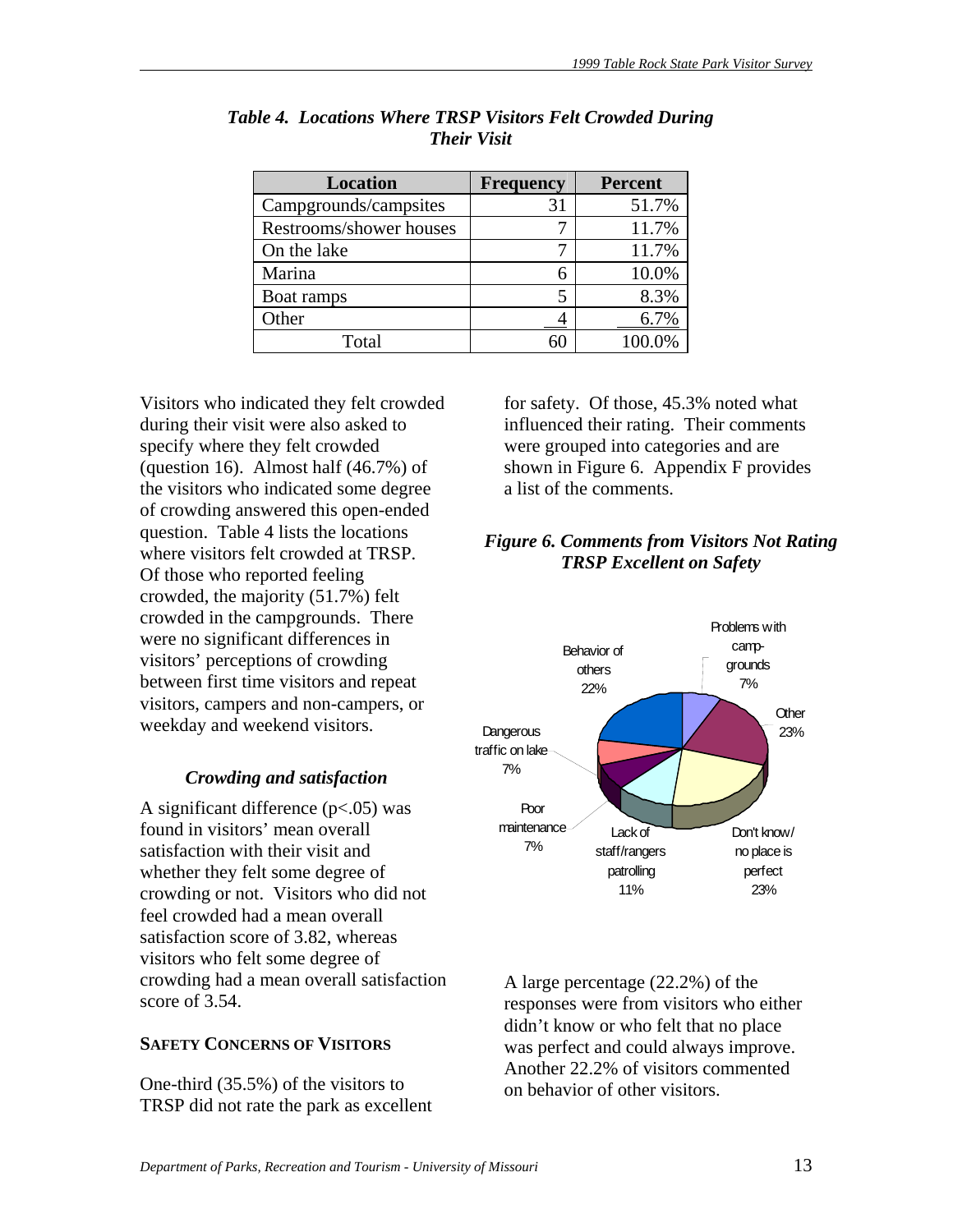***Table 4. Locations Where TRSP Visitors Felt Crowded During Their Visit***

| Location | Frequency | Percent |
|---|---|---|
| Campgrounds/campsites | 31 | 51.7% |
| Restrooms/shower houses | 7 | 11.7% |
| On the lake | 7 | 11.7% |
| Marina | 6 | 10.0% |
| Boat ramps | 5 | 8.3% |
| Other | 4 | 6.7% |
| Total | 60 | 100.0% |

Visitors who indicated they felt crowded during their visit were also asked to specify where they felt crowded (question 16). Almost half (46.7%) of the visitors who indicated some degree of crowding answered this open-ended question. Table 4 lists the locations where visitors felt crowded at TRSP. Of those who reported feeling crowded, the majority (51.7%) felt crowded in the campgrounds. There were no significant differences in visitors' perceptions of crowding between first time visitors and repeat visitors, campers and non-campers, or weekday and weekend visitors.

### *Crowding and satisfaction*

A significant difference ($p<.05$) was found in visitors' mean overall satisfaction with their visit and whether they felt some degree of crowding or not. Visitors who did not feel crowded had a mean overall satisfaction score of 3.82, whereas visitors who felt some degree of crowding had a mean overall satisfaction score of 3.54.

## SAFETY CONCERNS OF VISITORS

One-third (35.5%) of the visitors to TRSP did not rate the park as excellent for safety. Of those, 45.3% noted what influenced their rating. Their comments were grouped into categories and are shown in Figure 6. Appendix F provides a list of the comments.

***Figure 6. Comments from Visitors Not Rating TRSP Excellent on Safety***

| Category | Percent |
|---|---|
| Behavior of others | 22% |
| Problems with camp-grounds | 7% |
| Other | 23% |
| Don't know/no place is perfect | 23% |
| Lack of staff/rangers patrolling | 11% |
| Poor maintenance | 7% |
| Dangerous traffic on lake | 7% |

A large percentage (22.2%) of the responses were from visitors who either didn't know or who felt that no place was perfect and could always improve. Another 22.2% of visitors commented on behavior of other visitors.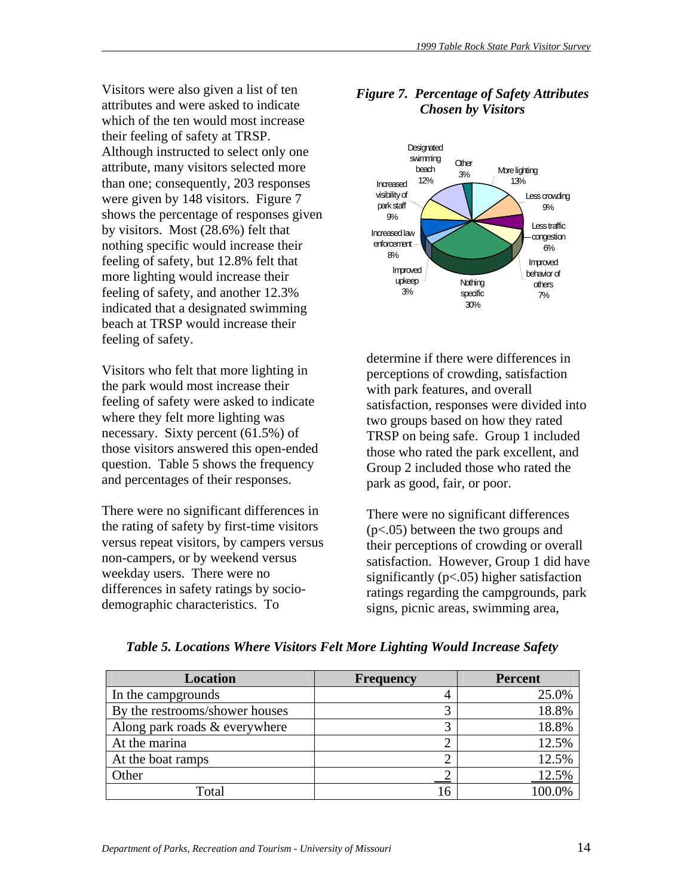Visitors were also given a list of ten attributes and were asked to indicate which of the ten would most increase their feeling of safety at TRSP. Although instructed to select only one attribute, many visitors selected more than one; consequently, 203 responses were given by 148 visitors. Figure 7 shows the percentage of responses given by visitors. Most (28.6%) felt that nothing specific would increase their feeling of safety, but 12.8% felt that more lighting would increase their feeling of safety, and another 12.3% indicated that a designated swimming beach at TRSP would increase their feeling of safety.

***Figure 7. Percentage of Safety Attributes Chosen by Visitors***

Designated swimming beach 12%; Other 3%; More lighting 13%; Less crowding 9%; Less traffic congestion 6%; Improved behavior of others 7%; Nothing specific 30%; Improved upkeep 3%; Increased law enforcement 8%; Increased visibility of park staff 9%

Visitors who felt that more lighting in the park would most increase their feeling of safety were asked to indicate where they felt more lighting was necessary. Sixty percent (61.5%) of those visitors answered this open-ended question. Table 5 shows the frequency and percentages of their responses.

There were no significant differences in the rating of safety by first-time visitors versus repeat visitors, by campers versus non-campers, or by weekend versus weekday users. There were no differences in safety ratings by socio-demographic characteristics. To determine if there were differences in perceptions of crowding, satisfaction with park features, and overall satisfaction, responses were divided into two groups based on how they rated TRSP on being safe. Group 1 included those who rated the park excellent, and Group 2 included those who rated the park as good, fair, or poor.

There were no significant differences ($p<.05$) between the two groups and their perceptions of crowding or overall satisfaction. However, Group 1 did have significantly ($p<.05$) higher satisfaction ratings regarding the campgrounds, park signs, picnic areas, swimming area,

***Table 5. Locations Where Visitors Felt More Lighting Would Increase Safety***

| Location | Frequency | Percent |
|---|---|---|
| In the campgrounds | 4 | 25.0% |
| By the restrooms/shower houses | 3 | 18.8% |
| Along park roads & everywhere | 3 | 18.8% |
| At the marina | 2 | 12.5% |
| At the boat ramps | 2 | 12.5% |
| Other | 2 | 12.5% |
| Total | 16 | 100.0% |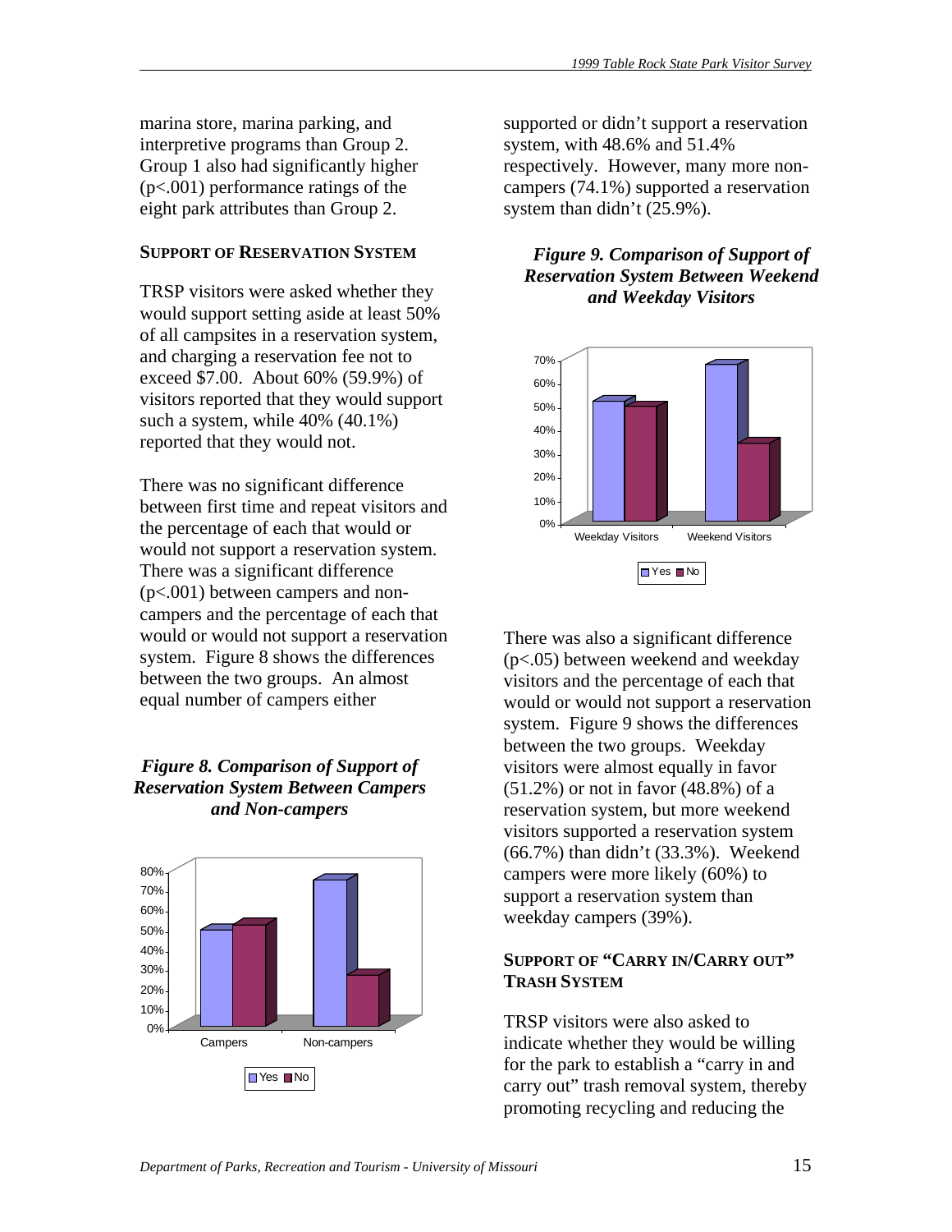marina store, marina parking, and interpretive programs than Group 2. Group 1 also had significantly higher ($p<.001$) performance ratings of the eight park attributes than Group 2.

## SUPPORT OF RESERVATION SYSTEM

TRSP visitors were asked whether they would support setting aside at least 50% of all campsites in a reservation system, and charging a reservation fee not to exceed $7.00. About 60% (59.9%) of visitors reported that they would support such a system, while 40% (40.1%) reported that they would not.

There was no significant difference between first time and repeat visitors and the percentage of each that would or would not support a reservation system. There was a significant difference ($p<.001$) between campers and non-campers and the percentage of each that would or would not support a reservation system. Figure 8 shows the differences between the two groups. An almost equal number of campers either supported or didn't support a reservation system, with 48.6% and 51.4% respectively. However, many more non-campers (74.1%) supported a reservation system than didn't (25.9%).

***Figure 8. Comparison of Support of Reservation System Between Campers and Non-campers***

***Figure 9. Comparison of Support of Reservation System Between Weekend and Weekday Visitors***

There was also a significant difference ($p<.05$) between weekend and weekday visitors and the percentage of each that would or would not support a reservation system. Figure 9 shows the differences between the two groups. Weekday visitors were almost equally in favor (51.2%) or not in favor (48.8%) of a reservation system, but more weekend visitors supported a reservation system (66.7%) than didn't (33.3%). Weekend campers were more likely (60%) to support a reservation system than weekday campers (39%).

## SUPPORT OF "CARRY IN/CARRY OUT" TRASH SYSTEM

TRSP visitors were also asked to indicate whether they would be willing for the park to establish a "carry in and carry out" trash removal system, thereby promoting recycling and reducing the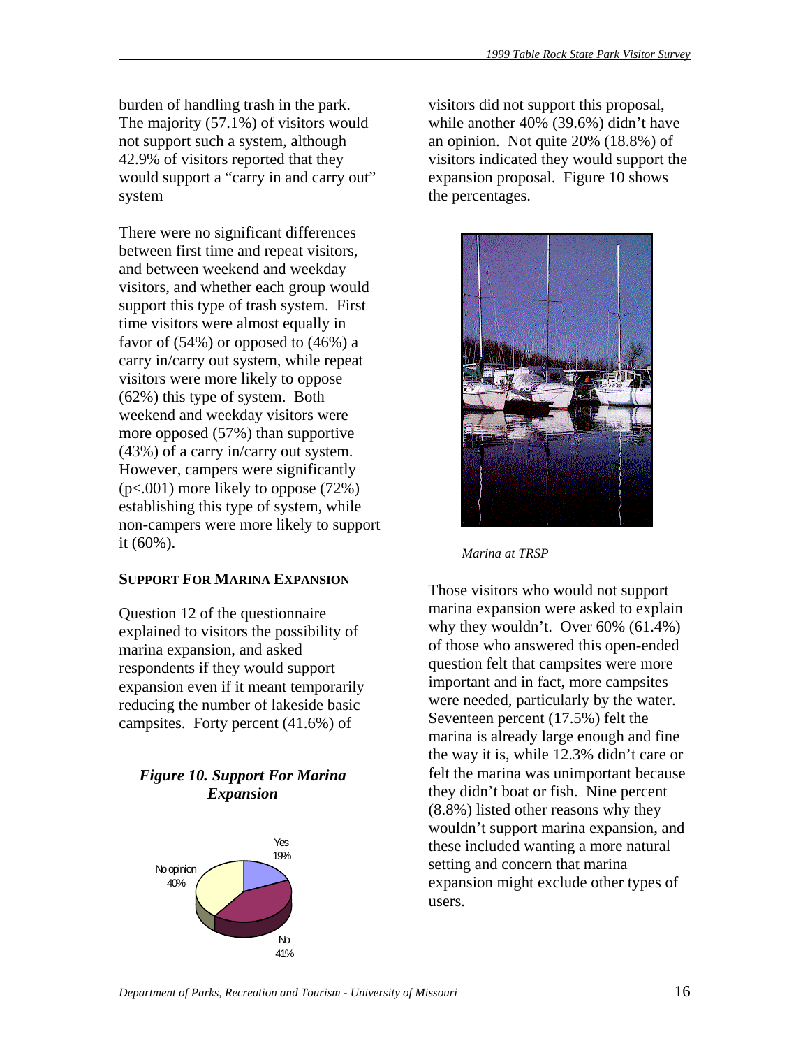burden of handling trash in the park. The majority (57.1%) of visitors would not support such a system, although 42.9% of visitors reported that they would support a "carry in and carry out" system

There were no significant differences between first time and repeat visitors, and between weekend and weekday visitors, and whether each group would support this type of trash system. First time visitors were almost equally in favor of (54%) or opposed to (46%) a carry in/carry out system, while repeat visitors were more likely to oppose (62%) this type of system. Both weekend and weekday visitors were more opposed (57%) than supportive (43%) of a carry in/carry out system. However, campers were significantly ($p<.001$) more likely to oppose (72%) establishing this type of system, while non-campers were more likely to support it (60%).

## SUPPORT FOR MARINA EXPANSION

Question 12 of the questionnaire explained to visitors the possibility of marina expansion, and asked respondents if they would support expansion even if it meant temporarily reducing the number of lakeside basic campsites. Forty percent (41.6%) of visitors did not support this proposal, while another 40% (39.6%) didn't have an opinion. Not quite 20% (18.8%) of visitors indicated they would support the expansion proposal. Figure 10 shows the percentages.

***Figure 10. Support For Marina Expansion***

Yes 19%
No opinion 40%
No 41%

*Marina at TRSP*

Those visitors who would not support marina expansion were asked to explain why they wouldn't. Over 60% (61.4%) of those who answered this open-ended question felt that campsites were more important and in fact, more campsites were needed, particularly by the water. Seventeen percent (17.5%) felt the marina is already large enough and fine the way it is, while 12.3% didn't care or felt the marina was unimportant because they didn't boat or fish. Nine percent (8.8%) listed other reasons why they wouldn't support marina expansion, and these included wanting a more natural setting and concern that marina expansion might exclude other types of users.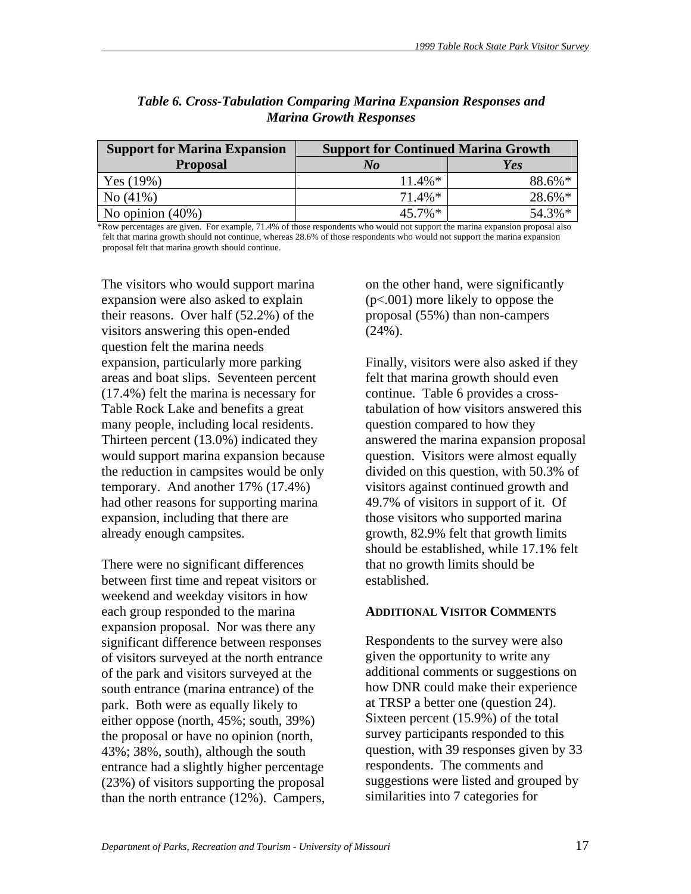*Table 6. Cross-Tabulation Comparing Marina Expansion Responses and Marina Growth Responses*

| Support for Marina Expansion Proposal | Support for Continued Marina Growth | |
|---|---|---|
| | ***No*** | ***Yes*** |
| Yes (19%) | 11.4%* | 88.6%* |
| No (41%) | 71.4%* | 28.6%* |
| No opinion (40%) | 45.7%* | 54.3%* |

*Row percentages are given. For example, 71.4% of those respondents who would not support the marina expansion proposal also felt that marina growth should not continue, whereas 28.6% of those respondents who would not support the marina expansion proposal felt that marina growth should continue.

The visitors who would support marina expansion were also asked to explain their reasons. Over half (52.2%) of the visitors answering this open-ended question felt the marina needs expansion, particularly more parking areas and boat slips. Seventeen percent (17.4%) felt the marina is necessary for Table Rock Lake and benefits a great many people, including local residents. Thirteen percent (13.0%) indicated they would support marina expansion because the reduction in campsites would be only temporary. And another 17% (17.4%) had other reasons for supporting marina expansion, including that there are already enough campsites.

There were no significant differences between first time and repeat visitors or weekend and weekday visitors in how each group responded to the marina expansion proposal. Nor was there any significant difference between responses of visitors surveyed at the north entrance of the park and visitors surveyed at the south entrance (marina entrance) of the park. Both were as equally likely to either oppose (north, 45%; south, 39%) the proposal or have no opinion (north, 43%; 38%, south), although the south entrance had a slightly higher percentage (23%) of visitors supporting the proposal than the north entrance (12%). Campers, on the other hand, were significantly ($p<.001$) more likely to oppose the proposal (55%) than non-campers (24%).

Finally, visitors were also asked if they felt that marina growth should even continue. Table 6 provides a cross-tabulation of how visitors answered this question compared to how they answered the marina expansion proposal question. Visitors were almost equally divided on this question, with 50.3% of visitors against continued growth and 49.7% of visitors in support of it. Of those visitors who supported marina growth, 82.9% felt that growth limits should be established, while 17.1% felt that no growth limits should be established.

## ADDITIONAL VISITOR COMMENTS

Respondents to the survey were also given the opportunity to write any additional comments or suggestions on how DNR could make their experience at TRSP a better one (question 24). Sixteen percent (15.9%) of the total survey participants responded to this question, with 39 responses given by 33 respondents. The comments and suggestions were listed and grouped by similarities into 7 categories for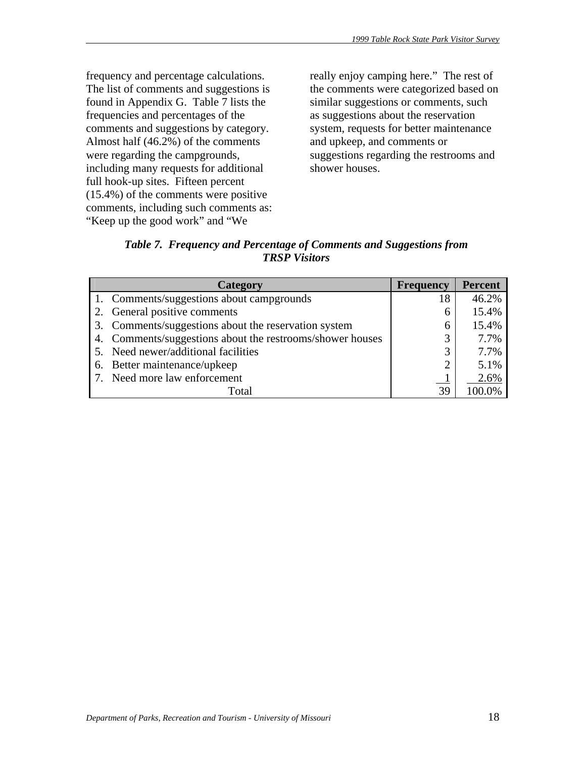frequency and percentage calculations. The list of comments and suggestions is found in Appendix G. Table 7 lists the frequencies and percentages of the comments and suggestions by category. Almost half (46.2%) of the comments were regarding the campgrounds, including many requests for additional full hook-up sites. Fifteen percent (15.4%) of the comments were positive comments, including such comments as: "Keep up the good work" and "We really enjoy camping here." The rest of the comments were categorized based on similar suggestions or comments, such as suggestions about the reservation system, requests for better maintenance and upkeep, and comments or suggestions regarding the restrooms and shower houses.

***Table 7. Frequency and Percentage of Comments and Suggestions from TRSP Visitors***

| Category | Frequency | Percent |
|---|---|---|
| 1. Comments/suggestions about campgrounds | 18 | 46.2% |
| 2. General positive comments | 6 | 15.4% |
| 3. Comments/suggestions about the reservation system | 6 | 15.4% |
| 4. Comments/suggestions about the restrooms/shower houses | 3 | 7.7% |
| 5. Need newer/additional facilities | 3 | 7.7% |
| 6. Better maintenance/upkeep | 2 | 5.1% |
| 7. Need more law enforcement | 1 | 2.6% |
| Total | 39 | 100.0% |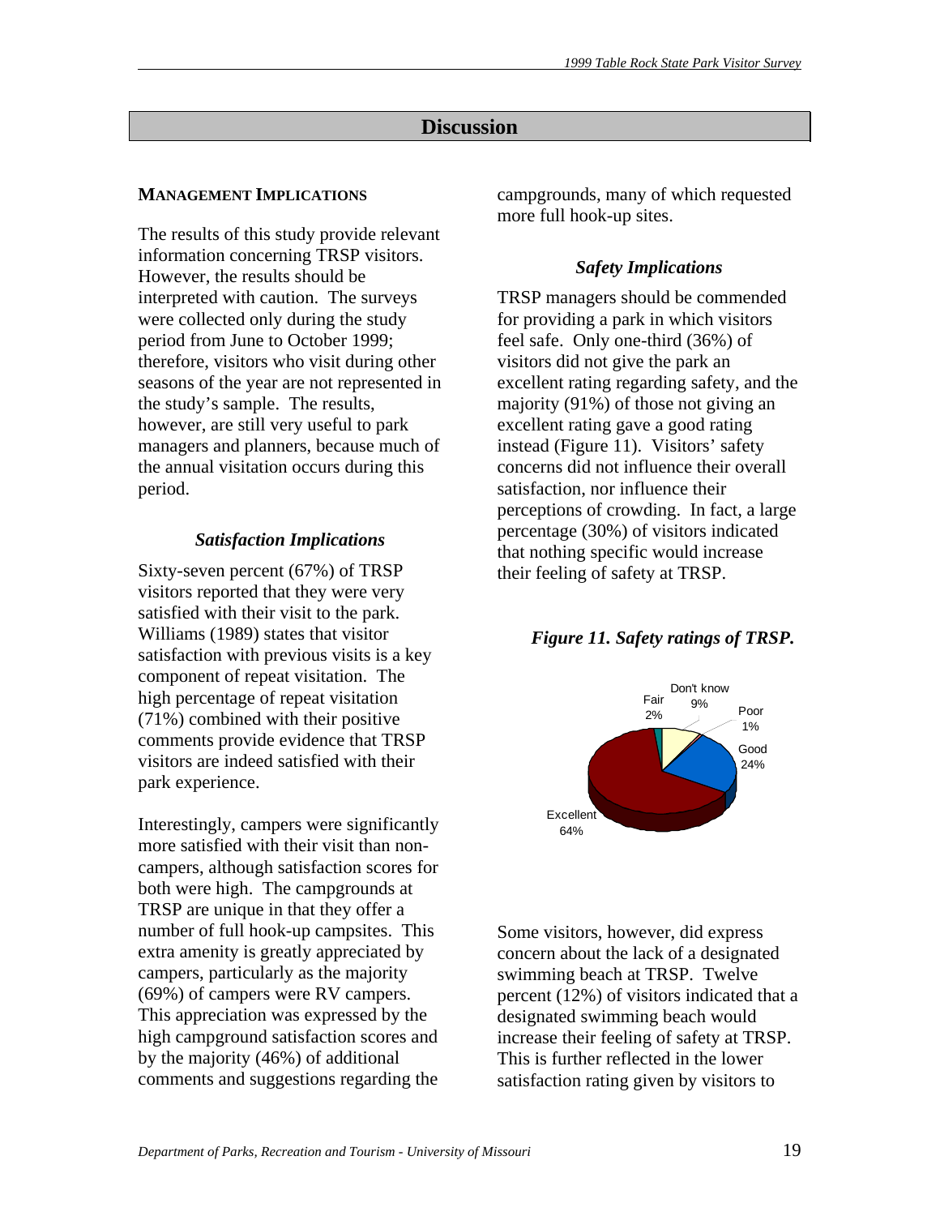## Discussion

**MANAGEMENT IMPLICATIONS**

The results of this study provide relevant information concerning TRSP visitors. However, the results should be interpreted with caution. The surveys were collected only during the study period from June to October 1999; therefore, visitors who visit during other seasons of the year are not represented in the study's sample. The results, however, are still very useful to park managers and planners, because much of the annual visitation occurs during this period.

### *Satisfaction Implications*

Sixty-seven percent (67%) of TRSP visitors reported that they were very satisfied with their visit to the park. Williams (1989) states that visitor satisfaction with previous visits is a key component of repeat visitation. The high percentage of repeat visitation (71%) combined with their positive comments provide evidence that TRSP visitors are indeed satisfied with their park experience.

Interestingly, campers were significantly more satisfied with their visit than non-campers, although satisfaction scores for both were high. The campgrounds at TRSP are unique in that they offer a number of full hook-up campsites. This extra amenity is greatly appreciated by campers, particularly as the majority (69%) of campers were RV campers. This appreciation was expressed by the high campground satisfaction scores and by the majority (46%) of additional comments and suggestions regarding the campgrounds, many of which requested more full hook-up sites.

### *Safety Implications*

TRSP managers should be commended for providing a park in which visitors feel safe. Only one-third (36%) of visitors did not give the park an excellent rating regarding safety, and the majority (91%) of those not giving an excellent rating gave a good rating instead (Figure 11). Visitors' safety concerns did not influence their overall satisfaction, nor influence their perceptions of crowding. In fact, a large percentage (30%) of visitors indicated that nothing specific would increase their feeling of safety at TRSP.

***Figure 11. Safety ratings of TRSP.***

| Rating | Percent |
|---|---|
| Excellent | 64% |
| Good | 24% |
| Poor | 1% |
| Don't know | 9% |
| Fair | 2% |

Some visitors, however, did express concern about the lack of a designated swimming beach at TRSP. Twelve percent (12%) of visitors indicated that a designated swimming beach would increase their feeling of safety at TRSP. This is further reflected in the lower satisfaction rating given by visitors to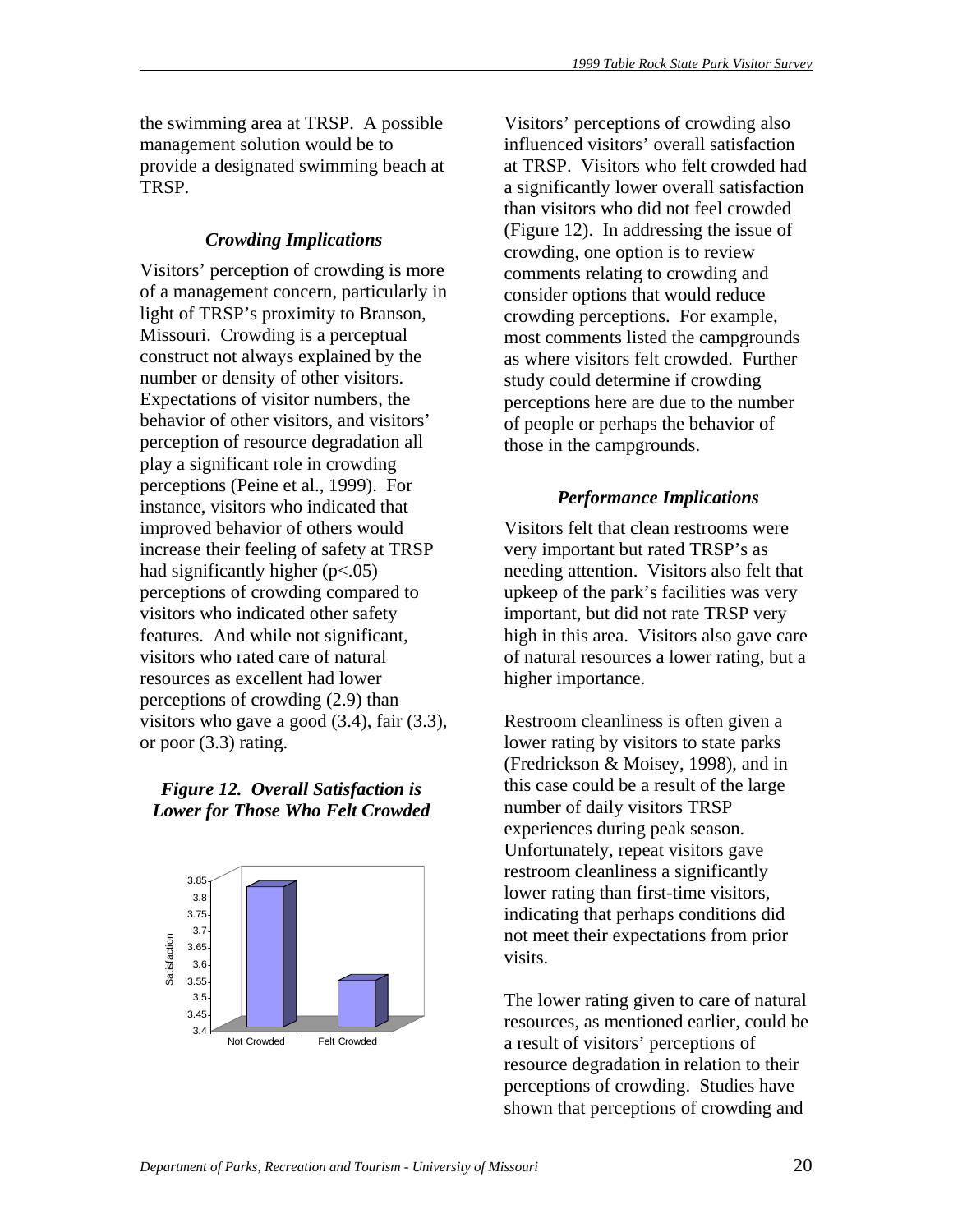the swimming area at TRSP. A possible management solution would be to provide a designated swimming beach at TRSP.

### *Crowding Implications*

Visitors' perception of crowding is more of a management concern, particularly in light of TRSP's proximity to Branson, Missouri. Crowding is a perceptual construct not always explained by the number or density of other visitors. Expectations of visitor numbers, the behavior of other visitors, and visitors' perception of resource degradation all play a significant role in crowding perceptions (Peine et al., 1999). For instance, visitors who indicated that improved behavior of others would increase their feeling of safety at TRSP had significantly higher ($p<.05$) perceptions of crowding compared to visitors who indicated other safety features. And while not significant, visitors who rated care of natural resources as excellent had lower perceptions of crowding (2.9) than visitors who gave a good (3.4), fair (3.3), or poor (3.3) rating.

***Figure 12. Overall Satisfaction is Lower for Those Who Felt Crowded***

Visitors' perceptions of crowding also influenced visitors' overall satisfaction at TRSP. Visitors who felt crowded had a significantly lower overall satisfaction than visitors who did not feel crowded (Figure 12). In addressing the issue of crowding, one option is to review comments relating to crowding and consider options that would reduce crowding perceptions. For example, most comments listed the campgrounds as where visitors felt crowded. Further study could determine if crowding perceptions here are due to the number of people or perhaps the behavior of those in the campgrounds.

### *Performance Implications*

Visitors felt that clean restrooms were very important but rated TRSP's as needing attention. Visitors also felt that upkeep of the park's facilities was very important, but did not rate TRSP very high in this area. Visitors also gave care of natural resources a lower rating, but a higher importance.

Restroom cleanliness is often given a lower rating by visitors to state parks (Fredrickson & Moisey, 1998), and in this case could be a result of the large number of daily visitors TRSP experiences during peak season. Unfortunately, repeat visitors gave restroom cleanliness a significantly lower rating than first-time visitors, indicating that perhaps conditions did not meet their expectations from prior visits.

The lower rating given to care of natural resources, as mentioned earlier, could be a result of visitors' perceptions of resource degradation in relation to their perceptions of crowding. Studies have shown that perceptions of crowding and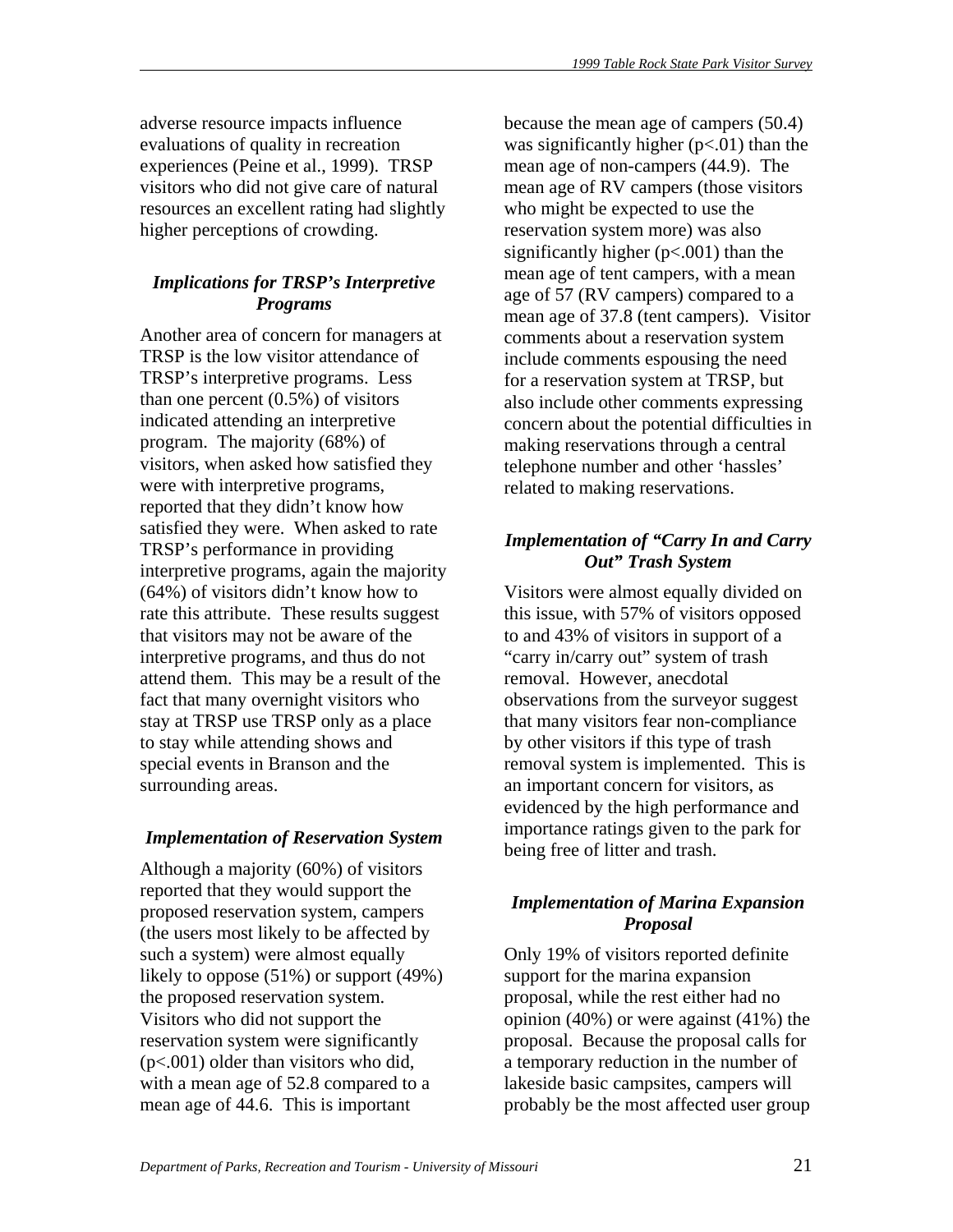adverse resource impacts influence evaluations of quality in recreation experiences (Peine et al., 1999). TRSP visitors who did not give care of natural resources an excellent rating had slightly higher perceptions of crowding.

### *Implications for TRSP's Interpretive Programs*

Another area of concern for managers at TRSP is the low visitor attendance of TRSP's interpretive programs. Less than one percent (0.5%) of visitors indicated attending an interpretive program. The majority (68%) of visitors, when asked how satisfied they were with interpretive programs, reported that they didn't know how satisfied they were. When asked to rate TRSP's performance in providing interpretive programs, again the majority (64%) of visitors didn't know how to rate this attribute. These results suggest that visitors may not be aware of the interpretive programs, and thus do not attend them. This may be a result of the fact that many overnight visitors who stay at TRSP use TRSP only as a place to stay while attending shows and special events in Branson and the surrounding areas.

### *Implementation of Reservation System*

Although a majority (60%) of visitors reported that they would support the proposed reservation system, campers (the users most likely to be affected by such a system) were almost equally likely to oppose (51%) or support (49%) the proposed reservation system. Visitors who did not support the reservation system were significantly ($p<.001$) older than visitors who did, with a mean age of 52.8 compared to a mean age of 44.6. This is important because the mean age of campers (50.4) was significantly higher ($p<.01$) than the mean age of non-campers (44.9). The mean age of RV campers (those visitors who might be expected to use the reservation system more) was also significantly higher ($p<.001$) than the mean age of tent campers, with a mean age of 57 (RV campers) compared to a mean age of 37.8 (tent campers). Visitor comments about a reservation system include comments espousing the need for a reservation system at TRSP, but also include other comments expressing concern about the potential difficulties in making reservations through a central telephone number and other 'hassles' related to making reservations.

### *Implementation of "Carry In and Carry Out" Trash System*

Visitors were almost equally divided on this issue, with 57% of visitors opposed to and 43% of visitors in support of a "carry in/carry out" system of trash removal. However, anecdotal observations from the surveyor suggest that many visitors fear non-compliance by other visitors if this type of trash removal system is implemented. This is an important concern for visitors, as evidenced by the high performance and importance ratings given to the park for being free of litter and trash.

### *Implementation of Marina Expansion Proposal*

Only 19% of visitors reported definite support for the marina expansion proposal, while the rest either had no opinion (40%) or were against (41%) the proposal. Because the proposal calls for a temporary reduction in the number of lakeside basic campsites, campers will probably be the most affected user group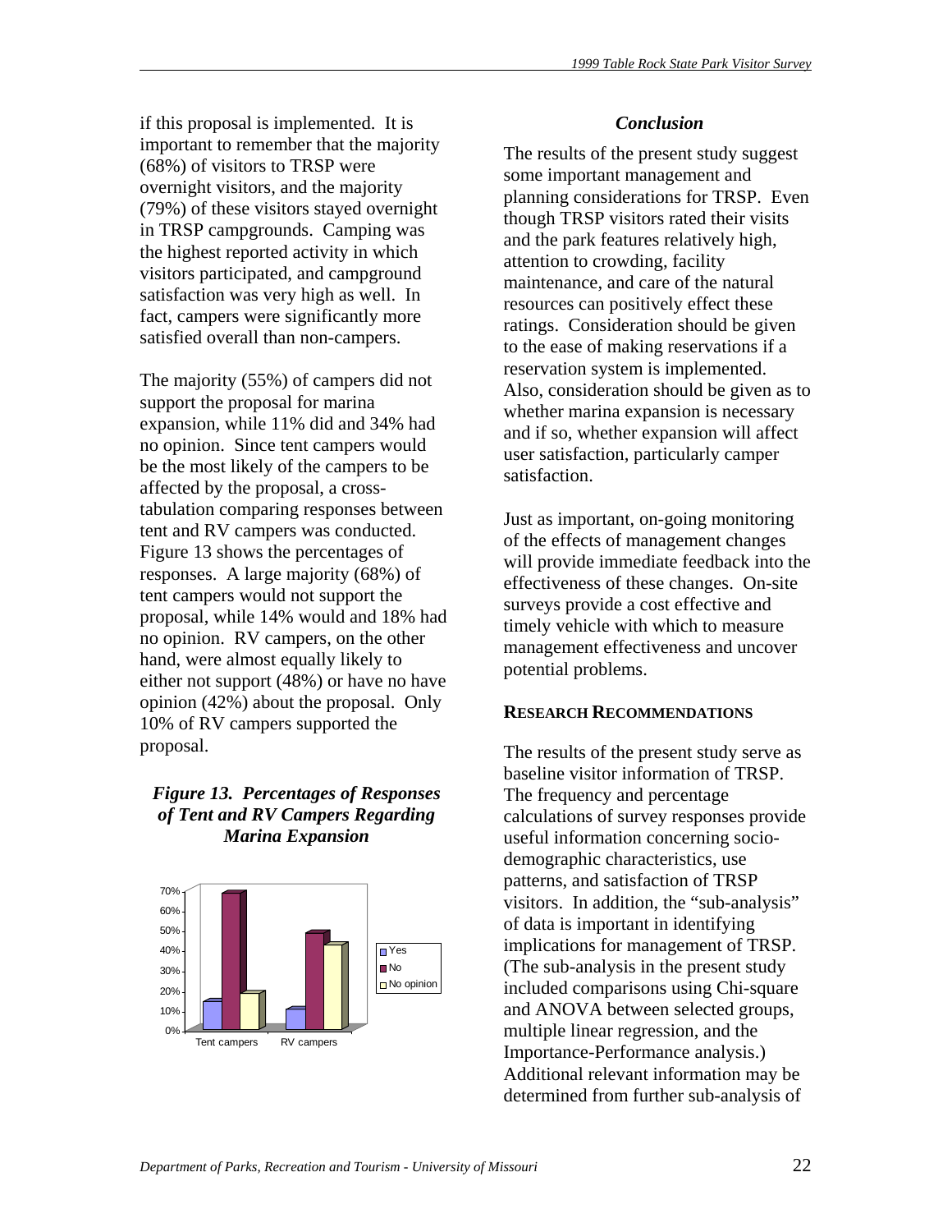if this proposal is implemented. It is important to remember that the majority (68%) of visitors to TRSP were overnight visitors, and the majority (79%) of these visitors stayed overnight in TRSP campgrounds. Camping was the highest reported activity in which visitors participated, and campground satisfaction was very high as well. In fact, campers were significantly more satisfied overall than non-campers.

The majority (55%) of campers did not support the proposal for marina expansion, while 11% did and 34% had no opinion. Since tent campers would be the most likely of the campers to be affected by the proposal, a cross-tabulation comparing responses between tent and RV campers was conducted. Figure 13 shows the percentages of responses. A large majority (68%) of tent campers would not support the proposal, while 14% would and 18% had no opinion. RV campers, on the other hand, were almost equally likely to either not support (48%) or have no have opinion (42%) about the proposal. Only 10% of RV campers supported the proposal.

***Figure 13. Percentages of Responses of Tent and RV Campers Regarding Marina Expansion***

### Conclusion

The results of the present study suggest some important management and planning considerations for TRSP. Even though TRSP visitors rated their visits and the park features relatively high, attention to crowding, facility maintenance, and care of the natural resources can positively effect these ratings. Consideration should be given to the ease of making reservations if a reservation system is implemented. Also, consideration should be given as to whether marina expansion is necessary and if so, whether expansion will affect user satisfaction, particularly camper satisfaction.

Just as important, on-going monitoring of the effects of management changes will provide immediate feedback into the effectiveness of these changes. On-site surveys provide a cost effective and timely vehicle with which to measure management effectiveness and uncover potential problems.

## RESEARCH RECOMMENDATIONS

The results of the present study serve as baseline visitor information of TRSP. The frequency and percentage calculations of survey responses provide useful information concerning socio-demographic characteristics, use patterns, and satisfaction of TRSP visitors. In addition, the "sub-analysis" of data is important in identifying implications for management of TRSP. (The sub-analysis in the present study included comparisons using Chi-square and ANOVA between selected groups, multiple linear regression, and the Importance-Performance analysis.) Additional relevant information may be determined from further sub-analysis of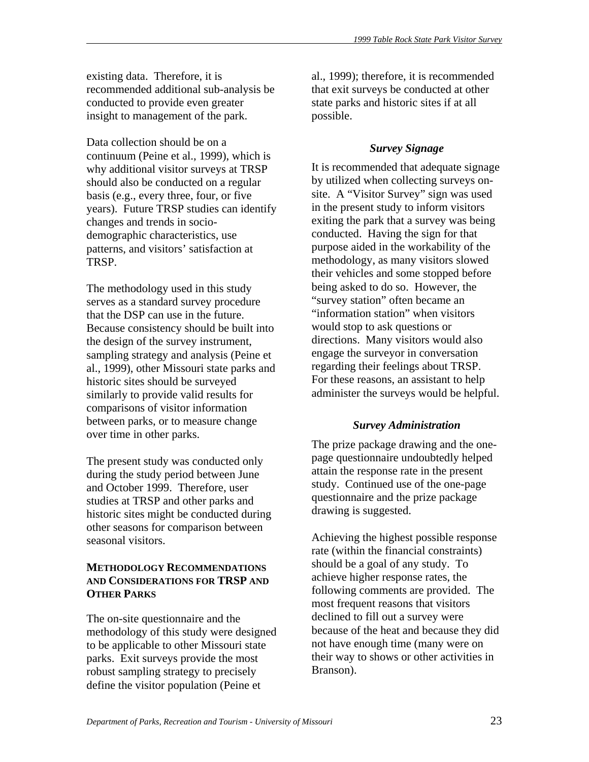existing data. Therefore, it is recommended additional sub-analysis be conducted to provide even greater insight to management of the park.

Data collection should be on a continuum (Peine et al., 1999), which is why additional visitor surveys at TRSP should also be conducted on a regular basis (e.g., every three, four, or five years). Future TRSP studies can identify changes and trends in socio-demographic characteristics, use patterns, and visitors' satisfaction at TRSP.

The methodology used in this study serves as a standard survey procedure that the DSP can use in the future. Because consistency should be built into the design of the survey instrument, sampling strategy and analysis (Peine et al., 1999), other Missouri state parks and historic sites should be surveyed similarly to provide valid results for comparisons of visitor information between parks, or to measure change over time in other parks.

The present study was conducted only during the study period between June and October 1999. Therefore, user studies at TRSP and other parks and historic sites might be conducted during other seasons for comparison between seasonal visitors.

### METHODOLOGY RECOMMENDATIONS AND CONSIDERATIONS FOR TRSP AND OTHER PARKS

The on-site questionnaire and the methodology of this study were designed to be applicable to other Missouri state parks. Exit surveys provide the most robust sampling strategy to precisely define the visitor population (Peine et al., 1999); therefore, it is recommended that exit surveys be conducted at other state parks and historic sites if at all possible.

#### *Survey Signage*

It is recommended that adequate signage by utilized when collecting surveys on-site. A "Visitor Survey" sign was used in the present study to inform visitors exiting the park that a survey was being conducted. Having the sign for that purpose aided in the workability of the methodology, as many visitors slowed their vehicles and some stopped before being asked to do so. However, the "survey station" often became an "information station" when visitors would stop to ask questions or directions. Many visitors would also engage the surveyor in conversation regarding their feelings about TRSP. For these reasons, an assistant to help administer the surveys would be helpful.

#### *Survey Administration*

The prize package drawing and the one-page questionnaire undoubtedly helped attain the response rate in the present study. Continued use of the one-page questionnaire and the prize package drawing is suggested.

Achieving the highest possible response rate (within the financial constraints) should be a goal of any study. To achieve higher response rates, the following comments are provided. The most frequent reasons that visitors declined to fill out a survey were because of the heat and because they did not have enough time (many were on their way to shows or other activities in Branson).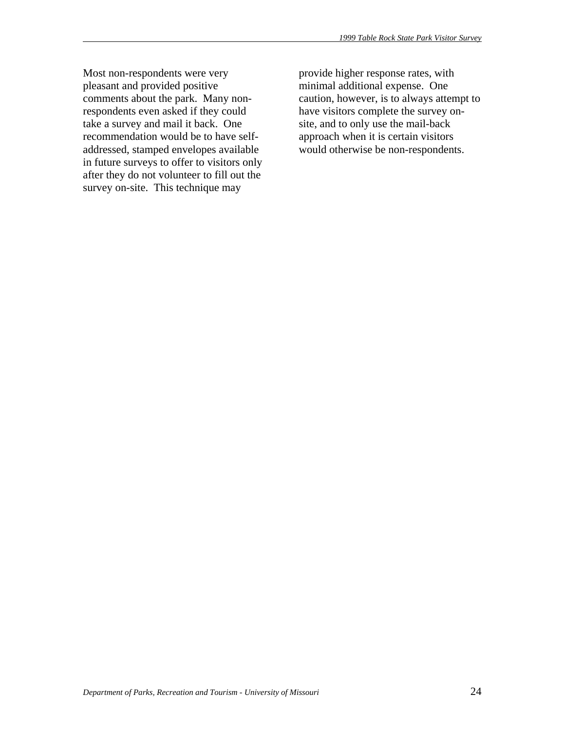Most non-respondents were very pleasant and provided positive comments about the park. Many non-respondents even asked if they could take a survey and mail it back. One recommendation would be to have self-addressed, stamped envelopes available in future surveys to offer to visitors only after they do not volunteer to fill out the survey on-site. This technique may provide higher response rates, with minimal additional expense. One caution, however, is to always attempt to have visitors complete the survey on-site, and to only use the mail-back approach when it is certain visitors would otherwise be non-respondents.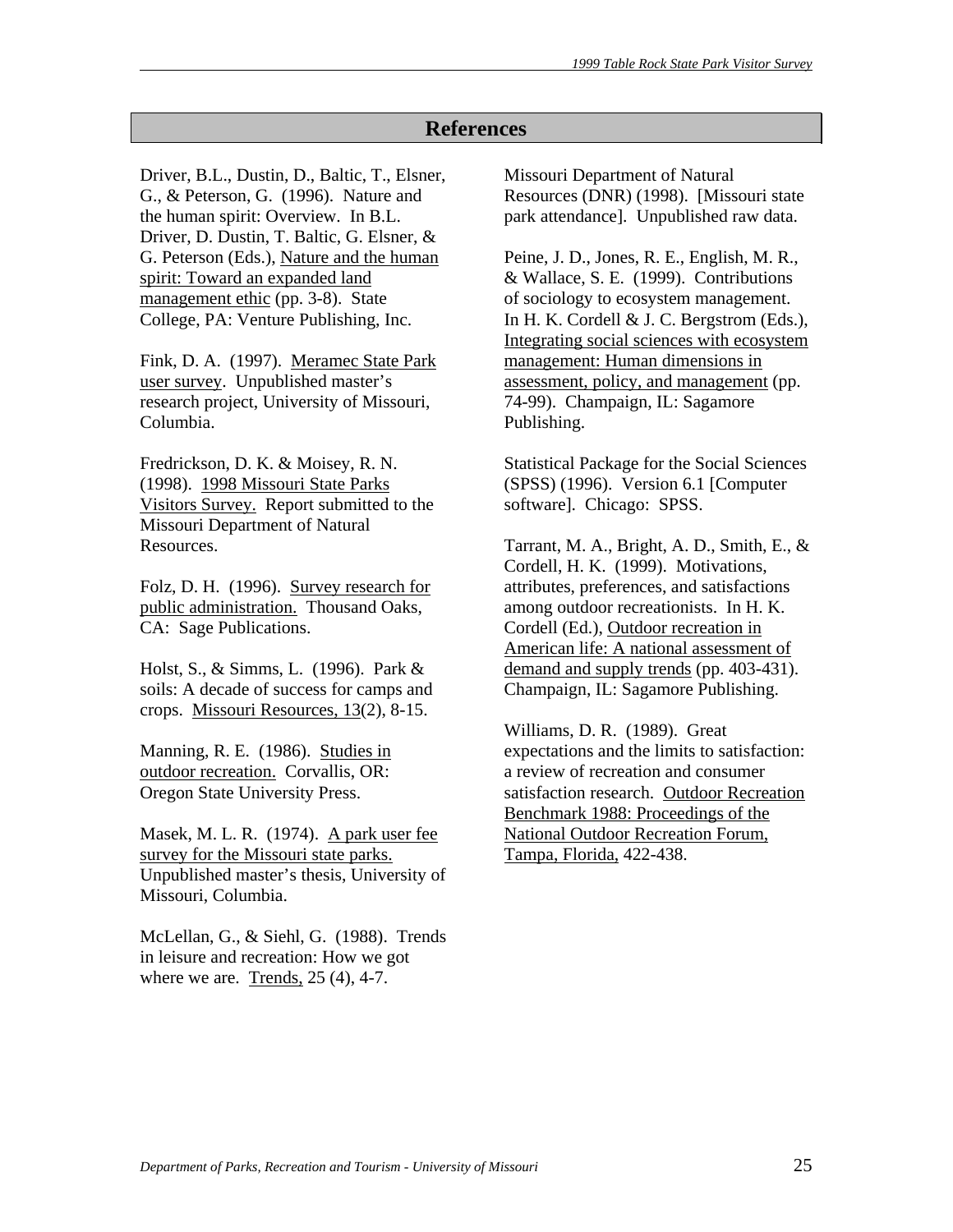# References

Driver, B.L., Dustin, D., Baltic, T., Elsner, G., & Peterson, G. (1996). Nature and the human spirit: Overview. In B.L. Driver, D. Dustin, T. Baltic, G. Elsner, & G. Peterson (Eds.), Nature and the human spirit: Toward an expanded land management ethic (pp. 3-8). State College, PA: Venture Publishing, Inc.

Fink, D. A. (1997). Meramec State Park user survey. Unpublished master's research project, University of Missouri, Columbia.

Fredrickson, D. K. & Moisey, R. N. (1998). 1998 Missouri State Parks Visitors Survey. Report submitted to the Missouri Department of Natural Resources.

Folz, D. H. (1996). Survey research for public administration. Thousand Oaks, CA: Sage Publications.

Holst, S., & Simms, L. (1996). Park & soils: A decade of success for camps and crops. Missouri Resources, 13(2), 8-15.

Manning, R. E. (1986). Studies in outdoor recreation. Corvallis, OR: Oregon State University Press.

Masek, M. L. R. (1974). A park user fee survey for the Missouri state parks. Unpublished master's thesis, University of Missouri, Columbia.

McLellan, G., & Siehl, G. (1988). Trends in leisure and recreation: How we got where we are. Trends, 25 (4), 4-7.

Missouri Department of Natural Resources (DNR) (1998). [Missouri state park attendance]. Unpublished raw data.

Peine, J. D., Jones, R. E., English, M. R., & Wallace, S. E. (1999). Contributions of sociology to ecosystem management. In H. K. Cordell & J. C. Bergstrom (Eds.), Integrating social sciences with ecosystem management: Human dimensions in assessment, policy, and management (pp. 74-99). Champaign, IL: Sagamore Publishing.

Statistical Package for the Social Sciences (SPSS) (1996). Version 6.1 [Computer software]. Chicago: SPSS.

Tarrant, M. A., Bright, A. D., Smith, E., & Cordell, H. K. (1999). Motivations, attributes, preferences, and satisfactions among outdoor recreationists. In H. K. Cordell (Ed.), Outdoor recreation in American life: A national assessment of demand and supply trends (pp. 403-431). Champaign, IL: Sagamore Publishing.

Williams, D. R. (1989). Great expectations and the limits to satisfaction: a review of recreation and consumer satisfaction research. Outdoor Recreation Benchmark 1988: Proceedings of the National Outdoor Recreation Forum, Tampa, Florida, 422-438.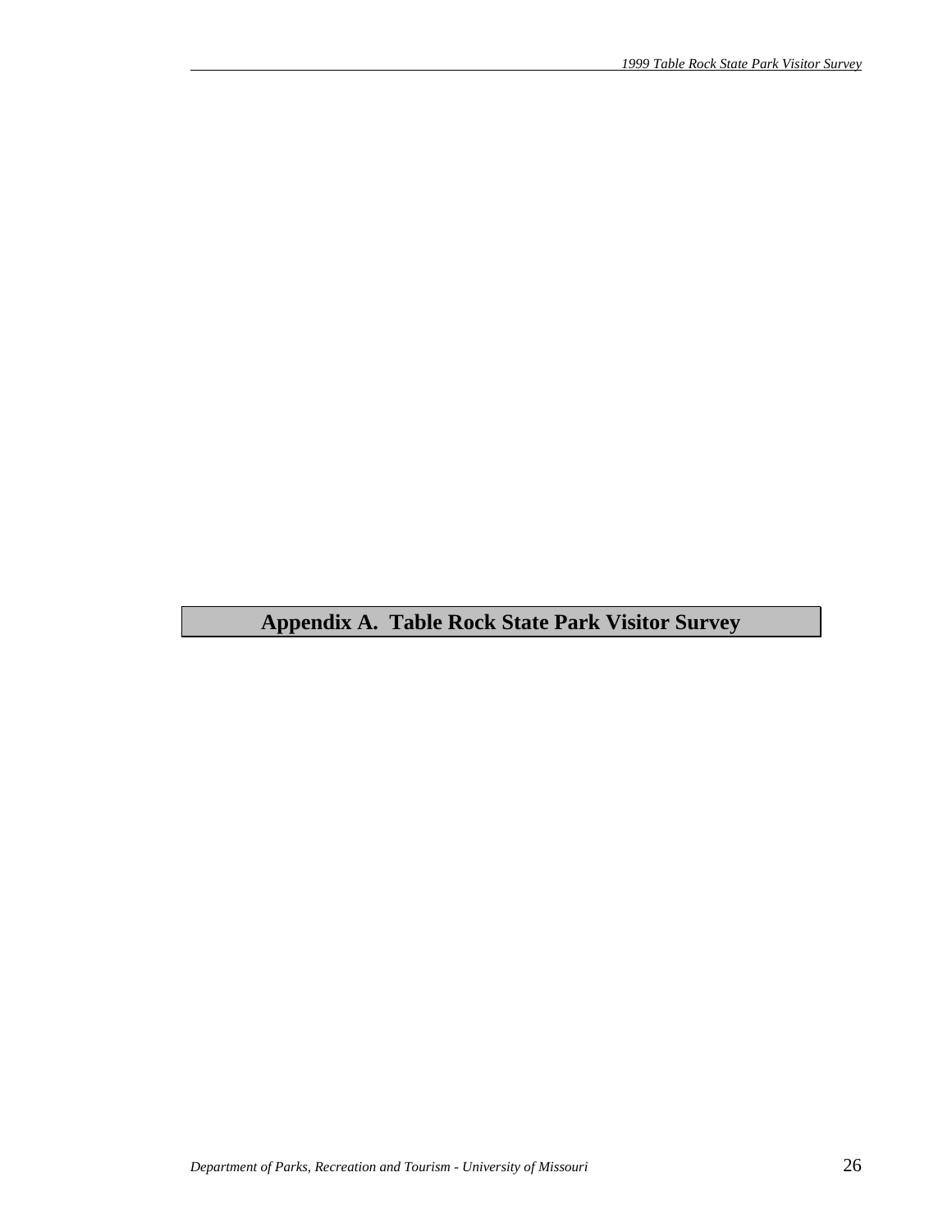# Appendix A. Table Rock State Park Visitor Survey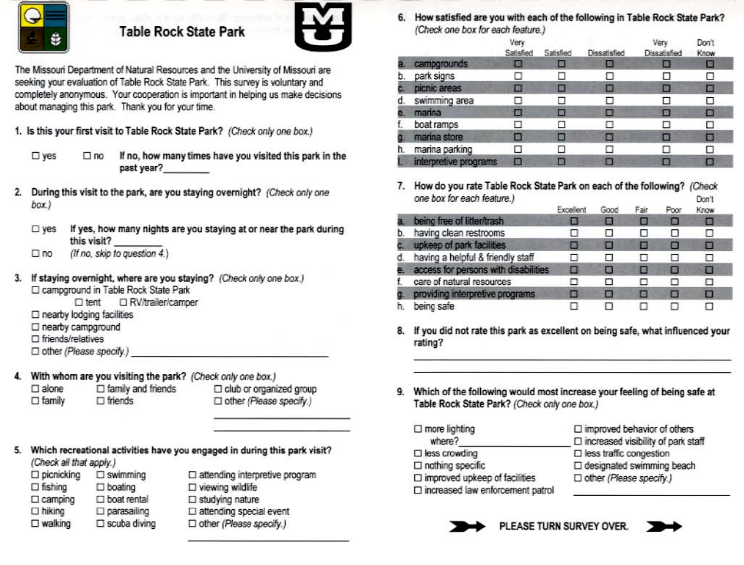# Table Rock State Park

The Missouri Department of Natural Resources and the University of Missouri are seeking your evaluation of Table Rock State Park. This survey is voluntary and completely anonymous. Your cooperation is important in helping us make decisions about managing this park. Thank you for your time.

**1. Is this your first visit to Table Rock State Park?** *(Check only one box.)*

☐ yes ☐ no **If no, how many times have you visited this park in the past year?**_________

**2. During this visit to the park, are you staying overnight?** *(Check only one box.)*

☐ yes **If yes, how many nights are you staying at or near the park during this visit?** _________

☐ no *(If no, skip to question 4.)*

**3. If staying overnight, where are you staying?** *(Check only one box.)*

☐ campground in Table Rock State Park
  ☐ tent ☐ RV/trailer/camper
☐ nearby lodging facilities
☐ nearby campground
☐ friends/relatives
☐ other *(Please specify.)* _______________________

**4. With whom are you visiting the park?** *(Check only one box.)*

☐ alone ☐ family and friends ☐ club or organized group
☐ family ☐ friends ☐ other *(Please specify.)*
_______________________

**5. Which recreational activities have you engaged in during this park visit?** *(Check all that apply.)*

☐ picnicking ☐ swimming ☐ attending interpretive program
☐ fishing ☐ boating ☐ viewing wildlife
☐ camping ☐ boat rental ☐ studying nature
☐ hiking ☐ parasailing ☐ attending special event
☐ walking ☐ scuba diving ☐ other *(Please specify.)*
_______________________

**6. How satisfied are you with each of the following in Table Rock State Park?** *(Check one box for each feature.)*

| | Very Satisfied | Satisfied | Dissatisfied | Very Dissatisfied | Don't Know |
|---|---|---|---|---|---|
| a. campgrounds | ☐ | ☐ | ☐ | ☐ | ☐ |
| b. park signs | ☐ | ☐ | ☐ | ☐ | ☐ |
| c. picnic areas | ☐ | ☐ | ☐ | ☐ | ☐ |
| d. swimming area | ☐ | ☐ | ☐ | ☐ | ☐ |
| e. marina | ☐ | ☐ | ☐ | ☐ | ☐ |
| f. boat ramps | ☐ | ☐ | ☐ | ☐ | ☐ |
| g. marina store | ☐ | ☐ | ☐ | ☐ | ☐ |
| h. marina parking | ☐ | ☐ | ☐ | ☐ | ☐ |
| i. interpretive programs | ☐ | ☐ | ☐ | ☐ | ☐ |

**7. How do you rate Table Rock State Park on each of the following?** *(Check one box for each feature.)*

| | Excellent | Good | Fair | Poor | Don't Know |
|---|---|---|---|---|---|
| a. being free of litter/trash | ☐ | ☐ | ☐ | ☐ | ☐ |
| b. having clean restrooms | ☐ | ☐ | ☐ | ☐ | ☐ |
| c. upkeep of park facilities | ☐ | ☐ | ☐ | ☐ | ☐ |
| d. having a helpful & friendly staff | ☐ | ☐ | ☐ | ☐ | ☐ |
| e. access for persons with disabilities | ☐ | ☐ | ☐ | ☐ | ☐ |
| f. care of natural resources | ☐ | ☐ | ☐ | ☐ | ☐ |
| g. providing interpretive programs | ☐ | ☐ | ☐ | ☐ | ☐ |
| h. being safe | ☐ | ☐ | ☐ | ☐ | ☐ |

**8. If you did not rate this park as excellent on being safe, what influenced your rating?**

_______________________

_______________________

**9. Which of the following would most increase your feeling of being safe at Table Rock State Park?** *(Check only one box.)*

☐ more lighting
  where?_______________
☐ less crowding
☐ nothing specific
☐ improved upkeep of facilities
☐ increased law enforcement patrol
☐ improved behavior of others
☐ increased visibility of park staff
☐ less traffic congestion
☐ designated swimming beach
☐ other *(Please specify.)*
_______________________

**PLEASE TURN SURVEY OVER.**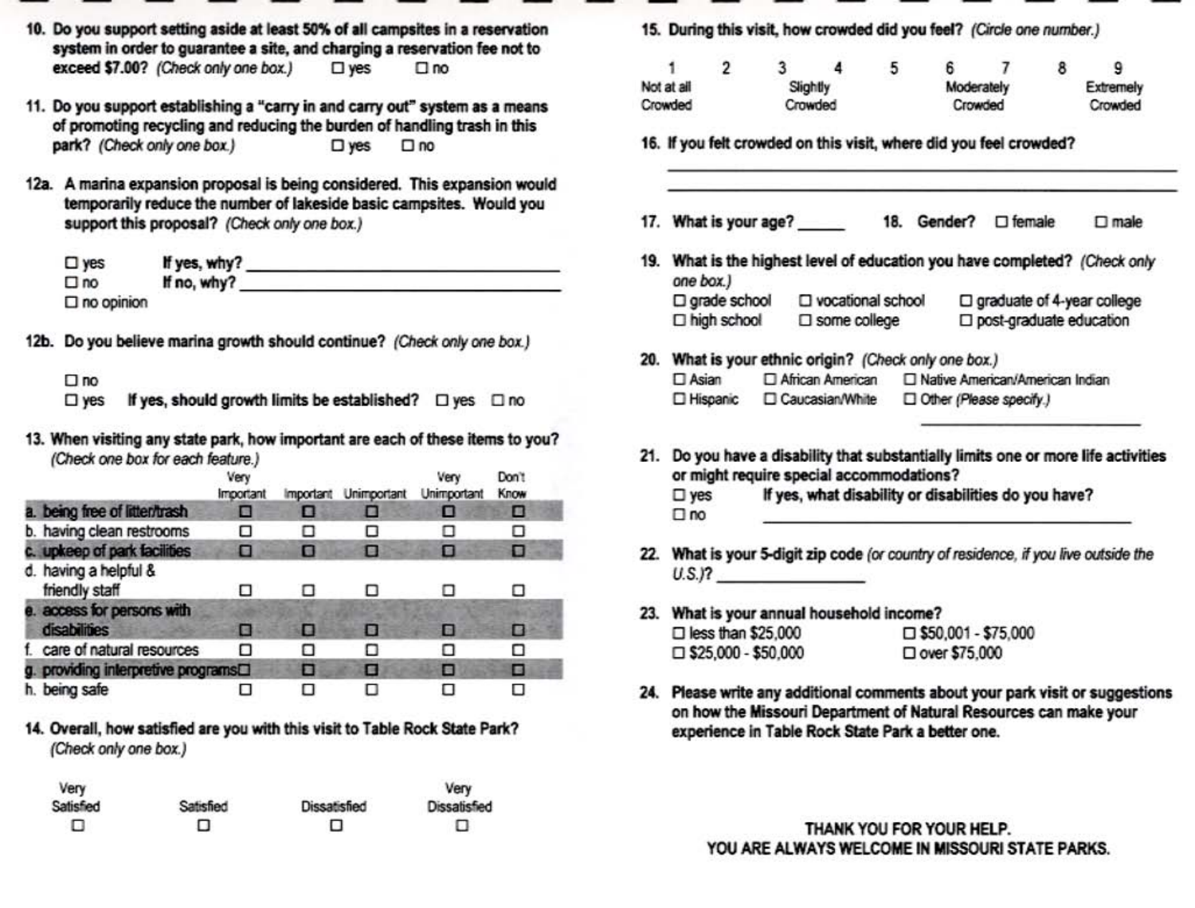10. **Do you support setting aside at least 50% of all campsites in a reservation system in order to guarantee a site, and charging a reservation fee not to exceed $7.00?** *(Check only one box.)* ☐ yes ☐ no

11. **Do you support establishing a "carry in and carry out" system as a means of promoting recycling and reducing the burden of handling trash in this park?** *(Check only one box.)* ☐ yes ☐ no

12a. **A marina expansion proposal is being considered. This expansion would temporarily reduce the number of lakeside basic campsites. Would you support this proposal?** *(Check only one box.)*

☐ yes **If yes, why?** ____________________
☐ no **If no, why?** ____________________
☐ no opinion

12b. **Do you believe marina growth should continue?** *(Check only one box.)*

☐ no
☐ yes **If yes, should growth limits be established?** ☐ yes ☐ no

13. **When visiting any state park, how important are each of these items to you?** *(Check one box for each feature.)*

| | Very Important | Important | Unimportant | Very Unimportant | Don't Know |
|---|---|---|---|---|---|
| a. being free of litter/trash | ☐ | ☐ | ☐ | ☐ | ☐ |
| b. having clean restrooms | ☐ | ☐ | ☐ | ☐ | ☐ |
| c. upkeep of park facilities | ☐ | ☐ | ☐ | ☐ | ☐ |
| d. having a helpful & friendly staff | ☐ | ☐ | ☐ | ☐ | ☐ |
| e. access for persons with disabilities | ☐ | ☐ | ☐ | ☐ | ☐ |
| f. care of natural resources | ☐ | ☐ | ☐ | ☐ | ☐ |
| g. providing interpretive programs | ☐ | ☐ | ☐ | ☐ | ☐ |
| h. being safe | ☐ | ☐ | ☐ | ☐ | ☐ |

14. **Overall, how satisfied are you with this visit to Table Rock State Park?** *(Check only one box.)*

| Very Satisfied | Satisfied | Dissatisfied | Very Dissatisfied |
|---|---|---|---|
| ☐ | ☐ | ☐ | ☐ |

15. **During this visit, how crowded did you feel?** *(Circle one number.)*

| 1 | 2 | 3 | 4 | 5 | 6 | 7 | 8 | 9 |
|---|---|---|---|---|---|---|---|---|
| Not at all Crowded | | Slightly Crowded | | | Moderately Crowded | | | Extremely Crowded |

16. **If you felt crowded on this visit, where did you feel crowded?**

____________________

____________________

17. **What is your age?** ______ 18. **Gender?** ☐ female ☐ male

19. **What is the highest level of education you have completed?** *(Check only one box.)*

☐ grade school ☐ vocational school ☐ graduate of 4-year college
☐ high school ☐ some college ☐ post-graduate education

20. **What is your ethnic origin?** *(Check only one box.)*

☐ Asian ☐ African American ☐ Native American/American Indian
☐ Hispanic ☐ Caucasian/White ☐ Other *(Please specify.)* ____________________

21. **Do you have a disability that substantially limits one or more life activities or might require special accommodations?**

☐ yes **If yes, what disability or disabilities do you have?**
☐ no ____________________

22. **What is your 5-digit zip code** *(or country of residence, if you live outside the U.S.)?* ____________

23. **What is your annual household income?**

☐ less than $25,000 ☐ $50,001 - $75,000
☐ $25,000 - $50,000 ☐ over $75,000

24. **Please write any additional comments about your park visit or suggestions on how the Missouri Department of Natural Resources can make your experience in Table Rock State Park a better one.**

THANK YOU FOR YOUR HELP.
YOU ARE ALWAYS WELCOME IN MISSOURI STATE PARKS.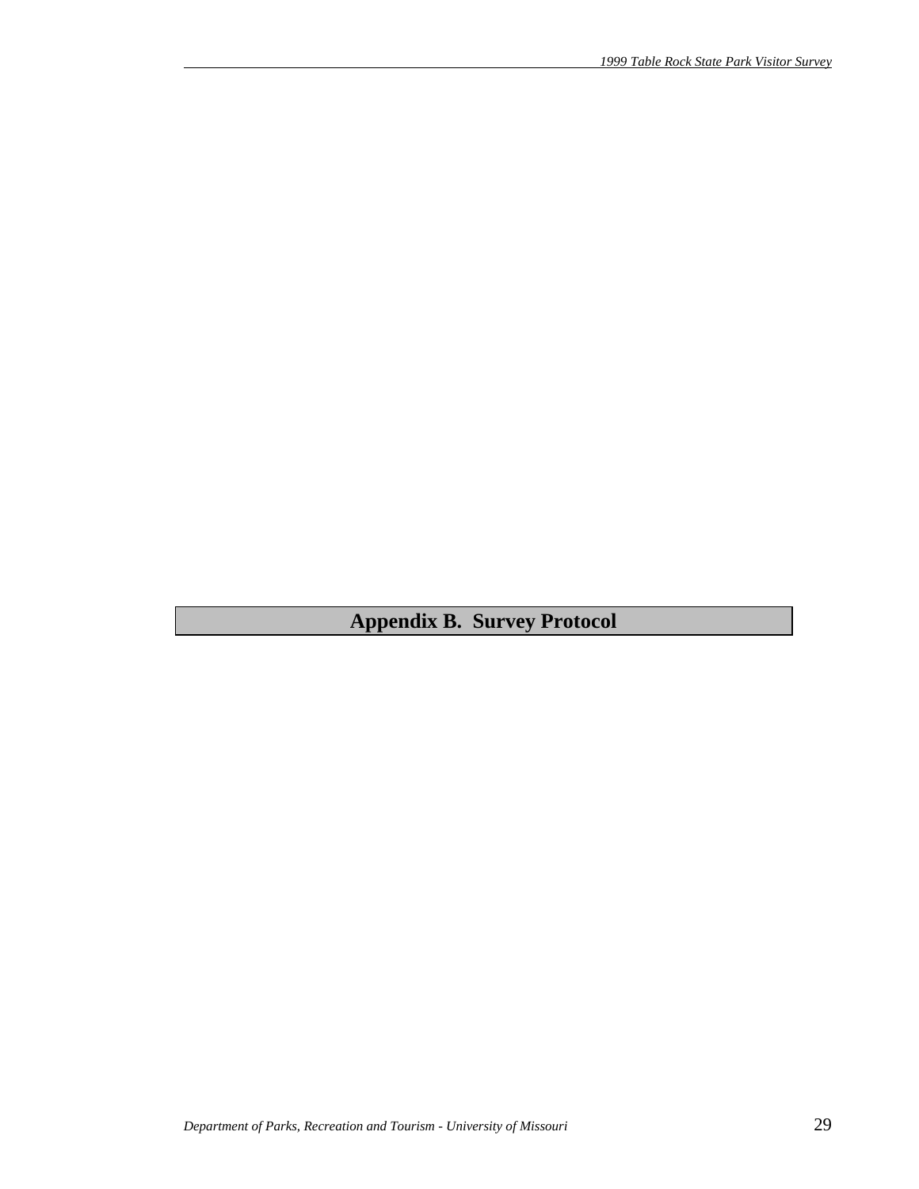# Appendix B. Survey Protocol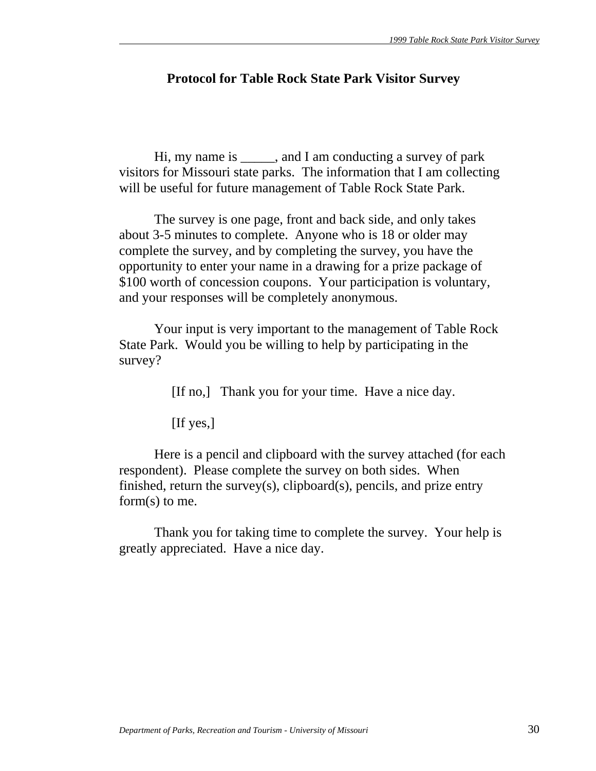## Protocol for Table Rock State Park Visitor Survey

Hi, my name is _____, and I am conducting a survey of park visitors for Missouri state parks. The information that I am collecting will be useful for future management of Table Rock State Park.

The survey is one page, front and back side, and only takes about 3-5 minutes to complete. Anyone who is 18 or older may complete the survey, and by completing the survey, you have the opportunity to enter your name in a drawing for a prize package of $100 worth of concession coupons. Your participation is voluntary, and your responses will be completely anonymous.

Your input is very important to the management of Table Rock State Park. Would you be willing to help by participating in the survey?

[If no,] Thank you for your time. Have a nice day.

[If yes,]

Here is a pencil and clipboard with the survey attached (for each respondent). Please complete the survey on both sides. When finished, return the survey(s), clipboard(s), pencils, and prize entry form(s) to me.

Thank you for taking time to complete the survey. Your help is greatly appreciated. Have a nice day.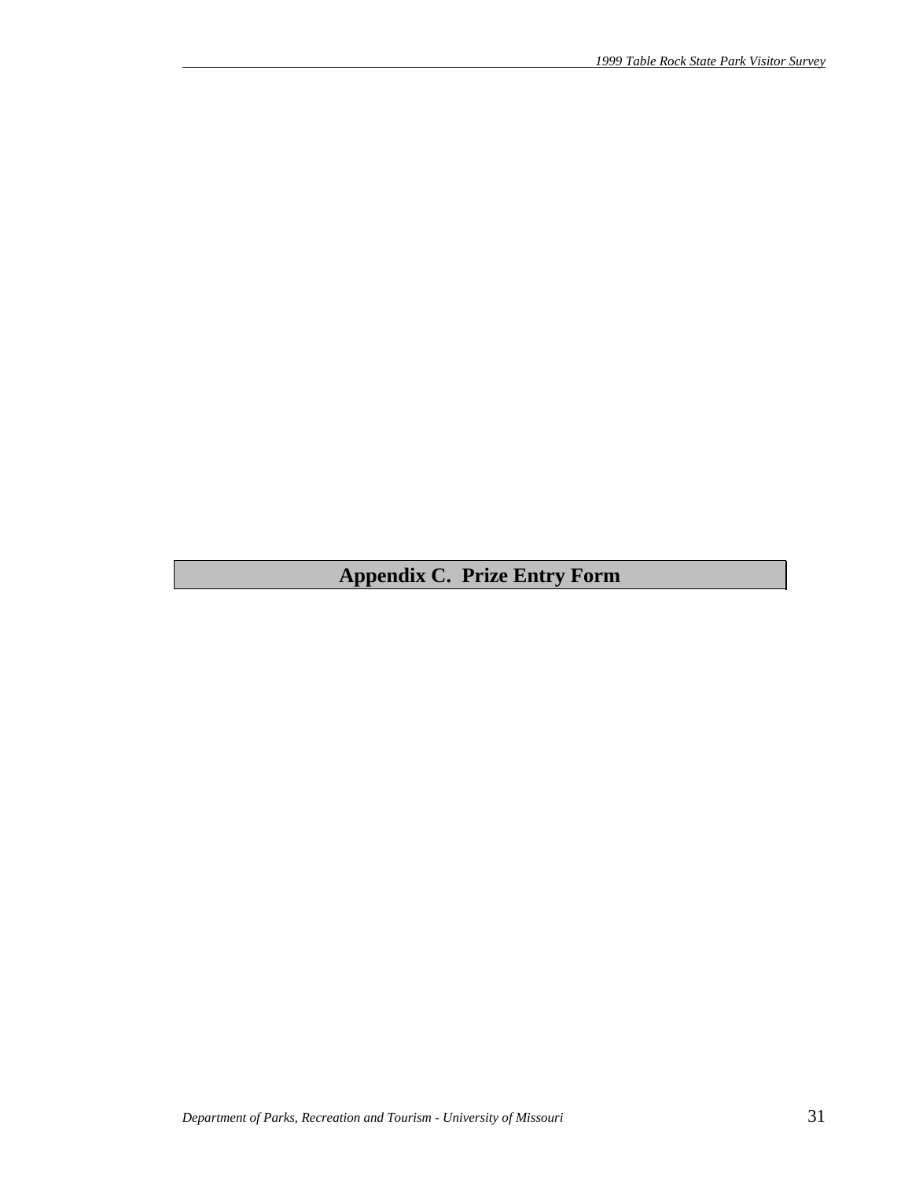# Appendix C. Prize Entry Form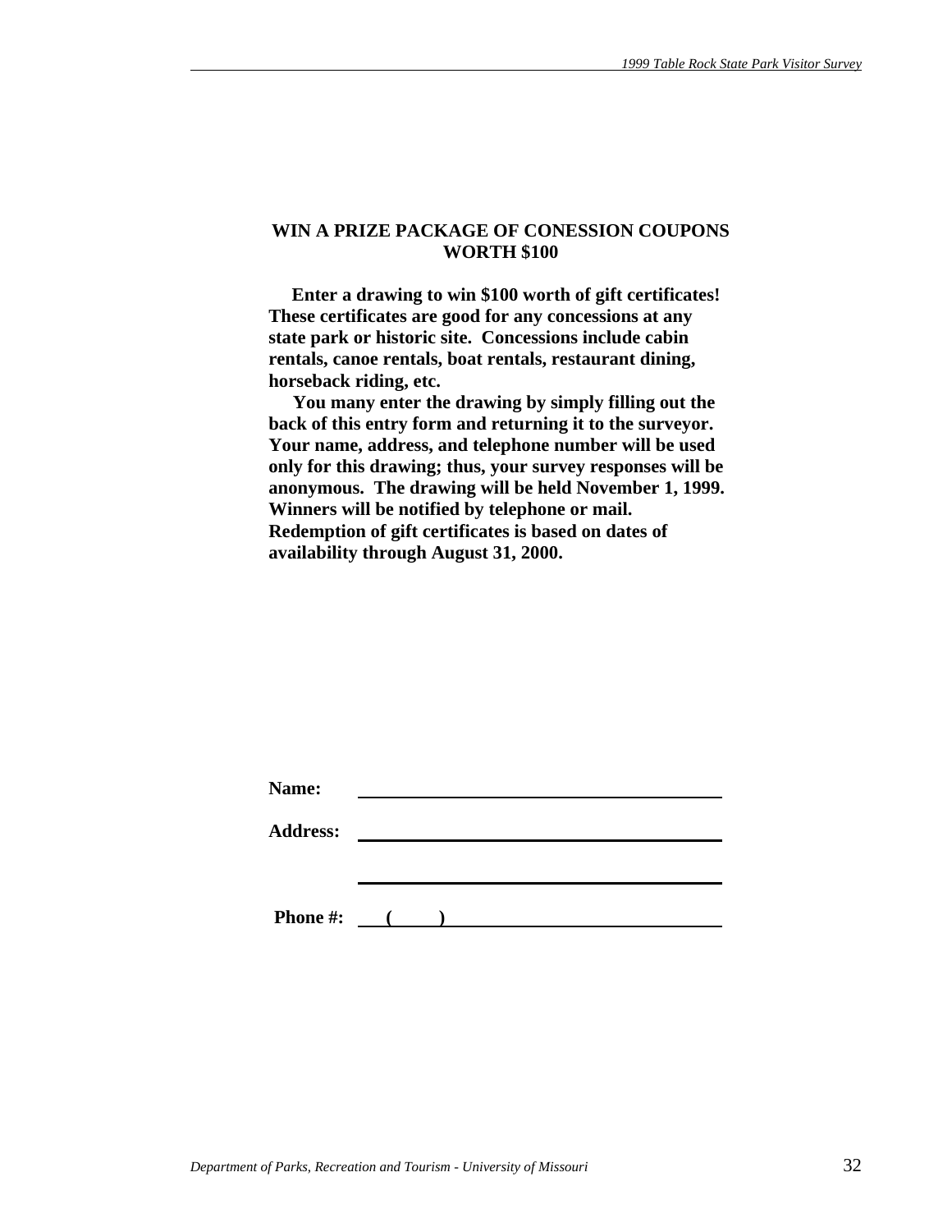**WIN A PRIZE PACKAGE OF CONESSION COUPONS WORTH $100**

**Enter a drawing to win $100 worth of gift certificates! These certificates are good for any concessions at any state park or historic site. Concessions include cabin rentals, canoe rentals, boat rentals, restaurant dining, horseback riding, etc.**

**You many enter the drawing by simply filling out the back of this entry form and returning it to the surveyor. Your name, address, and telephone number will be used only for this drawing; thus, your survey responses will be anonymous. The drawing will be held November 1, 1999. Winners will be notified by telephone or mail. Redemption of gift certificates is based on dates of availability through August 31, 2000.**

**Name:** ______________________________

**Address:** ______________________________

______________________________

**Phone #:** (     ) ______________________________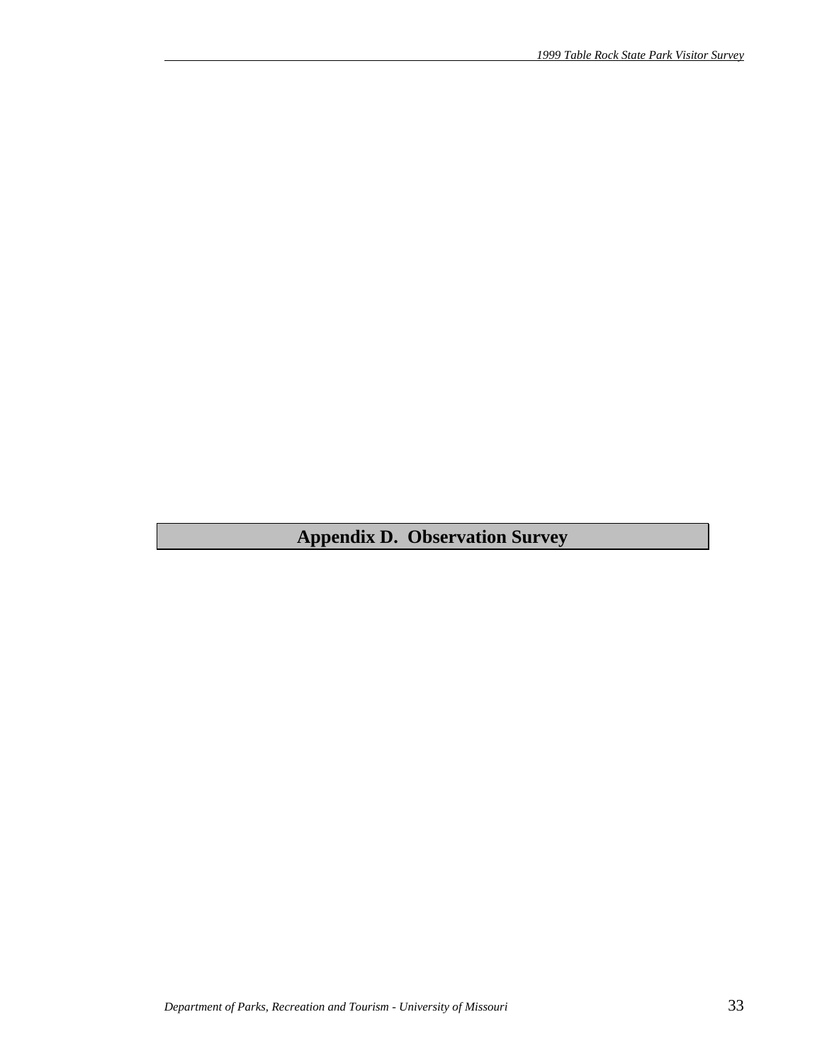# Appendix D. Observation Survey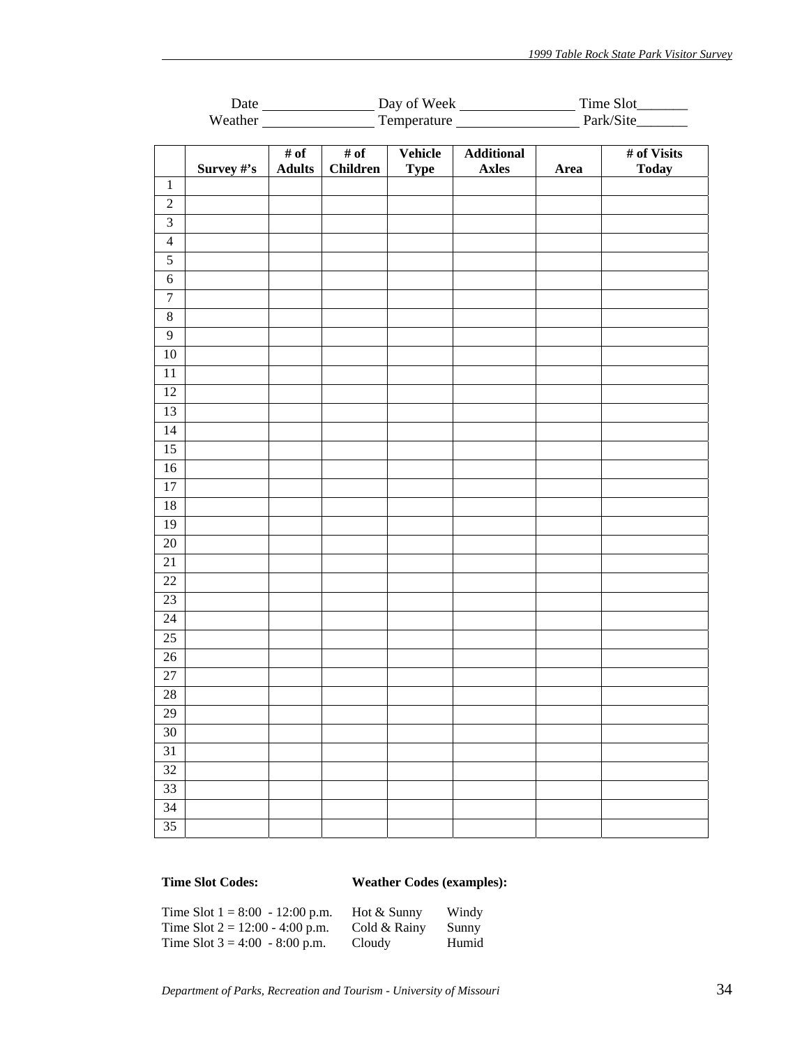Date ________________ Day of Week ________________ Time Slot_______
Weather ________________ Temperature ________________ Park/Site_______

| | Survey #'s | # of Adults | # of Children | Vehicle Type | Additional Axles | Area | # of Visits Today |
|---|---|---|---|---|---|---|---|
| 1 | | | | | | | |
| 2 | | | | | | | |
| 3 | | | | | | | |
| 4 | | | | | | | |
| 5 | | | | | | | |
| 6 | | | | | | | |
| 7 | | | | | | | |
| 8 | | | | | | | |
| 9 | | | | | | | |
| 10 | | | | | | | |
| 11 | | | | | | | |
| 12 | | | | | | | |
| 13 | | | | | | | |
| 14 | | | | | | | |
| 15 | | | | | | | |
| 16 | | | | | | | |
| 17 | | | | | | | |
| 18 | | | | | | | |
| 19 | | | | | | | |
| 20 | | | | | | | |
| 21 | | | | | | | |
| 22 | | | | | | | |
| 23 | | | | | | | |
| 24 | | | | | | | |
| 25 | | | | | | | |
| 26 | | | | | | | |
| 27 | | | | | | | |
| 28 | | | | | | | |
| 29 | | | | | | | |
| 30 | | | | | | | |
| 31 | | | | | | | |
| 32 | | | | | | | |
| 33 | | | | | | | |
| 34 | | | | | | | |
| 35 | | | | | | | |

**Time Slot Codes:**

Time Slot 1 = 8:00 - 12:00 p.m.
Time Slot 2 = 12:00 - 4:00 p.m.
Time Slot 3 = 4:00 - 8:00 p.m.

**Weather Codes (examples):**

| | |
|---|---|
| Hot & Sunny | Windy |
| Cold & Rainy | Sunny |
| Cloudy | Humid |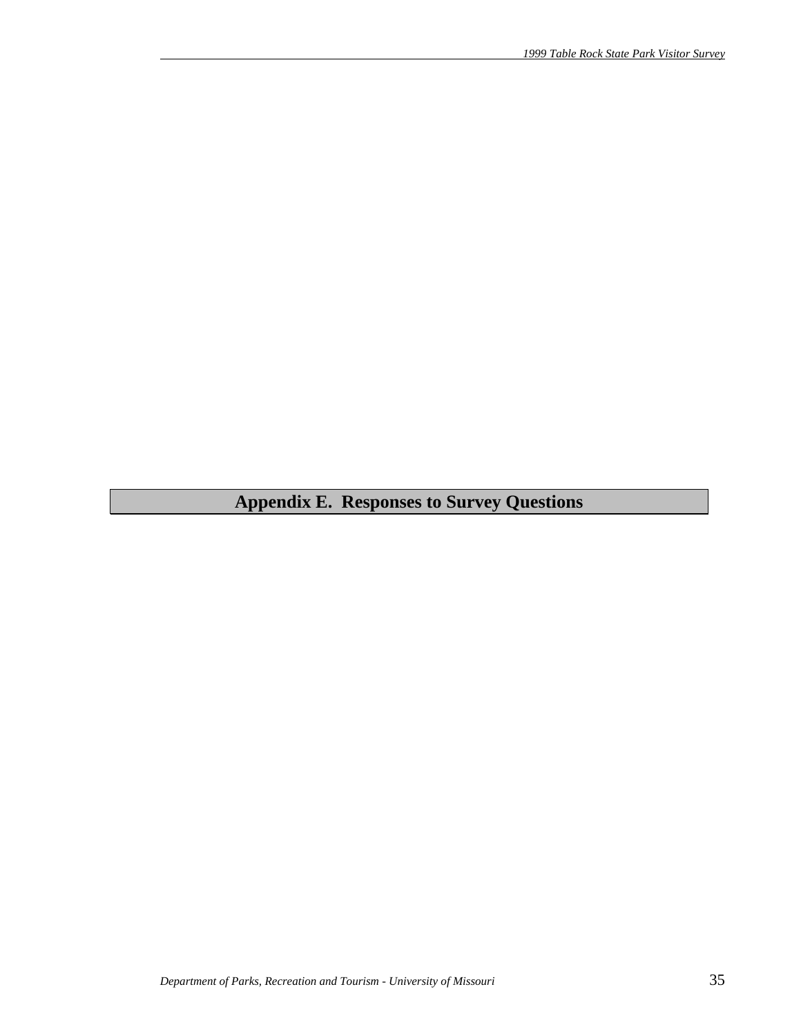# Appendix E. Responses to Survey Questions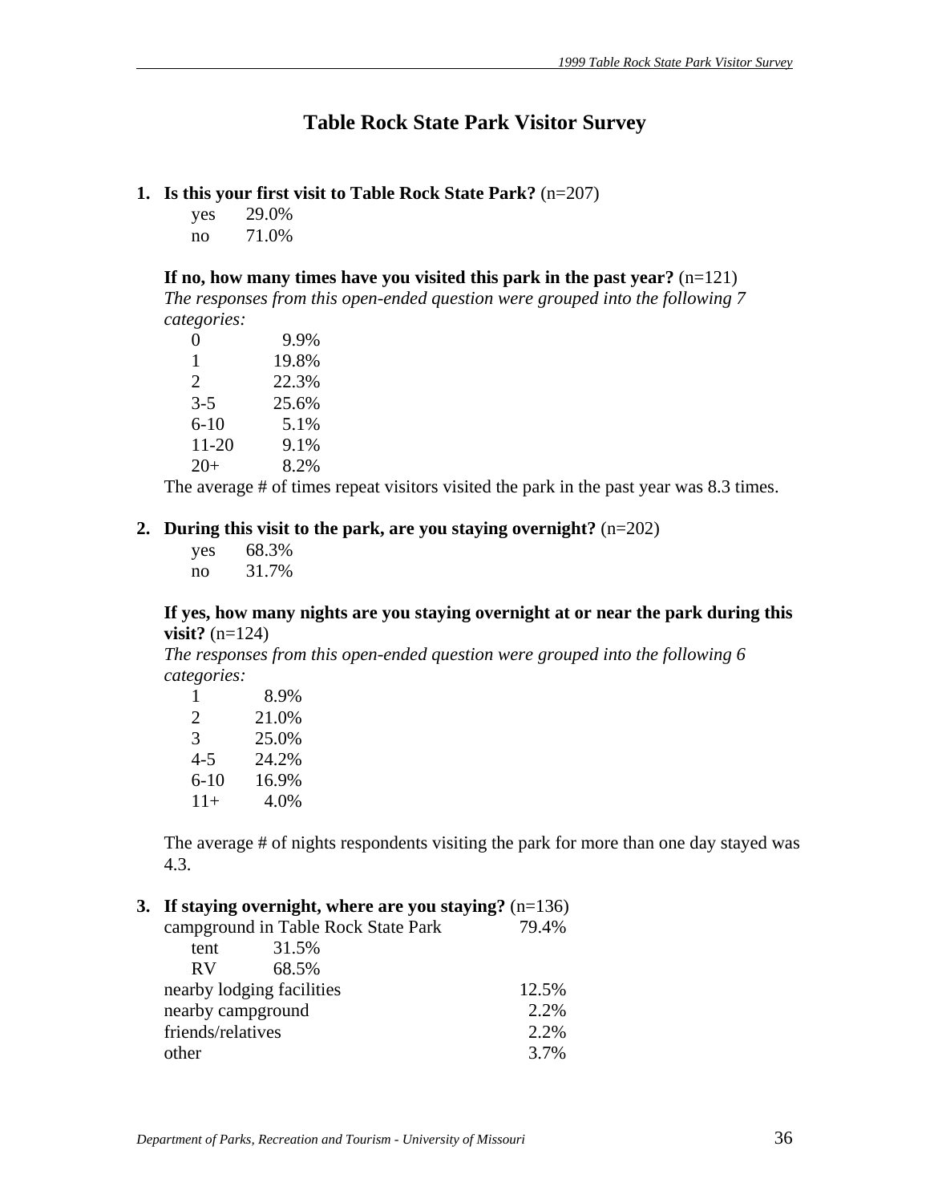# Table Rock State Park Visitor Survey

1. **Is this your first visit to Table Rock State Park?** (n=207)

| | |
|---|---|
| yes | 29.0% |
| no | 71.0% |

**If no, how many times have you visited this park in the past year?** (n=121)
*The responses from this open-ended question were grouped into the following 7 categories:*

| | |
|---|---|
| 0 | 9.9% |
| 1 | 19.8% |
| 2 | 22.3% |
| 3-5 | 25.6% |
| 6-10 | 5.1% |
| 11-20 | 9.1% |
| 20+ | 8.2% |

The average # of times repeat visitors visited the park in the past year was 8.3 times.

2. **During this visit to the park, are you staying overnight?** (n=202)

| | |
|---|---|
| yes | 68.3% |
| no | 31.7% |

**If yes, how many nights are you staying overnight at or near the park during this visit?** (n=124)
*The responses from this open-ended question were grouped into the following 6 categories:*

| | |
|---|---|
| 1 | 8.9% |
| 2 | 21.0% |
| 3 | 25.0% |
| 4-5 | 24.2% |
| 6-10 | 16.9% |
| 11+ | 4.0% |

The average # of nights respondents visiting the park for more than one day stayed was 4.3.

3. **If staying overnight, where are you staying?** (n=136)

| | |
|---|---|
| campground in Table Rock State Park | 79.4% |
| tent 31.5% | |
| RV 68.5% | |
| nearby lodging facilities | 12.5% |
| nearby campground | 2.2% |
| friends/relatives | 2.2% |
| other | 3.7% |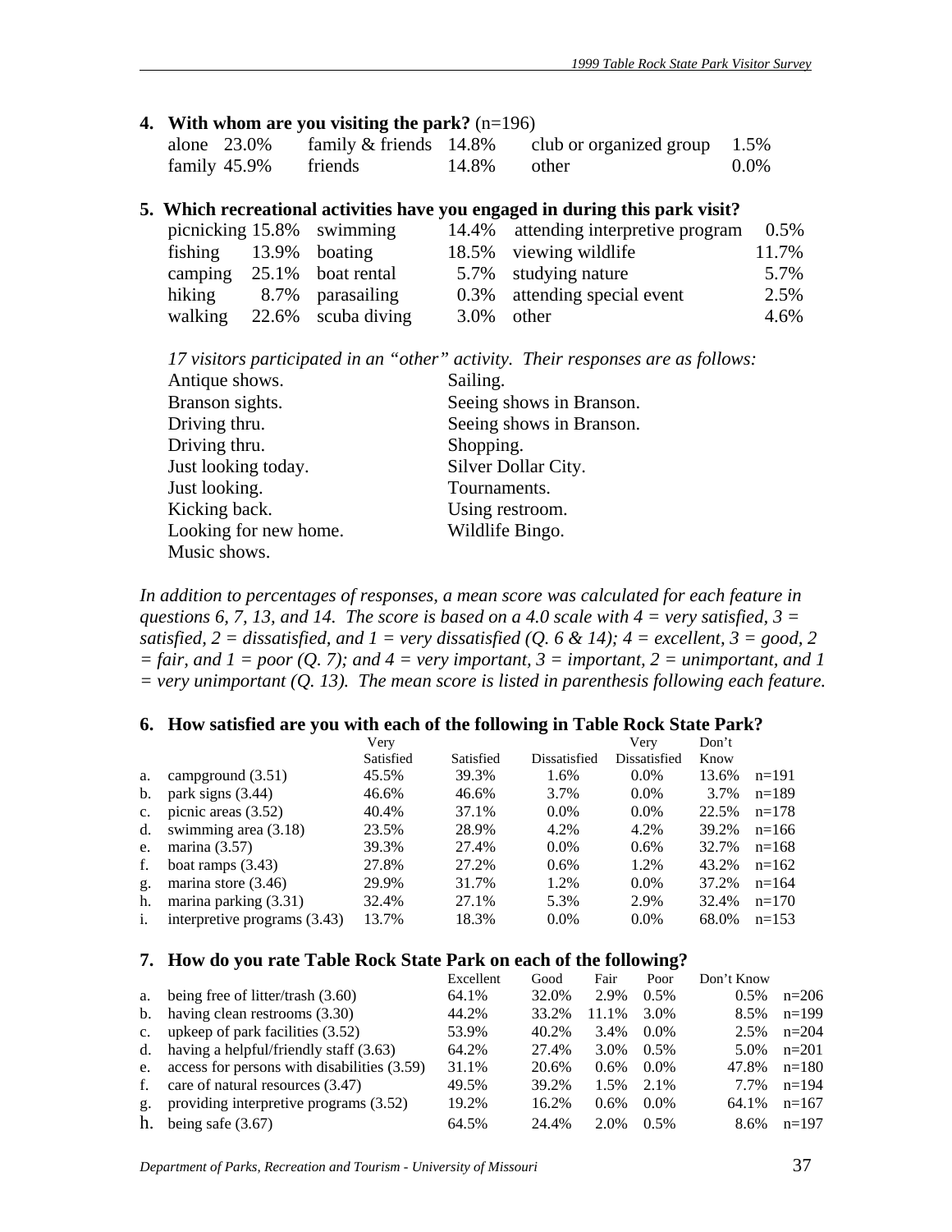**4. With whom are you visiting the park?** (n=196)

| | | | | | |
|---|---|---|---|---|---|
| alone | 23.0% | family & friends | 14.8% | club or organized group | 1.5% |
| family | 45.9% | friends | 14.8% | other | 0.0% |

**5. Which recreational activities have you engaged in during this park visit?**

| | | | | | |
|---|---|---|---|---|---|
| picnicking | 15.8% | swimming | 14.4% | attending interpretive program | 0.5% |
| fishing | 13.9% | boating | 18.5% | viewing wildlife | 11.7% |
| camping | 25.1% | boat rental | 5.7% | studying nature | 5.7% |
| hiking | 8.7% | parasailing | 0.3% | attending special event | 2.5% |
| walking | 22.6% | scuba diving | 3.0% | other | 4.6% |

*17 visitors participated in an "other" activity. Their responses are as follows:*

Antique shows.
Branson sights.
Driving thru.
Driving thru.
Just looking today.
Just looking.
Kicking back.
Looking for new home.
Music shows.
Sailing.
Seeing shows in Branson.
Seeing shows in Branson.
Shopping.
Silver Dollar City.
Tournaments.
Using restroom.
Wildlife Bingo.

*In addition to percentages of responses, a mean score was calculated for each feature in questions 6, 7, 13, and 14. The score is based on a 4.0 scale with 4 = very satisfied, 3 = satisfied, 2 = dissatisfied, and 1 = very dissatisfied (Q. 6 & 14); 4 = excellent, 3 = good, 2 = fair, and 1 = poor (Q. 7); and 4 = very important, 3 = important, 2 = unimportant, and 1 = very unimportant (Q. 13). The mean score is listed in parenthesis following each feature.*

**6. How satisfied are you with each of the following in Table Rock State Park?**

| | | Very Satisfied | Satisfied | Dissatisfied | Very Dissatisfied | Don't Know | |
|---|---|---|---|---|---|---|---|
| a. | campground (3.51) | 45.5% | 39.3% | 1.6% | 0.0% | 13.6% | n=191 |
| b. | park signs (3.44) | 46.6% | 46.6% | 3.7% | 0.0% | 3.7% | n=189 |
| c. | picnic areas (3.52) | 40.4% | 37.1% | 0.0% | 0.0% | 22.5% | n=178 |
| d. | swimming area (3.18) | 23.5% | 28.9% | 4.2% | 4.2% | 39.2% | n=166 |
| e. | marina (3.57) | 39.3% | 27.4% | 0.0% | 0.6% | 32.7% | n=168 |
| f. | boat ramps (3.43) | 27.8% | 27.2% | 0.6% | 1.2% | 43.2% | n=162 |
| g. | marina store (3.46) | 29.9% | 31.7% | 1.2% | 0.0% | 37.2% | n=164 |
| h. | marina parking (3.31) | 32.4% | 27.1% | 5.3% | 2.9% | 32.4% | n=170 |
| i. | interpretive programs (3.43) | 13.7% | 18.3% | 0.0% | 0.0% | 68.0% | n=153 |

**7. How do you rate Table Rock State Park on each of the following?**

| | | Excellent | Good | Fair | Poor | Don't Know | |
|---|---|---|---|---|---|---|---|
| a. | being free of litter/trash (3.60) | 64.1% | 32.0% | 2.9% | 0.5% | 0.5% | n=206 |
| b. | having clean restrooms (3.30) | 44.2% | 33.2% | 11.1% | 3.0% | 8.5% | n=199 |
| c. | upkeep of park facilities (3.52) | 53.9% | 40.2% | 3.4% | 0.0% | 2.5% | n=204 |
| d. | having a helpful/friendly staff (3.63) | 64.2% | 27.4% | 3.0% | 0.5% | 5.0% | n=201 |
| e. | access for persons with disabilities (3.59) | 31.1% | 20.6% | 0.6% | 0.0% | 47.8% | n=180 |
| f. | care of natural resources (3.47) | 49.5% | 39.2% | 1.5% | 2.1% | 7.7% | n=194 |
| g. | providing interpretive programs (3.52) | 19.2% | 16.2% | 0.6% | 0.0% | 64.1% | n=167 |
| h. | being safe (3.67) | 64.5% | 24.4% | 2.0% | 0.5% | 8.6% | n=197 |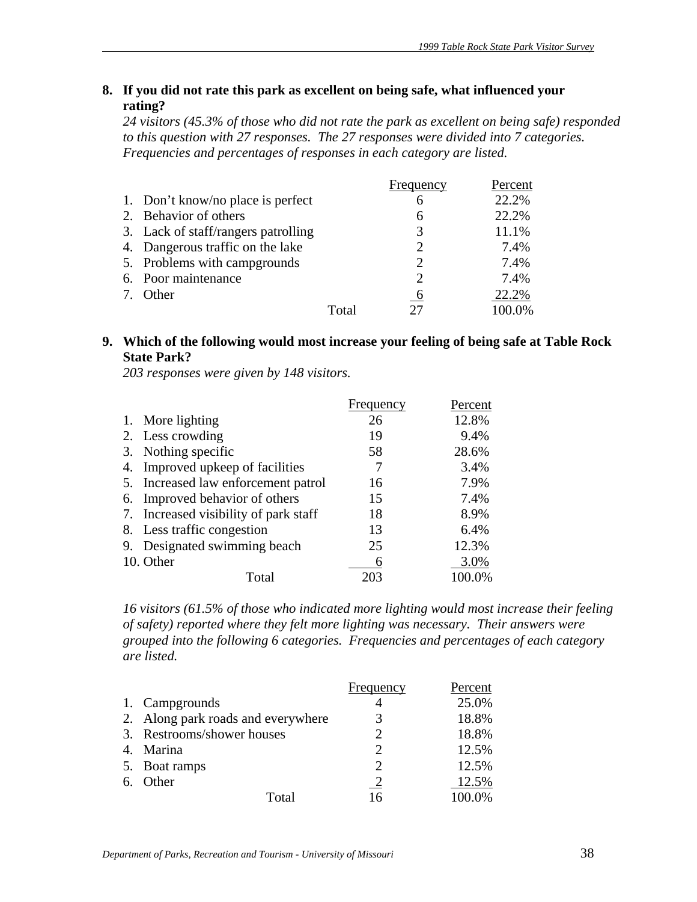**8. If you did not rate this park as excellent on being safe, what influenced your rating?**

*24 visitors (45.3% of those who did not rate the park as excellent on being safe) responded to this question with 27 responses. The 27 responses were divided into 7 categories. Frequencies and percentages of responses in each category are listed.*

| | Frequency | Percent |
|---|---|---|
| 1. Don't know/no place is perfect | 6 | 22.2% |
| 2. Behavior of others | 6 | 22.2% |
| 3. Lack of staff/rangers patrolling | 3 | 11.1% |
| 4. Dangerous traffic on the lake | 2 | 7.4% |
| 5. Problems with campgrounds | 2 | 7.4% |
| 6. Poor maintenance | 2 | 7.4% |
| 7. Other | 6 | 22.2% |
| Total | 27 | 100.0% |

**9. Which of the following would most increase your feeling of being safe at Table Rock State Park?**

*203 responses were given by 148 visitors.*

| | Frequency | Percent |
|---|---|---|
| 1. More lighting | 26 | 12.8% |
| 2. Less crowding | 19 | 9.4% |
| 3. Nothing specific | 58 | 28.6% |
| 4. Improved upkeep of facilities | 7 | 3.4% |
| 5. Increased law enforcement patrol | 16 | 7.9% |
| 6. Improved behavior of others | 15 | 7.4% |
| 7. Increased visibility of park staff | 18 | 8.9% |
| 8. Less traffic congestion | 13 | 6.4% |
| 9. Designated swimming beach | 25 | 12.3% |
| 10. Other | 6 | 3.0% |
| Total | 203 | 100.0% |

*16 visitors (61.5% of those who indicated more lighting would most increase their feeling of safety) reported where they felt more lighting was necessary. Their answers were grouped into the following 6 categories. Frequencies and percentages of each category are listed.*

| | Frequency | Percent |
|---|---|---|
| 1. Campgrounds | 4 | 25.0% |
| 2. Along park roads and everywhere | 3 | 18.8% |
| 3. Restrooms/shower houses | 2 | 18.8% |
| 4. Marina | 2 | 12.5% |
| 5. Boat ramps | 2 | 12.5% |
| 6. Other | 2 | 12.5% |
| Total | 16 | 100.0% |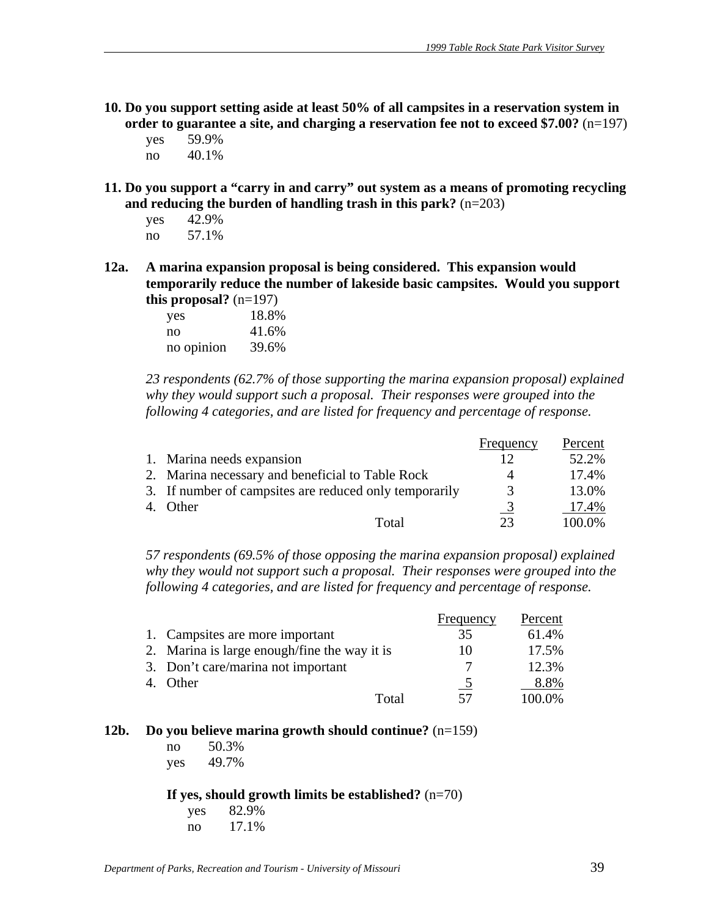**10. Do you support setting aside at least 50% of all campsites in a reservation system in order to guarantee a site, and charging a reservation fee not to exceed $7.00?** (n=197)

| | |
|---|---|
| yes | 59.9% |
| no | 40.1% |

**11. Do you support a "carry in and carry" out system as a means of promoting recycling and reducing the burden of handling trash in this park?** (n=203)

| | |
|---|---|
| yes | 42.9% |
| no | 57.1% |

**12a. A marina expansion proposal is being considered. This expansion would temporarily reduce the number of lakeside basic campsites. Would you support this proposal?** (n=197)

| | |
|---|---|
| yes | 18.8% |
| no | 41.6% |
| no opinion | 39.6% |

*23 respondents (62.7% of those supporting the marina expansion proposal) explained why they would support such a proposal. Their responses were grouped into the following 4 categories, and are listed for frequency and percentage of response.*

| | Frequency | Percent |
|---|---|---|
| 1. Marina needs expansion | 12 | 52.2% |
| 2. Marina necessary and beneficial to Table Rock | 4 | 17.4% |
| 3. If number of campsites are reduced only temporarily | 3 | 13.0% |
| 4. Other | 3 | 17.4% |
| Total | 23 | 100.0% |

*57 respondents (69.5% of those opposing the marina expansion proposal) explained why they would not support such a proposal. Their responses were grouped into the following 4 categories, and are listed for frequency and percentage of response.*

| | Frequency | Percent |
|---|---|---|
| 1. Campsites are more important | 35 | 61.4% |
| 2. Marina is large enough/fine the way it is | 10 | 17.5% |
| 3. Don't care/marina not important | 7 | 12.3% |
| 4. Other | 5 | 8.8% |
| Total | 57 | 100.0% |

**12b. Do you believe marina growth should continue?** (n=159)

| | |
|---|---|
| no | 50.3% |
| yes | 49.7% |

**If yes, should growth limits be established?** (n=70)

| | |
|---|---|
| yes | 82.9% |
| no | 17.1% |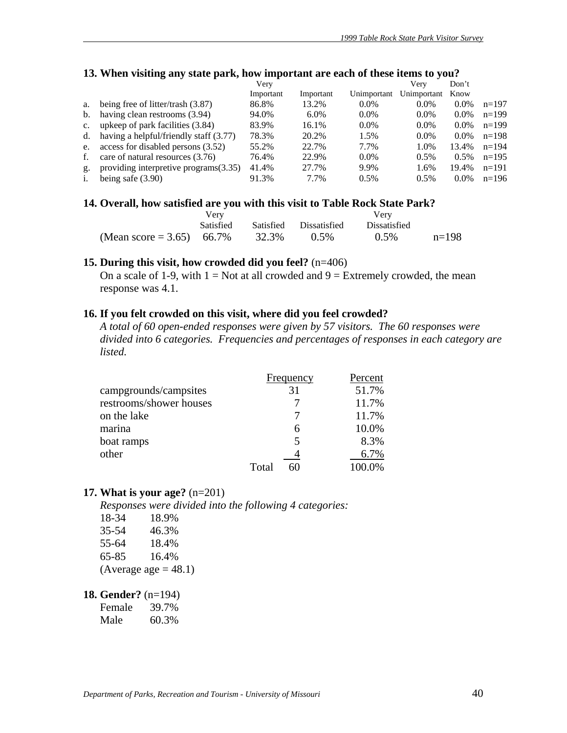**13. When visiting any state park, how important are each of these items to you?**

| | | Very Important | Important | Unimportant | Very Unimportant | Don't Know | |
|---|---|---|---|---|---|---|---|
| a. | being free of litter/trash (3.87) | 86.8% | 13.2% | 0.0% | 0.0% | 0.0% | n=197 |
| b. | having clean restrooms (3.94) | 94.0% | 6.0% | 0.0% | 0.0% | 0.0% | n=199 |
| c. | upkeep of park facilities (3.84) | 83.9% | 16.1% | 0.0% | 0.0% | 0.0% | n=199 |
| d. | having a helpful/friendly staff (3.77) | 78.3% | 20.2% | 1.5% | 0.0% | 0.0% | n=198 |
| e. | access for disabled persons (3.52) | 55.2% | 22.7% | 7.7% | 1.0% | 13.4% | n=194 |
| f. | care of natural resources (3.76) | 76.4% | 22.9% | 0.0% | 0.5% | 0.5% | n=195 |
| g. | providing interpretive programs(3.35) | 41.4% | 27.7% | 9.9% | 1.6% | 19.4% | n=191 |
| i. | being safe (3.90) | 91.3% | 7.7% | 0.5% | 0.5% | 0.0% | n=196 |

**14. Overall, how satisfied are you with this visit to Table Rock State Park?**

| | Very Satisfied | Satisfied | Dissatisfied | Very Dissatisfied | |
|---|---|---|---|---|---|
| (Mean score = 3.65) | 66.7% | 32.3% | 0.5% | 0.5% | n=198 |

**15. During this visit, how crowded did you feel?** (n=406)

On a scale of 1-9, with 1 = Not at all crowded and 9 = Extremely crowded, the mean response was 4.1.

**16. If you felt crowded on this visit, where did you feel crowded?**

*A total of 60 open-ended responses were given by 57 visitors. The 60 responses were divided into 6 categories. Frequencies and percentages of responses in each category are listed.*

| | Frequency | Percent |
|---|---|---|
| campgrounds/campsites | 31 | 51.7% |
| restrooms/shower houses | 7 | 11.7% |
| on the lake | 7 | 11.7% |
| marina | 6 | 10.0% |
| boat ramps | 5 | 8.3% |
| other | 4 | 6.7% |
| Total | 60 | 100.0% |

**17. What is your age?** (n=201)

*Responses were divided into the following 4 categories:*

| | |
|---|---|
| 18-34 | 18.9% |
| 35-54 | 46.3% |
| 55-64 | 18.4% |
| 65-85 | 16.4% |

(Average age = 48.1)

**18. Gender?** (n=194)

| | |
|---|---|
| Female | 39.7% |
| Male | 60.3% |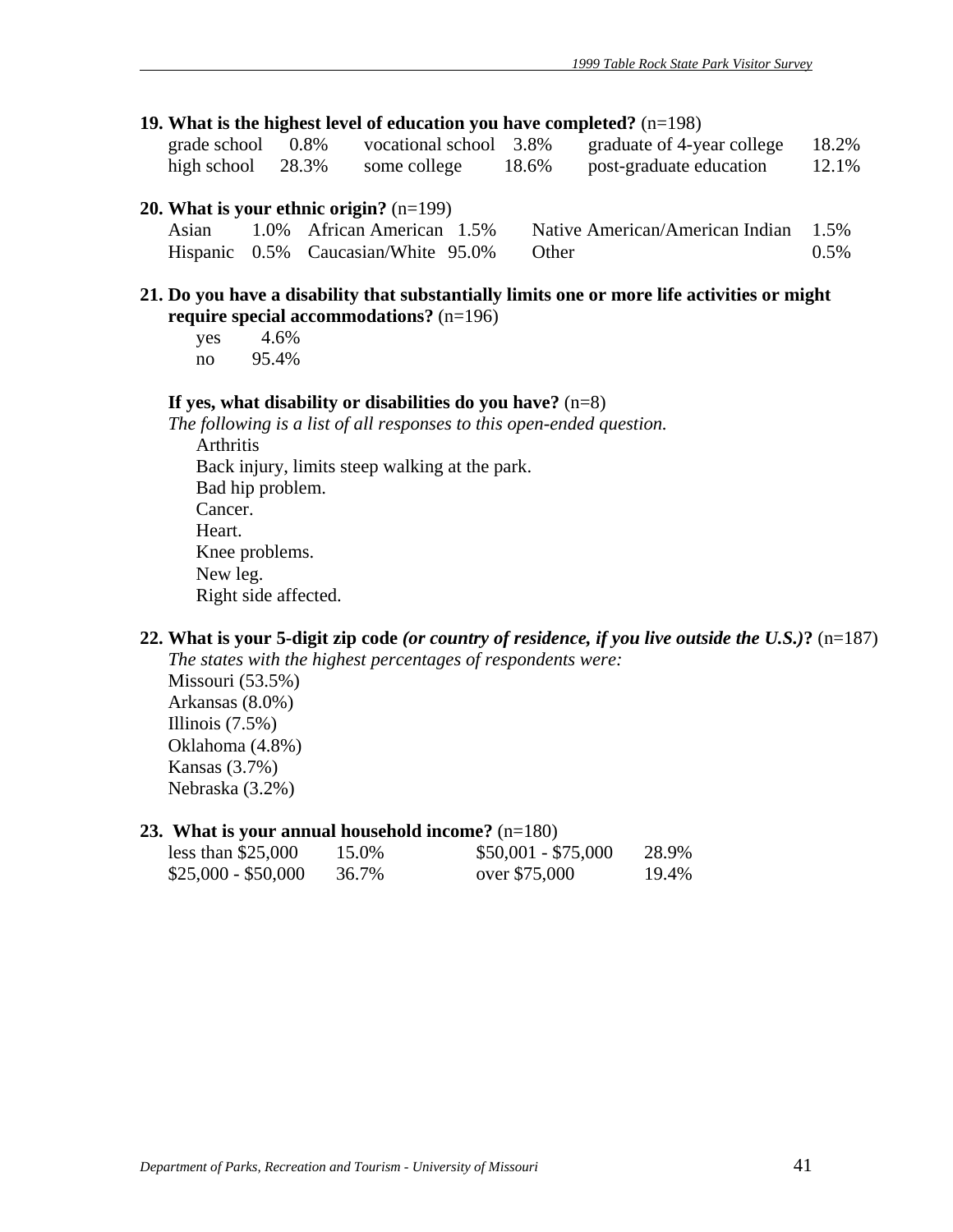**19. What is the highest level of education you have completed?** (n=198)

| | | | | | |
|---|---|---|---|---|---|
| grade school | 0.8% | vocational school | 3.8% | graduate of 4-year college | 18.2% |
| high school | 28.3% | some college | 18.6% | post-graduate education | 12.1% |

**20. What is your ethnic origin?** (n=199)

| | | | | | |
|---|---|---|---|---|---|
| Asian | 1.0% | African American | 1.5% | Native American/American Indian | 1.5% |
| Hispanic | 0.5% | Caucasian/White | 95.0% | Other | 0.5% |

**21. Do you have a disability that substantially limits one or more life activities or might require special accommodations?** (n=196)

| | |
|---|---|
| yes | 4.6% |
| no | 95.4% |

**If yes, what disability or disabilities do you have?** (n=8)

*The following is a list of all responses to this open-ended question.*

- Arthritis
- Back injury, limits steep walking at the park.
- Bad hip problem.
- Cancer.
- Heart.
- Knee problems.
- New leg.
- Right side affected.

**22. What is your 5-digit zip code *(or country of residence, if you live outside the U.S.)*?** (n=187)

*The states with the highest percentages of respondents were:*

Missouri (53.5%)
Arkansas (8.0%)
Illinois (7.5%)
Oklahoma (4.8%)
Kansas (3.7%)
Nebraska (3.2%)

**23. What is your annual household income?** (n=180)

| | | | |
|---|---|---|---|
| less than $25,000 | 15.0% | $50,001 - $75,000 | 28.9% |
| $25,000 - $50,000 | 36.7% | over $75,000 | 19.4% |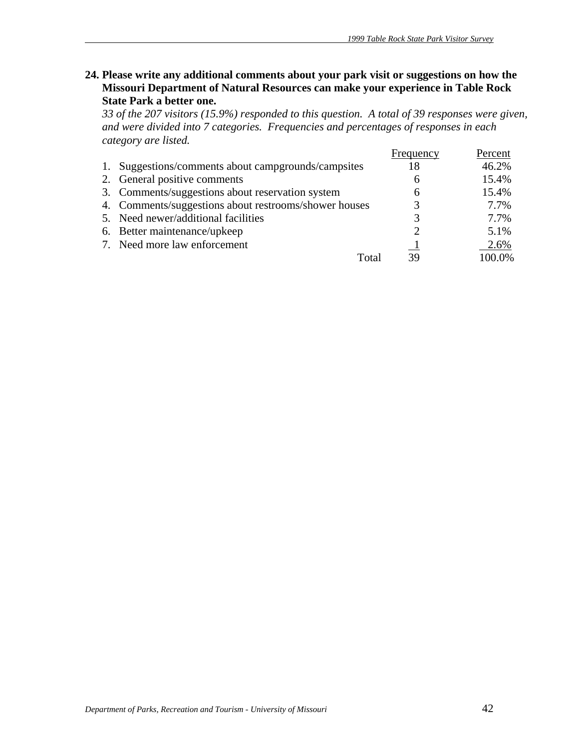**24. Please write any additional comments about your park visit or suggestions on how the Missouri Department of Natural Resources can make your experience in Table Rock State Park a better one.**

*33 of the 207 visitors (15.9%) responded to this question. A total of 39 responses were given, and were divided into 7 categories. Frequencies and percentages of responses in each category are listed.*

| | Frequency | Percent |
|---|---|---|
| 1. Suggestions/comments about campgrounds/campsites | 18 | 46.2% |
| 2. General positive comments | 6 | 15.4% |
| 3. Comments/suggestions about reservation system | 6 | 15.4% |
| 4. Comments/suggestions about restrooms/shower houses | 3 | 7.7% |
| 5. Need newer/additional facilities | 3 | 7.7% |
| 6. Better maintenance/upkeep | 2 | 5.1% |
| 7. Need more law enforcement | 1 | 2.6% |
| Total | 39 | 100.0% |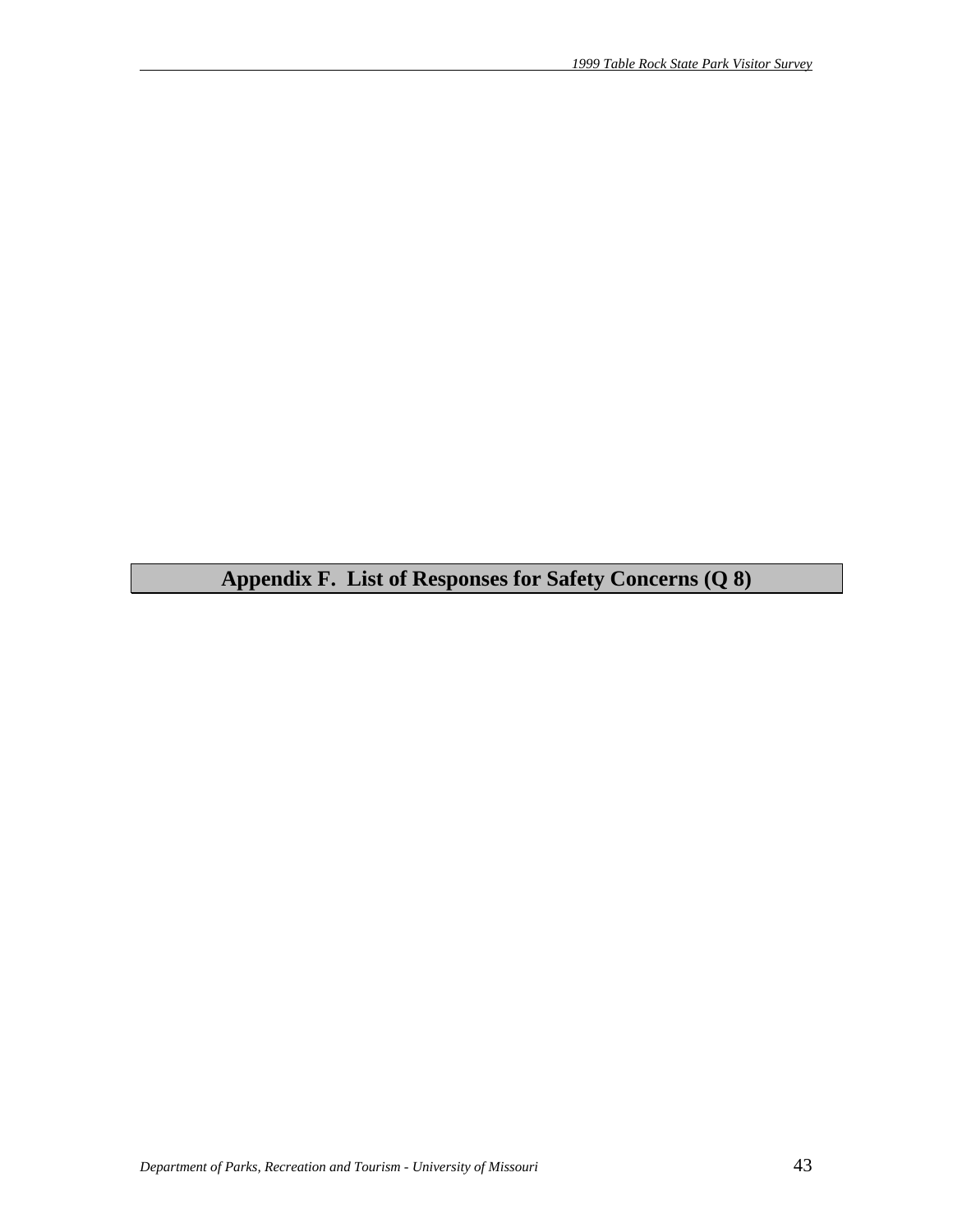# Appendix F. List of Responses for Safety Concerns (Q 8)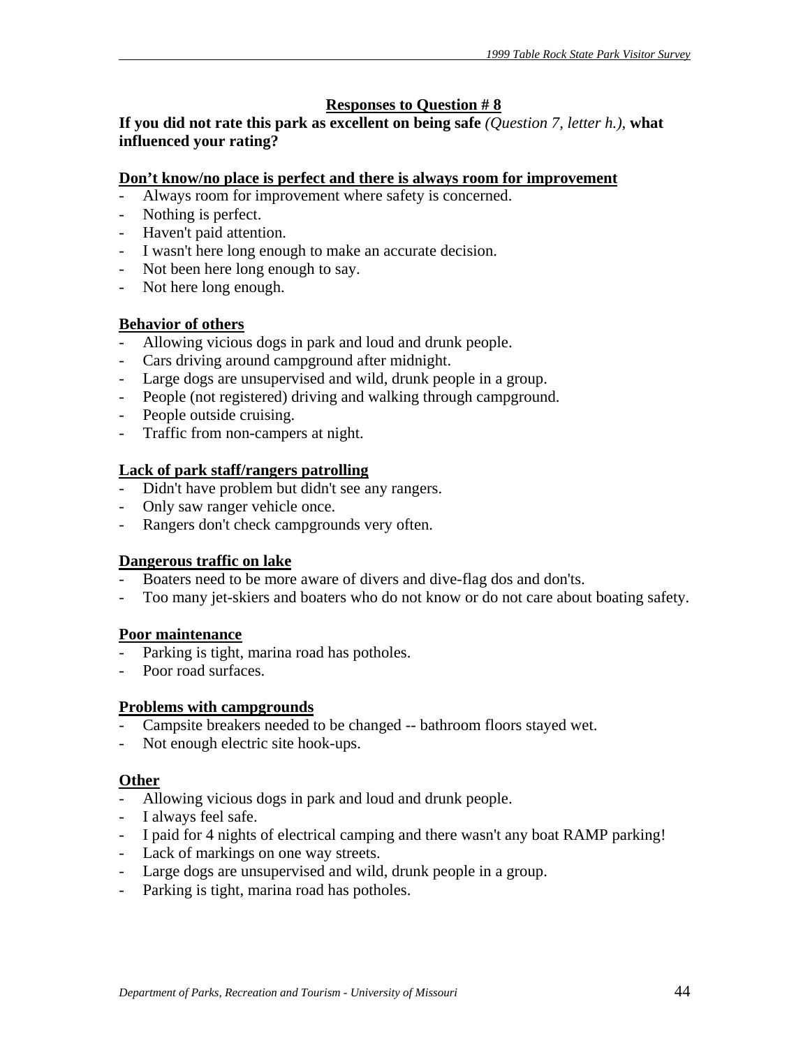## Responses to Question # 8

**If you did not rate this park as excellent on being safe** *(Question 7, letter h.)*, **what influenced your rating?**

**Don't know/no place is perfect and there is always room for improvement**

- Always room for improvement where safety is concerned.
- Nothing is perfect.
- Haven't paid attention.
- I wasn't here long enough to make an accurate decision.
- Not been here long enough to say.
- Not here long enough.

**Behavior of others**

- Allowing vicious dogs in park and loud and drunk people.
- Cars driving around campground after midnight.
- Large dogs are unsupervised and wild, drunk people in a group.
- People (not registered) driving and walking through campground.
- People outside cruising.
- Traffic from non-campers at night.

**Lack of park staff/rangers patrolling**

- Didn't have problem but didn't see any rangers.
- Only saw ranger vehicle once.
- Rangers don't check campgrounds very often.

**Dangerous traffic on lake**

- Boaters need to be more aware of divers and dive-flag dos and don'ts.
- Too many jet-skiers and boaters who do not know or do not care about boating safety.

**Poor maintenance**

- Parking is tight, marina road has potholes.
- Poor road surfaces.

**Problems with campgrounds**

- Campsite breakers needed to be changed -- bathroom floors stayed wet.
- Not enough electric site hook-ups.

**Other**

- Allowing vicious dogs in park and loud and drunk people.
- I always feel safe.
- I paid for 4 nights of electrical camping and there wasn't any boat RAMP parking!
- Lack of markings on one way streets.
- Large dogs are unsupervised and wild, drunk people in a group.
- Parking is tight, marina road has potholes.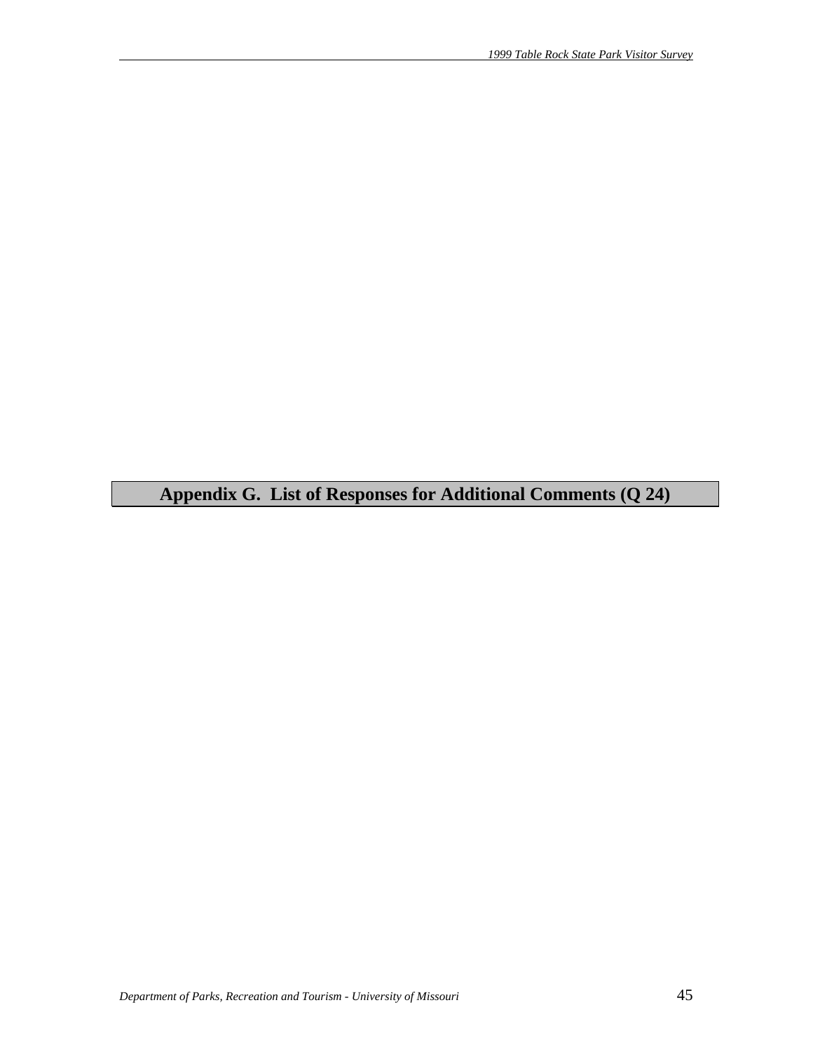# Appendix G. List of Responses for Additional Comments (Q 24)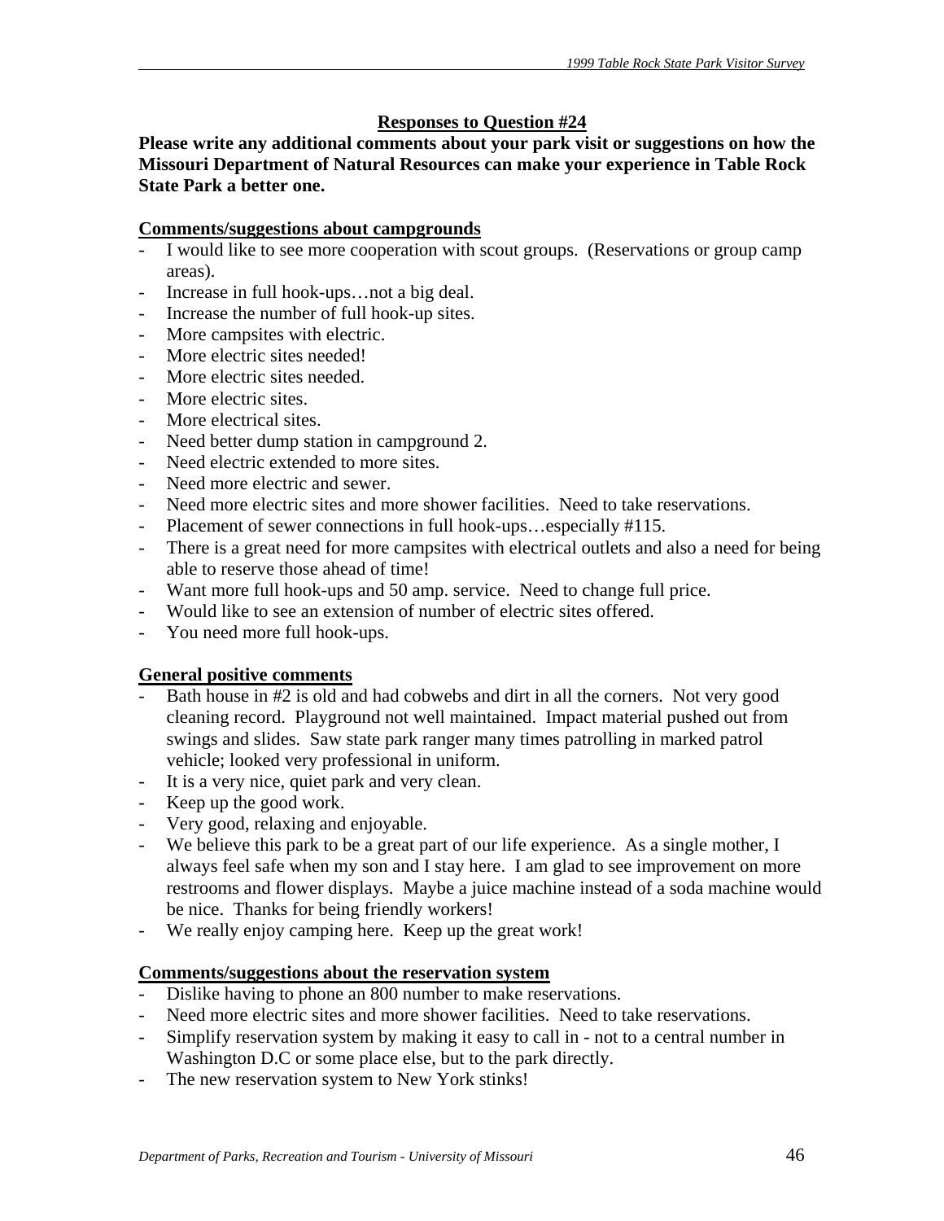## Responses to Question #24

**Please write any additional comments about your park visit or suggestions on how the Missouri Department of Natural Resources can make your experience in Table Rock State Park a better one.**

### Comments/suggestions about campgrounds

- I would like to see more cooperation with scout groups. (Reservations or group camp areas).
- Increase in full hook-ups…not a big deal.
- Increase the number of full hook-up sites.
- More campsites with electric.
- More electric sites needed!
- More electric sites needed.
- More electric sites.
- More electrical sites.
- Need better dump station in campground 2.
- Need electric extended to more sites.
- Need more electric and sewer.
- Need more electric sites and more shower facilities. Need to take reservations.
- Placement of sewer connections in full hook-ups…especially #115.
- There is a great need for more campsites with electrical outlets and also a need for being able to reserve those ahead of time!
- Want more full hook-ups and 50 amp. service. Need to change full price.
- Would like to see an extension of number of electric sites offered.
- You need more full hook-ups.

### General positive comments

- Bath house in #2 is old and had cobwebs and dirt in all the corners. Not very good cleaning record. Playground not well maintained. Impact material pushed out from swings and slides. Saw state park ranger many times patrolling in marked patrol vehicle; looked very professional in uniform.
- It is a very nice, quiet park and very clean.
- Keep up the good work.
- Very good, relaxing and enjoyable.
- We believe this park to be a great part of our life experience. As a single mother, I always feel safe when my son and I stay here. I am glad to see improvement on more restrooms and flower displays. Maybe a juice machine instead of a soda machine would be nice. Thanks for being friendly workers!
- We really enjoy camping here. Keep up the great work!

### Comments/suggestions about the reservation system

- Dislike having to phone an 800 number to make reservations.
- Need more electric sites and more shower facilities. Need to take reservations.
- Simplify reservation system by making it easy to call in - not to a central number in Washington D.C or some place else, but to the park directly.
- The new reservation system to New York stinks!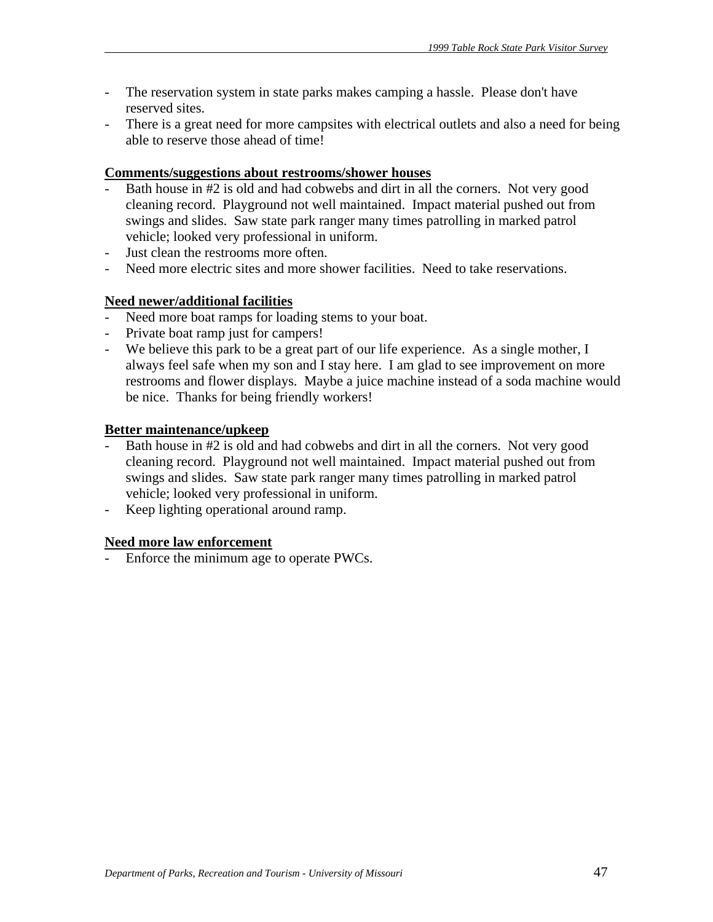- The reservation system in state parks makes camping a hassle. Please don't have reserved sites.
- There is a great need for more campsites with electrical outlets and also a need for being able to reserve those ahead of time!

**Comments/suggestions about restrooms/shower houses**

- Bath house in #2 is old and had cobwebs and dirt in all the corners. Not very good cleaning record. Playground not well maintained. Impact material pushed out from swings and slides. Saw state park ranger many times patrolling in marked patrol vehicle; looked very professional in uniform.
- Just clean the restrooms more often.
- Need more electric sites and more shower facilities. Need to take reservations.

**Need newer/additional facilities**

- Need more boat ramps for loading stems to your boat.
- Private boat ramp just for campers!
- We believe this park to be a great part of our life experience. As a single mother, I always feel safe when my son and I stay here. I am glad to see improvement on more restrooms and flower displays. Maybe a juice machine instead of a soda machine would be nice. Thanks for being friendly workers!

**Better maintenance/upkeep**

- Bath house in #2 is old and had cobwebs and dirt in all the corners. Not very good cleaning record. Playground not well maintained. Impact material pushed out from swings and slides. Saw state park ranger many times patrolling in marked patrol vehicle; looked very professional in uniform.
- Keep lighting operational around ramp.

**Need more law enforcement**

- Enforce the minimum age to operate PWCs.